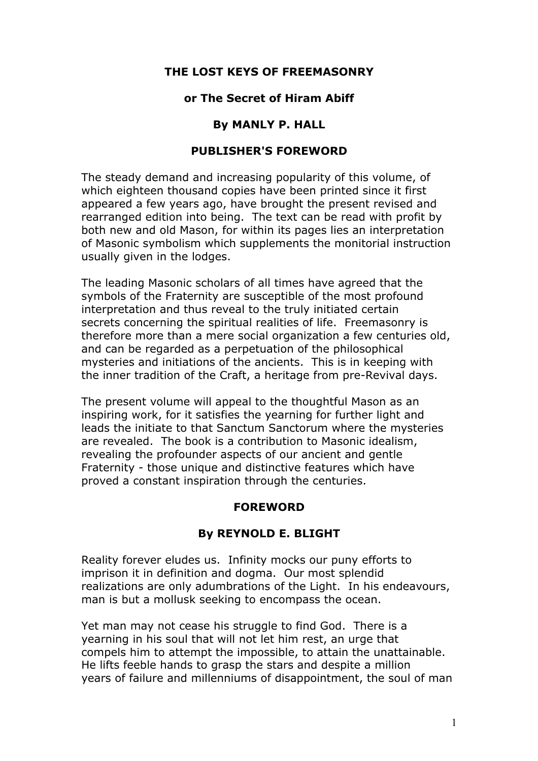# THE LOST KEYS OF FREEMASONRY

## or The Secret of Hiram Abiff

### By MANLY P. HALL

## PUBLISHER'S FOREWORD

The steady demand and increasing popularity of this volume, of which eighteen thousand copies have been printed since it first appeared a few years ago, have brought the present revised and rearranged edition into being. The text can be read with profit by both new and old Mason, for within its pages lies an interpretation of Masonic symbolism which supplements the monitorial instruction usually given in the lodges.

The leading Masonic scholars of all times have agreed that the symbols of the Fraternity are susceptible of the most profound interpretation and thus reveal to the truly initiated certain secrets concerning the spiritual realities of life. Freemasonry is therefore more than a mere social organization a few centuries old, and can be regarded as a perpetuation of the philosophical mysteries and initiations of the ancients. This is in keeping with the inner tradition of the Craft, a heritage from pre-Revival days.

The present volume will appeal to the thoughtful Mason as an inspiring work, for it satisfies the yearning for further light and leads the initiate to that Sanctum Sanctorum where the mysteries are revealed. The book is a contribution to Masonic idealism, revealing the profounder aspects of our ancient and gentle Fraternity - those unique and distinctive features which have proved a constant inspiration through the centuries.

## FOREWORD

### By REYNOLD E. BLIGHT

Reality forever eludes us. Infinity mocks our puny efforts to imprison it in definition and dogma. Our most splendid realizations are only adumbrations of the Light. In his endeavours, man is but a mollusk seeking to encompass the ocean.

Yet man may not cease his struggle to find God. There is a yearning in his soul that will not let him rest, an urge that compels him to attempt the impossible, to attain the unattainable. He lifts feeble hands to grasp the stars and despite a million years of failure and millenniums of disappointment, the soul of man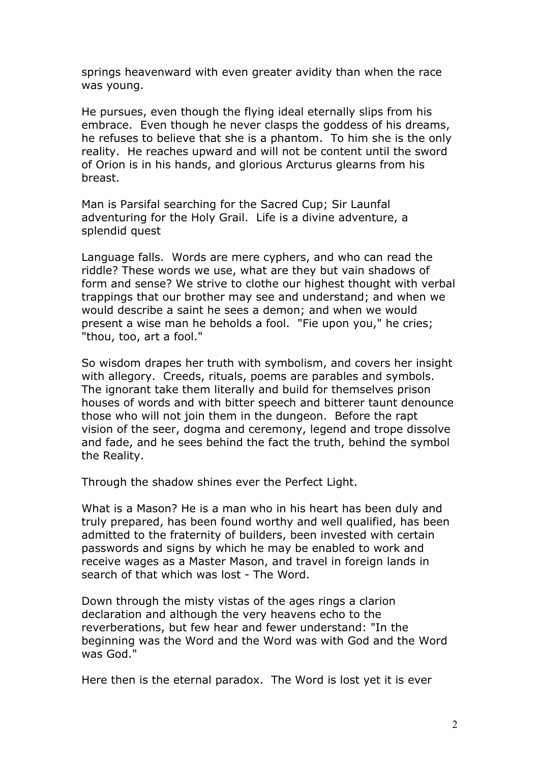springs heavenward with even greater avidity than when the race was young.

He pursues, even though the flying ideal eternally slips from his embrace. Even though he never clasps the goddess of his dreams, he refuses to believe that she is a phantom. To him she is the only reality. He reaches upward and will not be content until the sword of Orion is in his hands, and glorious Arcturus glearns from his breast.

Man is Parsifal searching for the Sacred Cup; Sir Launfal adventuring for the Holy Grail. Life is a divine adventure, a splendid quest

Language falls. Words are mere cyphers, and who can read the riddle? These words we use, what are they but vain shadows of form and sense? We strive to clothe our highest thought with verbal trappings that our brother may see and understand; and when we would describe a saint he sees a demon; and when we would present a wise man he beholds a fool. "Fie upon you," he cries; "thou, too, art a fool."

So wisdom drapes her truth with symbolism, and covers her insight with allegory. Creeds, rituals, poems are parables and symbols. The ignorant take them literally and build for themselves prison houses of words and with bitter speech and bitterer taunt denounce those who will not join them in the dungeon. Before the rapt vision of the seer, dogma and ceremony, legend and trope dissolve and fade, and he sees behind the fact the truth, behind the symbol the Reality.

Through the shadow shines ever the Perfect Light.

What is a Mason? He is a man who in his heart has been duly and truly prepared, has been found worthy and well qualified, has been admitted to the fraternity of builders, been invested with certain passwords and signs by which he may be enabled to work and receive wages as a Master Mason, and travel in foreign lands in search of that which was lost - The Word.

Down through the misty vistas of the ages rings a clarion declaration and although the very heavens echo to the reverberations, but few hear and fewer understand: "In the beginning was the Word and the Word was with God and the Word was God."

Here then is the eternal paradox. The Word is lost yet it is ever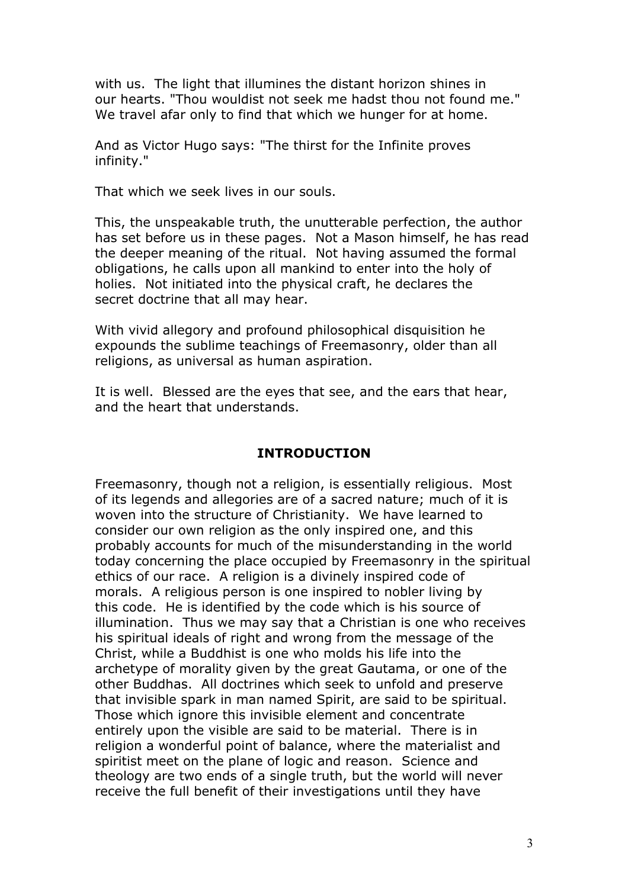with us. The light that illumines the distant horizon shines in our hearts. "Thou wouldist not seek me hadst thou not found me." We travel afar only to find that which we hunger for at home.

And as Victor Hugo says: "The thirst for the Infinite proves infinity."

That which we seek lives in our souls.

This, the unspeakable truth, the unutterable perfection, the author has set before us in these pages. Not a Mason himself, he has read the deeper meaning of the ritual. Not having assumed the formal obligations, he calls upon all mankind to enter into the holy of holies. Not initiated into the physical craft, he declares the secret doctrine that all may hear.

With vivid allegory and profound philosophical disquisition he expounds the sublime teachings of Freemasonry, older than all religions, as universal as human aspiration.

It is well. Blessed are the eyes that see, and the ears that hear, and the heart that understands.

## INTRODUCTION

Freemasonry, though not a religion, is essentially religious. Most of its legends and allegories are of a sacred nature; much of it is woven into the structure of Christianity. We have learned to consider our own religion as the only inspired one, and this probably accounts for much of the misunderstanding in the world today concerning the place occupied by Freemasonry in the spiritual ethics of our race. A religion is a divinely inspired code of morals. A religious person is one inspired to nobler living by this code. He is identified by the code which is his source of illumination. Thus we may say that a Christian is one who receives his spiritual ideals of right and wrong from the message of the Christ, while a Buddhist is one who molds his life into the archetype of morality given by the great Gautama, or one of the other Buddhas. All doctrines which seek to unfold and preserve that invisible spark in man named Spirit, are said to be spiritual. Those which ignore this invisible element and concentrate entirely upon the visible are said to be material. There is in religion a wonderful point of balance, where the materialist and spiritist meet on the plane of logic and reason. Science and theology are two ends of a single truth, but the world will never receive the full benefit of their investigations until they have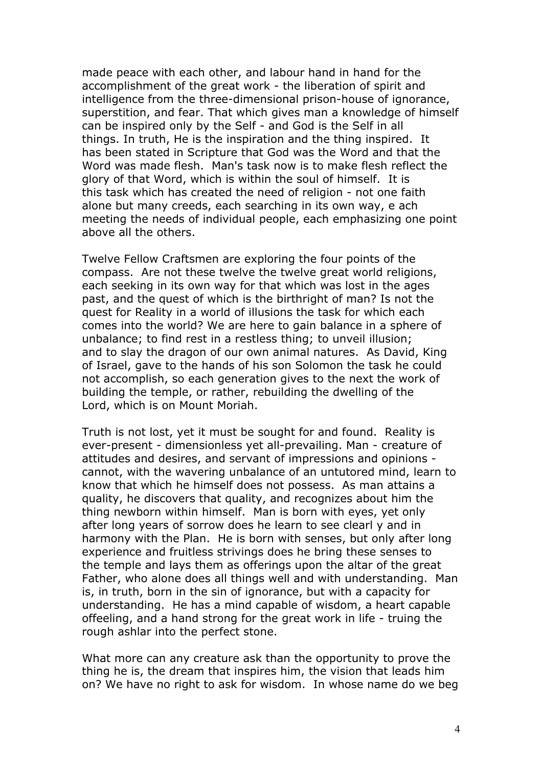made peace with each other, and labour hand in hand for the accomplishment of the great work - the liberation of spirit and intelligence from the three-dimensional prison-house of ignorance, superstition, and fear. That which gives man a knowledge of himself can be inspired only by the Self - and God is the Self in all things. In truth, He is the inspiration and the thing inspired. It has been stated in Scripture that God was the Word and that the Word was made flesh. Man's task now is to make flesh reflect the glory of that Word, which is within the soul of himself. It is this task which has created the need of religion - not one faith alone but many creeds, each searching in its own way, e ach meeting the needs of individual people, each emphasizing one point above all the others.

Twelve Fellow Craftsmen are exploring the four points of the compass. Are not these twelve the twelve great world religions, each seeking in its own way for that which was lost in the ages past, and the quest of which is the birthright of man? Is not the quest for Reality in a world of illusions the task for which each comes into the world? We are here to gain balance in a sphere of unbalance; to find rest in a restless thing; to unveil illusion; and to slay the dragon of our own animal natures. As David, King of Israel, gave to the hands of his son Solomon the task he could not accomplish, so each generation gives to the next the work of building the temple, or rather, rebuilding the dwelling of the Lord, which is on Mount Moriah.

Truth is not lost, yet it must be sought for and found. Reality is ever-present - dimensionless yet all-prevailing. Man - creature of attitudes and desires, and servant of impressions and opinions - cannot, with the wavering unbalance of an untutored mind, learn to know that which he himself does not possess. As man attains a quality, he discovers that quality, and recognizes about him the thing newborn within himself. Man is born with eyes, yet only after long years of sorrow does he learn to see clearl y and in harmony with the Plan. He is born with senses, but only after long experience and fruitless strivings does he bring these senses to the temple and lays them as offerings upon the altar of the great Father, who alone does all things well and with understanding. Man is, in truth, born in the sin of ignorance, but with a capacity for understanding. He has a mind capable of wisdom, a heart capable offeeling, and a hand strong for the great work in life - truing the rough ashlar into the perfect stone.

What more can any creature ask than the opportunity to prove the thing he is, the dream that inspires him, the vision that leads him on? We have no right to ask for wisdom. In whose name do we beg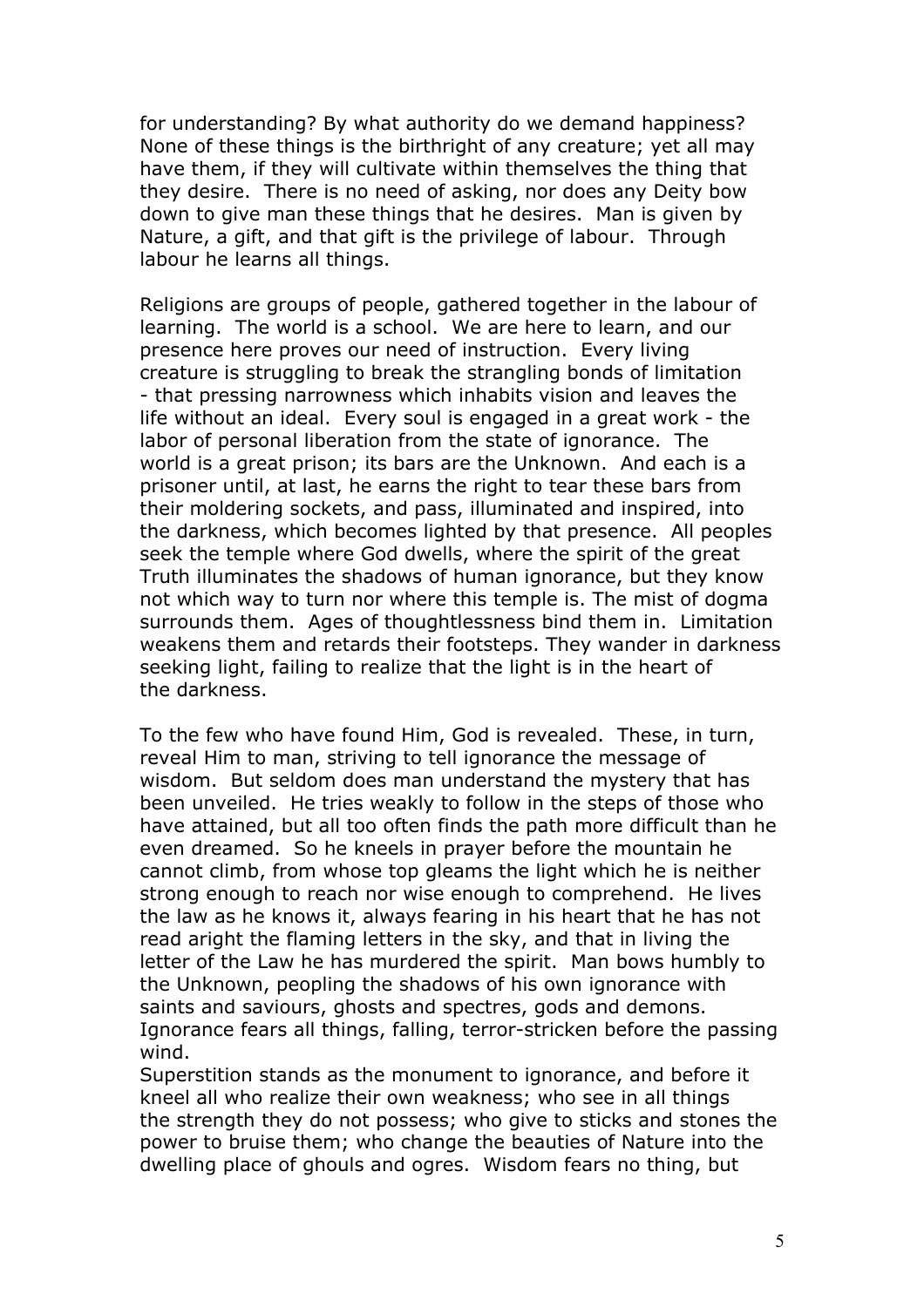for understanding? By what authority do we demand happiness? None of these things is the birthright of any creature; yet all may have them, if they will cultivate within themselves the thing that they desire. There is no need of asking, nor does any Deity bow down to give man these things that he desires. Man is given by Nature, a gift, and that gift is the privilege of labour. Through labour he learns all things.

Religions are groups of people, gathered together in the labour of learning. The world is a school. We are here to learn, and our presence here proves our need of instruction. Every living creature is struggling to break the strangling bonds of limitation - that pressing narrowness which inhabits vision and leaves the life without an ideal. Every soul is engaged in a great work - the labor of personal liberation from the state of ignorance. The world is a great prison; its bars are the Unknown. And each is a prisoner until, at last, he earns the right to tear these bars from their moldering sockets, and pass, illuminated and inspired, into the darkness, which becomes lighted by that presence. All peoples seek the temple where God dwells, where the spirit of the great Truth illuminates the shadows of human ignorance, but they know not which way to turn nor where this temple is. The mist of dogma surrounds them. Ages of thoughtlessness bind them in. Limitation weakens them and retards their footsteps. They wander in darkness seeking light, failing to realize that the light is in the heart of the darkness.

To the few who have found Him, God is revealed. These, in turn, reveal Him to man, striving to tell ignorance the message of wisdom. But seldom does man understand the mystery that has been unveiled. He tries weakly to follow in the steps of those who have attained, but all too often finds the path more difficult than he even dreamed. So he kneels in prayer before the mountain he cannot climb, from whose top gleams the light which he is neither strong enough to reach nor wise enough to comprehend. He lives the law as he knows it, always fearing in his heart that he has not read aright the flaming letters in the sky, and that in living the letter of the Law he has murdered the spirit. Man bows humbly to the Unknown, peopling the shadows of his own ignorance with saints and saviours, ghosts and spectres, gods and demons. Ignorance fears all things, falling, terror-stricken before the passing wind.

Superstition stands as the monument to ignorance, and before it kneel all who realize their own weakness; who see in all things the strength they do not possess; who give to sticks and stones the power to bruise them; who change the beauties of Nature into the dwelling place of ghouls and ogres. Wisdom fears no thing, but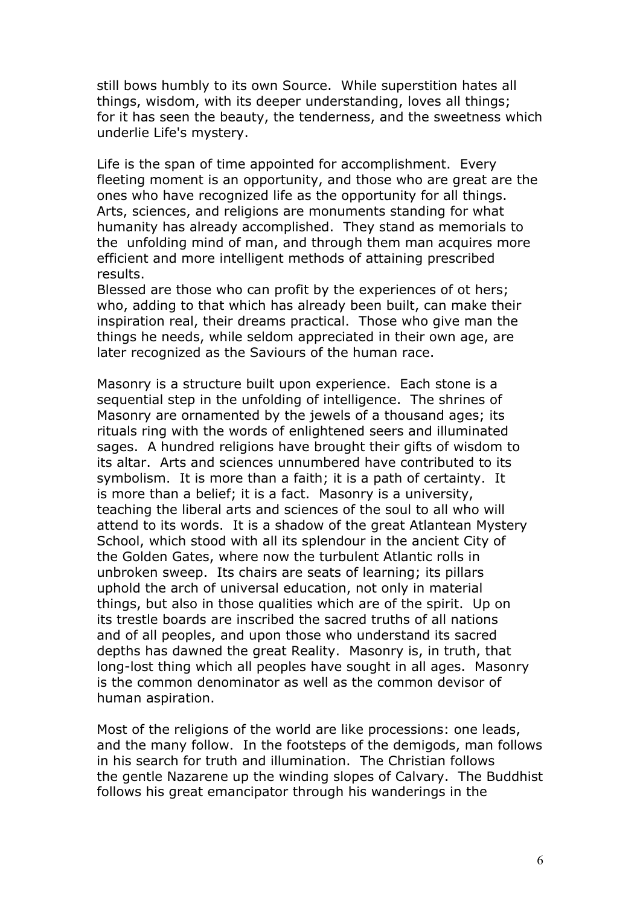still bows humbly to its own Source. While superstition hates all things, wisdom, with its deeper understanding, loves all things; for it has seen the beauty, the tenderness, and the sweetness which underlie Life's mystery.

Life is the span of time appointed for accomplishment. Every fleeting moment is an opportunity, and those who are great are the ones who have recognized life as the opportunity for all things. Arts, sciences, and religions are monuments standing for what humanity has already accomplished. They stand as memorials to the unfolding mind of man, and through them man acquires more efficient and more intelligent methods of attaining prescribed results.
Blessed are those who can profit by the experiences of ot hers; who, adding to that which has already been built, can make their inspiration real, their dreams practical. Those who give man the things he needs, while seldom appreciated in their own age, are later recognized as the Saviours of the human race.

Masonry is a structure built upon experience. Each stone is a sequential step in the unfolding of intelligence. The shrines of Masonry are ornamented by the jewels of a thousand ages; its rituals ring with the words of enlightened seers and illuminated sages. A hundred religions have brought their gifts of wisdom to its altar. Arts and sciences unnumbered have contributed to its symbolism. It is more than a faith; it is a path of certainty. It is more than a belief; it is a fact. Masonry is a university, teaching the liberal arts and sciences of the soul to all who will attend to its words. It is a shadow of the great Atlantean Mystery School, which stood with all its splendour in the ancient City of the Golden Gates, where now the turbulent Atlantic rolls in unbroken sweep. Its chairs are seats of learning; its pillars uphold the arch of universal education, not only in material things, but also in those qualities which are of the spirit. Up on its trestle boards are inscribed the sacred truths of all nations and of all peoples, and upon those who understand its sacred depths has dawned the great Reality. Masonry is, in truth, that long-lost thing which all peoples have sought in all ages. Masonry is the common denominator as well as the common devisor of human aspiration.

Most of the religions of the world are like processions: one leads, and the many follow. In the footsteps of the demigods, man follows in his search for truth and illumination. The Christian follows the gentle Nazarene up the winding slopes of Calvary. The Buddhist follows his great emancipator through his wanderings in the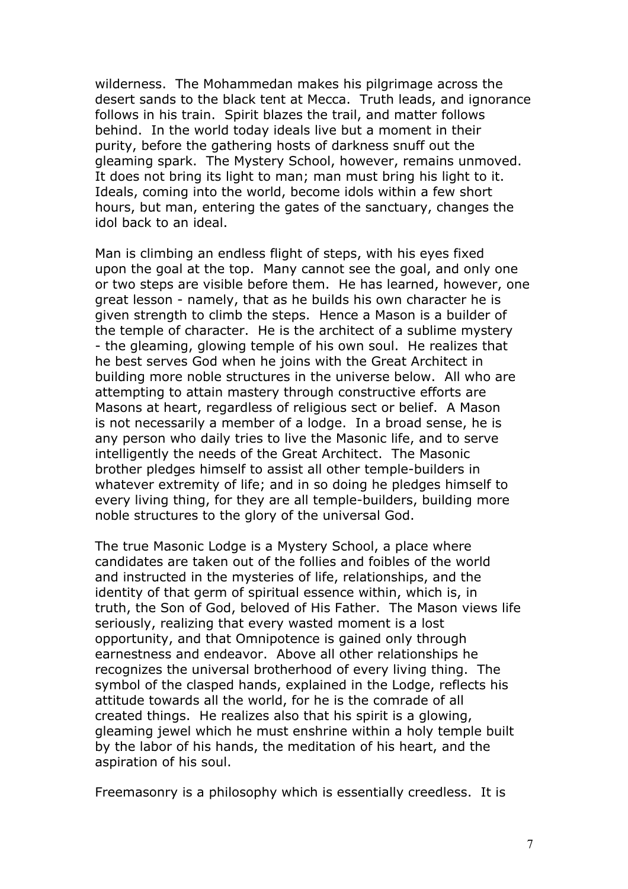wilderness. The Mohammedan makes his pilgrimage across the desert sands to the black tent at Mecca. Truth leads, and ignorance follows in his train. Spirit blazes the trail, and matter follows behind. In the world today ideals live but a moment in their purity, before the gathering hosts of darkness snuff out the gleaming spark. The Mystery School, however, remains unmoved. It does not bring its light to man; man must bring his light to it. Ideals, coming into the world, become idols within a few short hours, but man, entering the gates of the sanctuary, changes the idol back to an ideal.

Man is climbing an endless flight of steps, with his eyes fixed upon the goal at the top. Many cannot see the goal, and only one or two steps are visible before them. He has learned, however, one great lesson - namely, that as he builds his own character he is given strength to climb the steps. Hence a Mason is a builder of the temple of character. He is the architect of a sublime mystery - the gleaming, glowing temple of his own soul. He realizes that he best serves God when he joins with the Great Architect in building more noble structures in the universe below. All who are attempting to attain mastery through constructive efforts are Masons at heart, regardless of religious sect or belief. A Mason is not necessarily a member of a lodge. In a broad sense, he is any person who daily tries to live the Masonic life, and to serve intelligently the needs of the Great Architect. The Masonic brother pledges himself to assist all other temple-builders in whatever extremity of life; and in so doing he pledges himself to every living thing, for they are all temple-builders, building more noble structures to the glory of the universal God.

The true Masonic Lodge is a Mystery School, a place where candidates are taken out of the follies and foibles of the world and instructed in the mysteries of life, relationships, and the identity of that germ of spiritual essence within, which is, in truth, the Son of God, beloved of His Father. The Mason views life seriously, realizing that every wasted moment is a lost opportunity, and that Omnipotence is gained only through earnestness and endeavor. Above all other relationships he recognizes the universal brotherhood of every living thing. The symbol of the clasped hands, explained in the Lodge, reflects his attitude towards all the world, for he is the comrade of all created things. He realizes also that his spirit is a glowing, gleaming jewel which he must enshrine within a holy temple built by the labor of his hands, the meditation of his heart, and the aspiration of his soul.

Freemasonry is a philosophy which is essentially creedless. It is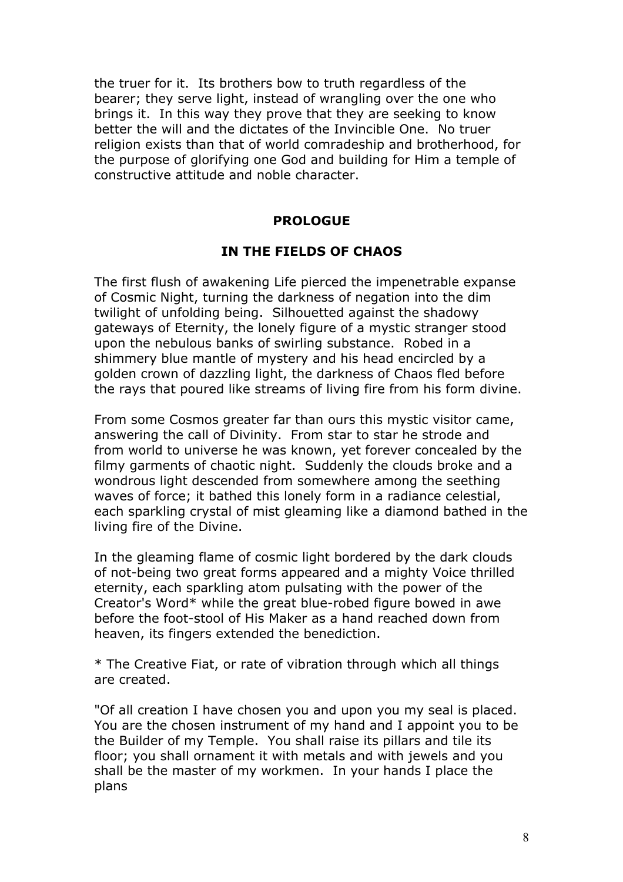the truer for it. Its brothers bow to truth regardless of the bearer; they serve light, instead of wrangling over the one who brings it. In this way they prove that they are seeking to know better the will and the dictates of the Invincible One. No truer religion exists than that of world comradeship and brotherhood, for the purpose of glorifying one God and building for Him a temple of constructive attitude and noble character.

## PROLOGUE

### IN THE FIELDS OF CHAOS

The first flush of awakening Life pierced the impenetrable expanse of Cosmic Night, turning the darkness of negation into the dim twilight of unfolding being. Silhouetted against the shadowy gateways of Eternity, the lonely figure of a mystic stranger stood upon the nebulous banks of swirling substance. Robed in a shimmery blue mantle of mystery and his head encircled by a golden crown of dazzling light, the darkness of Chaos fled before the rays that poured like streams of living fire from his form divine.

From some Cosmos greater far than ours this mystic visitor came, answering the call of Divinity. From star to star he strode and from world to universe he was known, yet forever concealed by the filmy garments of chaotic night. Suddenly the clouds broke and a wondrous light descended from somewhere among the seething waves of force; it bathed this lonely form in a radiance celestial, each sparkling crystal of mist gleaming like a diamond bathed in the living fire of the Divine.

In the gleaming flame of cosmic light bordered by the dark clouds of not-being two great forms appeared and a mighty Voice thrilled eternity, each sparkling atom pulsating with the power of the Creator's Word* while the great blue-robed figure bowed in awe before the foot-stool of His Maker as a hand reached down from heaven, its fingers extended the benediction.

* The Creative Fiat, or rate of vibration through which all things are created.

"Of all creation I have chosen you and upon you my seal is placed. You are the chosen instrument of my hand and I appoint you to be the Builder of my Temple. You shall raise its pillars and tile its floor; you shall ornament it with metals and with jewels and you shall be the master of my workmen. In your hands I place the plans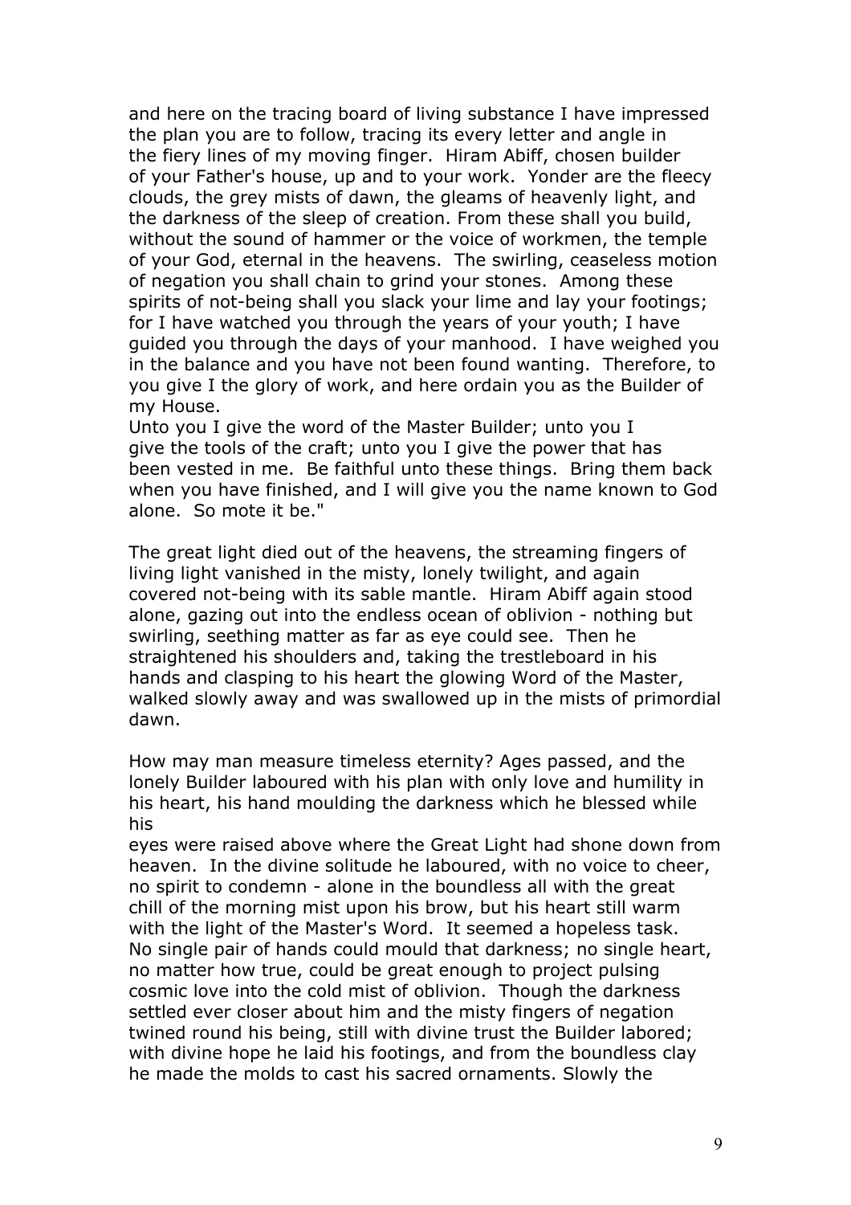and here on the tracing board of living substance I have impressed the plan you are to follow, tracing its every letter and angle in the fiery lines of my moving finger. Hiram Abiff, chosen builder of your Father's house, up and to your work. Yonder are the fleecy clouds, the grey mists of dawn, the gleams of heavenly light, and the darkness of the sleep of creation. From these shall you build, without the sound of hammer or the voice of workmen, the temple of your God, eternal in the heavens. The swirling, ceaseless motion of negation you shall chain to grind your stones. Among these spirits of not-being shall you slack your lime and lay your footings; for I have watched you through the years of your youth; I have guided you through the days of your manhood. I have weighed you in the balance and you have not been found wanting. Therefore, to you give I the glory of work, and here ordain you as the Builder of my House.

Unto you I give the word of the Master Builder; unto you I give the tools of the craft; unto you I give the power that has been vested in me. Be faithful unto these things. Bring them back when you have finished, and I will give you the name known to God alone. So mote it be."

The great light died out of the heavens, the streaming fingers of living light vanished in the misty, lonely twilight, and again covered not-being with its sable mantle. Hiram Abiff again stood alone, gazing out into the endless ocean of oblivion - nothing but swirling, seething matter as far as eye could see. Then he straightened his shoulders and, taking the trestleboard in his hands and clasping to his heart the glowing Word of the Master, walked slowly away and was swallowed up in the mists of primordial dawn.

How may man measure timeless eternity? Ages passed, and the lonely Builder laboured with his plan with only love and humility in his heart, his hand moulding the darkness which he blessed while his eyes were raised above where the Great Light had shone down from heaven. In the divine solitude he laboured, with no voice to cheer, no spirit to condemn - alone in the boundless all with the great chill of the morning mist upon his brow, but his heart still warm with the light of the Master's Word. It seemed a hopeless task. No single pair of hands could mould that darkness; no single heart, no matter how true, could be great enough to project pulsing cosmic love into the cold mist of oblivion. Though the darkness settled ever closer about him and the misty fingers of negation twined round his being, still with divine trust the Builder labored; with divine hope he laid his footings, and from the boundless clay he made the molds to cast his sacred ornaments. Slowly the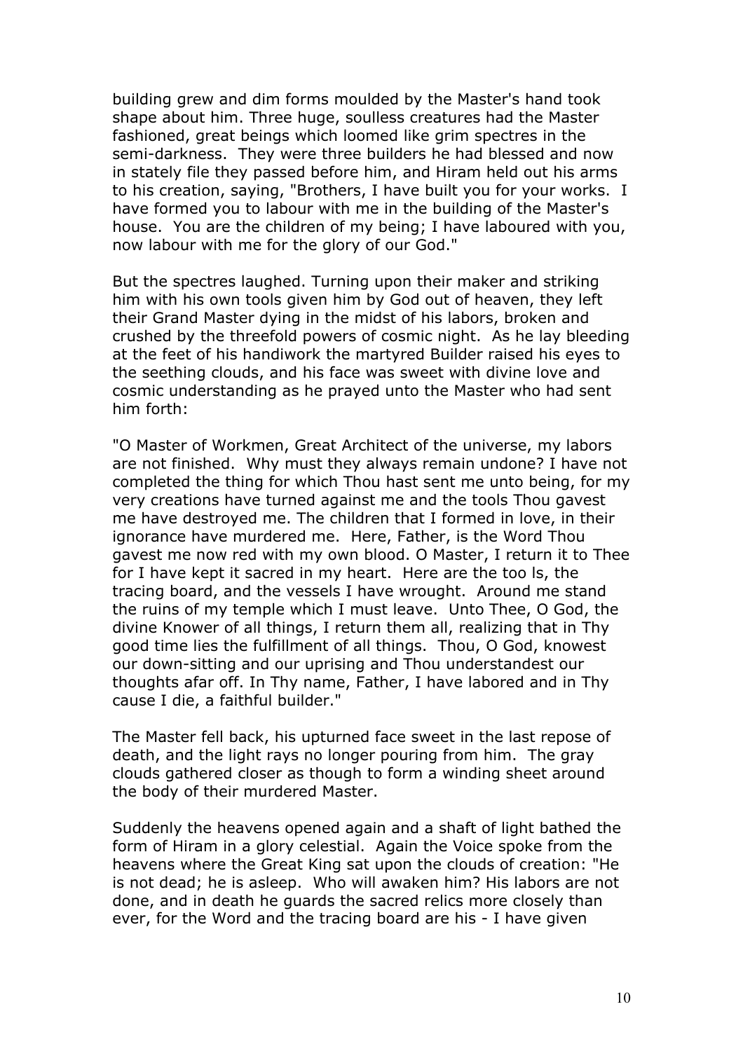building grew and dim forms moulded by the Master's hand took shape about him. Three huge, soulless creatures had the Master fashioned, great beings which loomed like grim spectres in the semi-darkness. They were three builders he had blessed and now in stately file they passed before him, and Hiram held out his arms to his creation, saying, "Brothers, I have built you for your works. I have formed you to labour with me in the building of the Master's house. You are the children of my being; I have laboured with you, now labour with me for the glory of our God."

But the spectres laughed. Turning upon their maker and striking him with his own tools given him by God out of heaven, they left their Grand Master dying in the midst of his labors, broken and crushed by the threefold powers of cosmic night. As he lay bleeding at the feet of his handiwork the martyred Builder raised his eyes to the seething clouds, and his face was sweet with divine love and cosmic understanding as he prayed unto the Master who had sent him forth:

"O Master of Workmen, Great Architect of the universe, my labors are not finished. Why must they always remain undone? I have not completed the thing for which Thou hast sent me unto being, for my very creations have turned against me and the tools Thou gavest me have destroyed me. The children that I formed in love, in their ignorance have murdered me. Here, Father, is the Word Thou gavest me now red with my own blood. O Master, I return it to Thee for I have kept it sacred in my heart. Here are the too ls, the tracing board, and the vessels I have wrought. Around me stand the ruins of my temple which I must leave. Unto Thee, O God, the divine Knower of all things, I return them all, realizing that in Thy good time lies the fulfillment of all things. Thou, O God, knowest our down-sitting and our uprising and Thou understandest our thoughts afar off. In Thy name, Father, I have labored and in Thy cause I die, a faithful builder."

The Master fell back, his upturned face sweet in the last repose of death, and the light rays no longer pouring from him. The gray clouds gathered closer as though to form a winding sheet around the body of their murdered Master.

Suddenly the heavens opened again and a shaft of light bathed the form of Hiram in a glory celestial. Again the Voice spoke from the heavens where the Great King sat upon the clouds of creation: "He is not dead; he is asleep. Who will awaken him? His labors are not done, and in death he guards the sacred relics more closely than ever, for the Word and the tracing board are his - I have given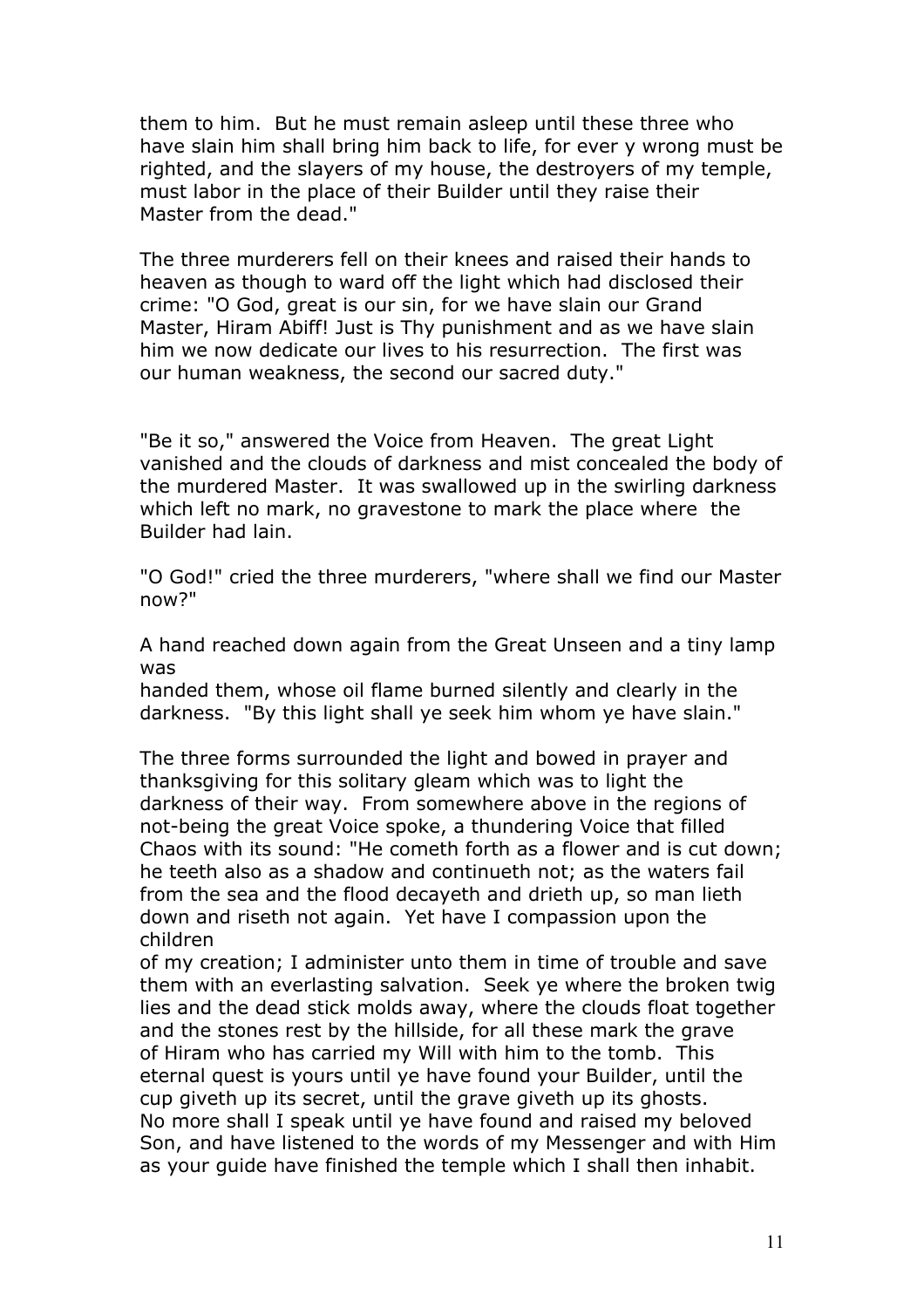them to him. But he must remain asleep until these three who have slain him shall bring him back to life, for ever y wrong must be righted, and the slayers of my house, the destroyers of my temple, must labor in the place of their Builder until they raise their Master from the dead."

The three murderers fell on their knees and raised their hands to heaven as though to ward off the light which had disclosed their crime: "O God, great is our sin, for we have slain our Grand Master, Hiram Abiff! Just is Thy punishment and as we have slain him we now dedicate our lives to his resurrection. The first was our human weakness, the second our sacred duty."

"Be it so," answered the Voice from Heaven. The great Light vanished and the clouds of darkness and mist concealed the body of the murdered Master. It was swallowed up in the swirling darkness which left no mark, no gravestone to mark the place where the Builder had lain.

"O God!" cried the three murderers, "where shall we find our Master now?"

A hand reached down again from the Great Unseen and a tiny lamp was handed them, whose oil flame burned silently and clearly in the darkness. "By this light shall ye seek him whom ye have slain."

The three forms surrounded the light and bowed in prayer and thanksgiving for this solitary gleam which was to light the darkness of their way. From somewhere above in the regions of not-being the great Voice spoke, a thundering Voice that filled Chaos with its sound: "He cometh forth as a flower and is cut down; he teeth also as a shadow and continueth not; as the waters fail from the sea and the flood decayeth and drieth up, so man lieth down and riseth not again. Yet have I compassion upon the children of my creation; I administer unto them in time of trouble and save them with an everlasting salvation. Seek ye where the broken twig lies and the dead stick molds away, where the clouds float together and the stones rest by the hillside, for all these mark the grave of Hiram who has carried my Will with him to the tomb. This eternal quest is yours until ye have found your Builder, until the cup giveth up its secret, until the grave giveth up its ghosts. No more shall I speak until ye have found and raised my beloved Son, and have listened to the words of my Messenger and with Him as your guide have finished the temple which I shall then inhabit.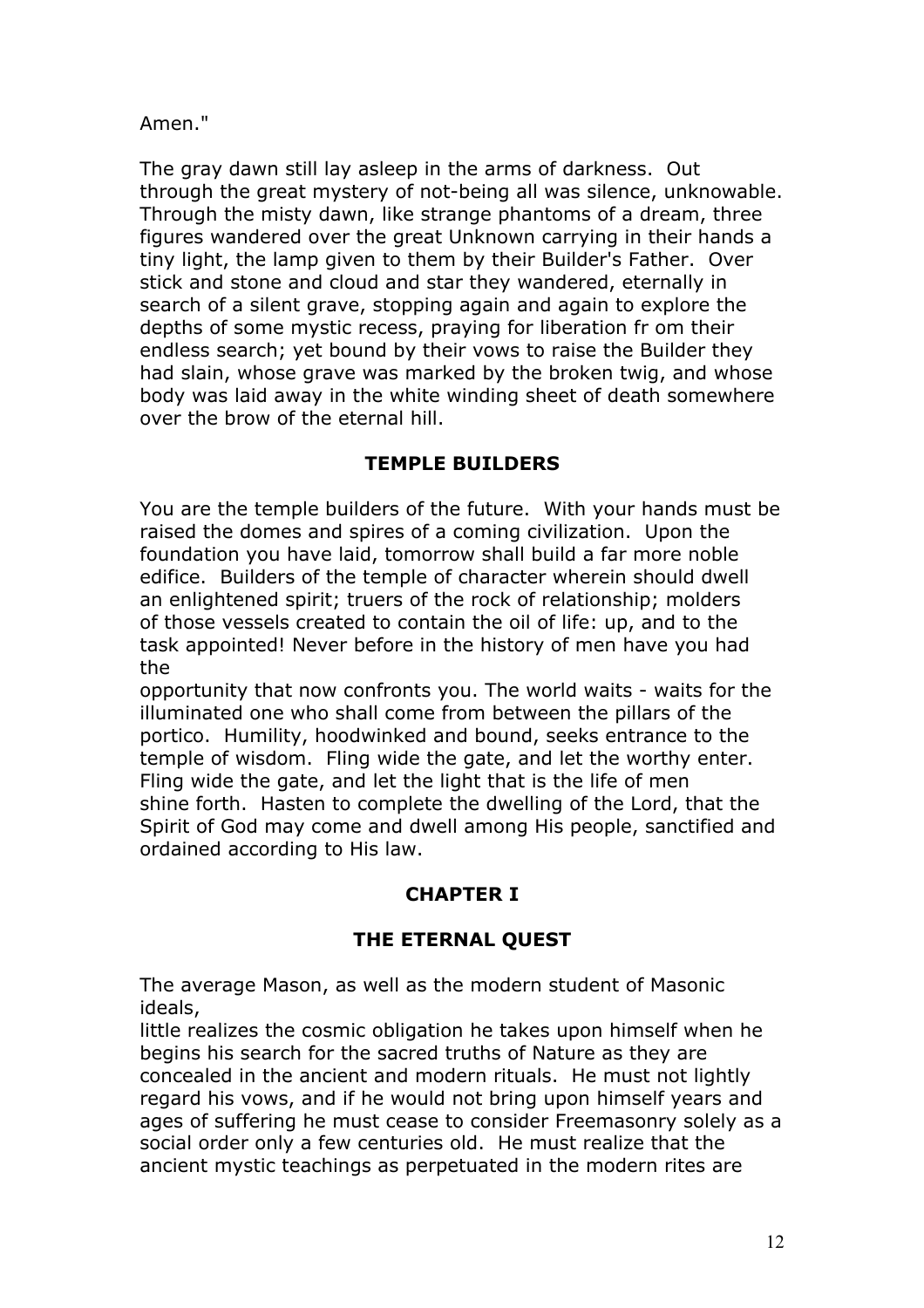Amen."

The gray dawn still lay asleep in the arms of darkness. Out through the great mystery of not-being all was silence, unknowable. Through the misty dawn, like strange phantoms of a dream, three figures wandered over the great Unknown carrying in their hands a tiny light, the lamp given to them by their Builder's Father. Over stick and stone and cloud and star they wandered, eternally in search of a silent grave, stopping again and again to explore the depths of some mystic recess, praying for liberation fr om their endless search; yet bound by their vows to raise the Builder they had slain, whose grave was marked by the broken twig, and whose body was laid away in the white winding sheet of death somewhere over the brow of the eternal hill.

## TEMPLE BUILDERS

You are the temple builders of the future. With your hands must be raised the domes and spires of a coming civilization. Upon the foundation you have laid, tomorrow shall build a far more noble edifice. Builders of the temple of character wherein should dwell an enlightened spirit; truers of the rock of relationship; molders of those vessels created to contain the oil of life: up, and to the task appointed! Never before in the history of men have you had the opportunity that now confronts you. The world waits - waits for the illuminated one who shall come from between the pillars of the portico. Humility, hoodwinked and bound, seeks entrance to the temple of wisdom. Fling wide the gate, and let the worthy enter. Fling wide the gate, and let the light that is the life of men shine forth. Hasten to complete the dwelling of the Lord, that the Spirit of God may come and dwell among His people, sanctified and ordained according to His law.

# CHAPTER I

## THE ETERNAL QUEST

The average Mason, as well as the modern student of Masonic ideals, little realizes the cosmic obligation he takes upon himself when he begins his search for the sacred truths of Nature as they are concealed in the ancient and modern rituals. He must not lightly regard his vows, and if he would not bring upon himself years and ages of suffering he must cease to consider Freemasonry solely as a social order only a few centuries old. He must realize that the ancient mystic teachings as perpetuated in the modern rites are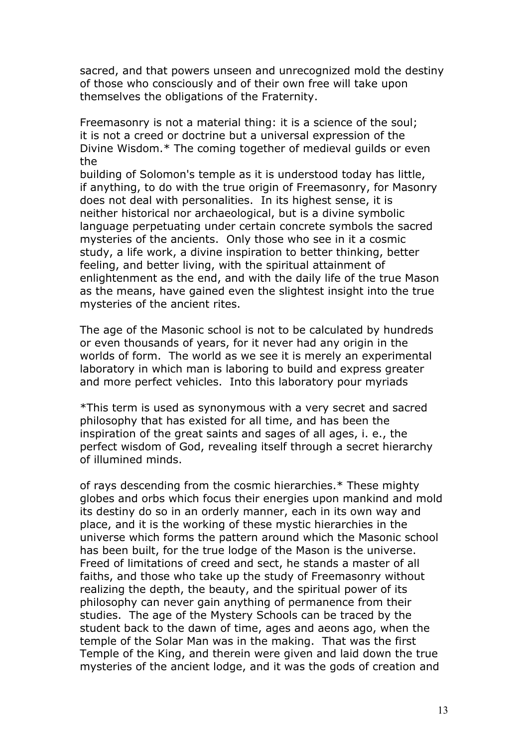sacred, and that powers unseen and unrecognized mold the destiny of those who consciously and of their own free will take upon themselves the obligations of the Fraternity.

Freemasonry is not a material thing: it is a science of the soul; it is not a creed or doctrine but a universal expression of the Divine Wisdom.* The coming together of medieval guilds or even the building of Solomon's temple as it is understood today has little, if anything, to do with the true origin of Freemasonry, for Masonry does not deal with personalities. In its highest sense, it is neither historical nor archaeological, but is a divine symbolic language perpetuating under certain concrete symbols the sacred mysteries of the ancients. Only those who see in it a cosmic study, a life work, a divine inspiration to better thinking, better feeling, and better living, with the spiritual attainment of enlightenment as the end, and with the daily life of the true Mason as the means, have gained even the slightest insight into the true mysteries of the ancient rites.

The age of the Masonic school is not to be calculated by hundreds or even thousands of years, for it never had any origin in the worlds of form. The world as we see it is merely an experimental laboratory in which man is laboring to build and express greater and more perfect vehicles. Into this laboratory pour myriads of rays descending from the cosmic hierarchies.* These mighty globes and orbs which focus their energies upon mankind and mold its destiny do so in an orderly manner, each in its own way and place, and it is the working of these mystic hierarchies in the universe which forms the pattern around which the Masonic school has been built, for the true lodge of the Mason is the universe. Freed of limitations of creed and sect, he stands a master of all faiths, and those who take up the study of Freemasonry without realizing the depth, the beauty, and the spiritual power of its philosophy can never gain anything of permanence from their studies. The age of the Mystery Schools can be traced by the student back to the dawn of time, ages and aeons ago, when the temple of the Solar Man was in the making. That was the first Temple of the King, and therein were given and laid down the true mysteries of the ancient lodge, and it was the gods of creation and

*This term is used as synonymous with a very secret and sacred philosophy that has existed for all time, and has been the inspiration of the great saints and sages of all ages, i. e., the perfect wisdom of God, revealing itself through a secret hierarchy of illumined minds.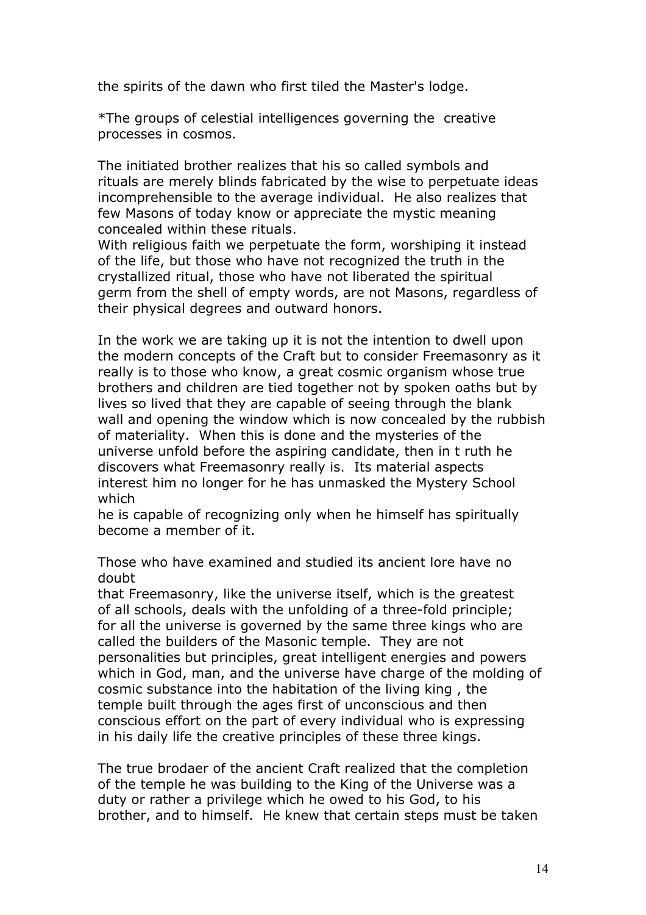the spirits of the dawn who first tiled the Master's lodge.

*The groups of celestial intelligences governing the creative processes in cosmos.

The initiated brother realizes that his so called symbols and rituals are merely blinds fabricated by the wise to perpetuate ideas incomprehensible to the average individual. He also realizes that few Masons of today know or appreciate the mystic meaning concealed within these rituals.
With religious faith we perpetuate the form, worshiping it instead of the life, but those who have not recognized the truth in the crystallized ritual, those who have not liberated the spiritual germ from the shell of empty words, are not Masons, regardless of their physical degrees and outward honors.

In the work we are taking up it is not the intention to dwell upon the modern concepts of the Craft but to consider Freemasonry as it really is to those who know, a great cosmic organism whose true brothers and children are tied together not by spoken oaths but by lives so lived that they are capable of seeing through the blank wall and opening the window which is now concealed by the rubbish of materiality. When this is done and the mysteries of the universe unfold before the aspiring candidate, then in t ruth he discovers what Freemasonry really is. Its material aspects interest him no longer for he has unmasked the Mystery School which
he is capable of recognizing only when he himself has spiritually become a member of it.

Those who have examined and studied its ancient lore have no doubt
that Freemasonry, like the universe itself, which is the greatest of all schools, deals with the unfolding of a three-fold principle; for all the universe is governed by the same three kings who are called the builders of the Masonic temple. They are not personalities but principles, great intelligent energies and powers which in God, man, and the universe have charge of the molding of cosmic substance into the habitation of the living king , the temple built through the ages first of unconscious and then conscious effort on the part of every individual who is expressing in his daily life the creative principles of these three kings.

The true brodaer of the ancient Craft realized that the completion of the temple he was building to the King of the Universe was a duty or rather a privilege which he owed to his God, to his brother, and to himself. He knew that certain steps must be taken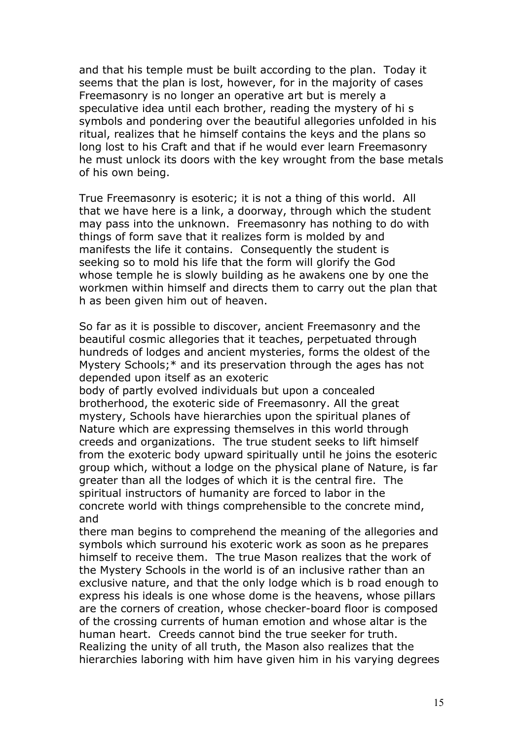and that his temple must be built according to the plan. Today it seems that the plan is lost, however, for in the majority of cases Freemasonry is no longer an operative art but is merely a speculative idea until each brother, reading the mystery of hi s symbols and pondering over the beautiful allegories unfolded in his ritual, realizes that he himself contains the keys and the plans so long lost to his Craft and that if he would ever learn Freemasonry he must unlock its doors with the key wrought from the base metals of his own being.

True Freemasonry is esoteric; it is not a thing of this world. All that we have here is a link, a doorway, through which the student may pass into the unknown. Freemasonry has nothing to do with things of form save that it realizes form is molded by and manifests the life it contains. Consequently the student is seeking so to mold his life that the form will glorify the God whose temple he is slowly building as he awakens one by one the workmen within himself and directs them to carry out the plan that h as been given him out of heaven.

So far as it is possible to discover, ancient Freemasonry and the beautiful cosmic allegories that it teaches, perpetuated through hundreds of lodges and ancient mysteries, forms the oldest of the Mystery Schools;* and its preservation through the ages has not depended upon itself as an exoteric body of partly evolved individuals but upon a concealed brotherhood, the exoteric side of Freemasonry. All the great mystery, Schools have hierarchies upon the spiritual planes of Nature which are expressing themselves in this world through creeds and organizations. The true student seeks to lift himself from the exoteric body upward spiritually until he joins the esoteric group which, without a lodge on the physical plane of Nature, is far greater than all the lodges of which it is the central fire. The spiritual instructors of humanity are forced to labor in the concrete world with things comprehensible to the concrete mind, and there man begins to comprehend the meaning of the allegories and symbols which surround his exoteric work as soon as he prepares himself to receive them. The true Mason realizes that the work of the Mystery Schools in the world is of an inclusive rather than an exclusive nature, and that the only lodge which is b road enough to express his ideals is one whose dome is the heavens, whose pillars are the corners of creation, whose checker-board floor is composed of the crossing currents of human emotion and whose altar is the human heart. Creeds cannot bind the true seeker for truth. Realizing the unity of all truth, the Mason also realizes that the hierarchies laboring with him have given him in his varying degrees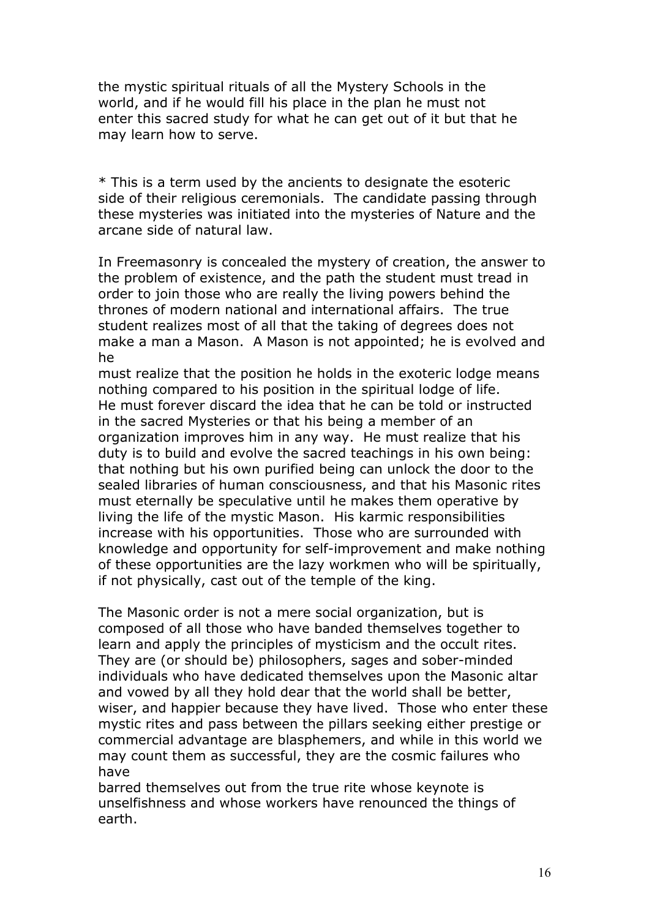the mystic spiritual rituals of all the Mystery Schools in the world, and if he would fill his place in the plan he must not enter this sacred study for what he can get out of it but that he may learn how to serve.

* This is a term used by the ancients to designate the esoteric side of their religious ceremonials. The candidate passing through these mysteries was initiated into the mysteries of Nature and the arcane side of natural law.

In Freemasonry is concealed the mystery of creation, the answer to the problem of existence, and the path the student must tread in order to join those who are really the living powers behind the thrones of modern national and international affairs. The true student realizes most of all that the taking of degrees does not make a man a Mason. A Mason is not appointed; he is evolved and he must realize that the position he holds in the exoteric lodge means nothing compared to his position in the spiritual lodge of life. He must forever discard the idea that he can be told or instructed in the sacred Mysteries or that his being a member of an organization improves him in any way. He must realize that his duty is to build and evolve the sacred teachings in his own being: that nothing but his own purified being can unlock the door to the sealed libraries of human consciousness, and that his Masonic rites must eternally be speculative until he makes them operative by living the life of the mystic Mason. His karmic responsibilities increase with his opportunities. Those who are surrounded with knowledge and opportunity for self-improvement and make nothing of these opportunities are the lazy workmen who will be spiritually, if not physically, cast out of the temple of the king.

The Masonic order is not a mere social organization, but is composed of all those who have banded themselves together to learn and apply the principles of mysticism and the occult rites. They are (or should be) philosophers, sages and sober-minded individuals who have dedicated themselves upon the Masonic altar and vowed by all they hold dear that the world shall be better, wiser, and happier because they have lived. Those who enter these mystic rites and pass between the pillars seeking either prestige or commercial advantage are blasphemers, and while in this world we may count them as successful, they are the cosmic failures who have barred themselves out from the true rite whose keynote is unselfishness and whose workers have renounced the things of earth.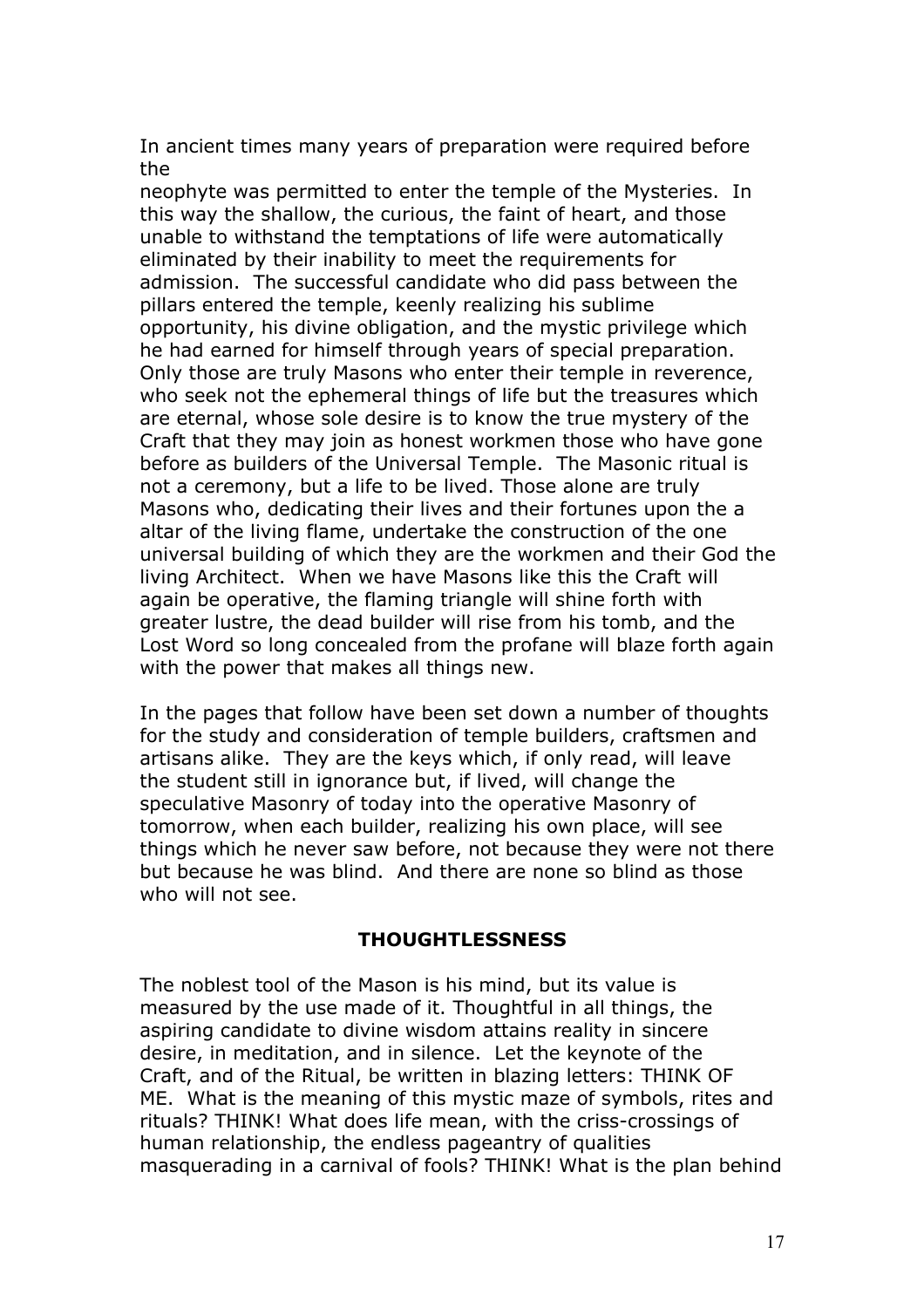In ancient times many years of preparation were required before the neophyte was permitted to enter the temple of the Mysteries. In this way the shallow, the curious, the faint of heart, and those unable to withstand the temptations of life were automatically eliminated by their inability to meet the requirements for admission. The successful candidate who did pass between the pillars entered the temple, keenly realizing his sublime opportunity, his divine obligation, and the mystic privilege which he had earned for himself through years of special preparation. Only those are truly Masons who enter their temple in reverence, who seek not the ephemeral things of life but the treasures which are eternal, whose sole desire is to know the true mystery of the Craft that they may join as honest workmen those who have gone before as builders of the Universal Temple. The Masonic ritual is not a ceremony, but a life to be lived. Those alone are truly Masons who, dedicating their lives and their fortunes upon the a altar of the living flame, undertake the construction of the one universal building of which they are the workmen and their God the living Architect. When we have Masons like this the Craft will again be operative, the flaming triangle will shine forth with greater lustre, the dead builder will rise from his tomb, and the Lost Word so long concealed from the profane will blaze forth again with the power that makes all things new.

In the pages that follow have been set down a number of thoughts for the study and consideration of temple builders, craftsmen and artisans alike. They are the keys which, if only read, will leave the student still in ignorance but, if lived, will change the speculative Masonry of today into the operative Masonry of tomorrow, when each builder, realizing his own place, will see things which he never saw before, not because they were not there but because he was blind. And there are none so blind as those who will not see.

## THOUGHTLESSNESS

The noblest tool of the Mason is his mind, but its value is measured by the use made of it. Thoughtful in all things, the aspiring candidate to divine wisdom attains reality in sincere desire, in meditation, and in silence. Let the keynote of the Craft, and of the Ritual, be written in blazing letters: THINK OF ME. What is the meaning of this mystic maze of symbols, rites and rituals? THINK! What does life mean, with the criss-crossings of human relationship, the endless pageantry of qualities masquerading in a carnival of fools? THINK! What is the plan behind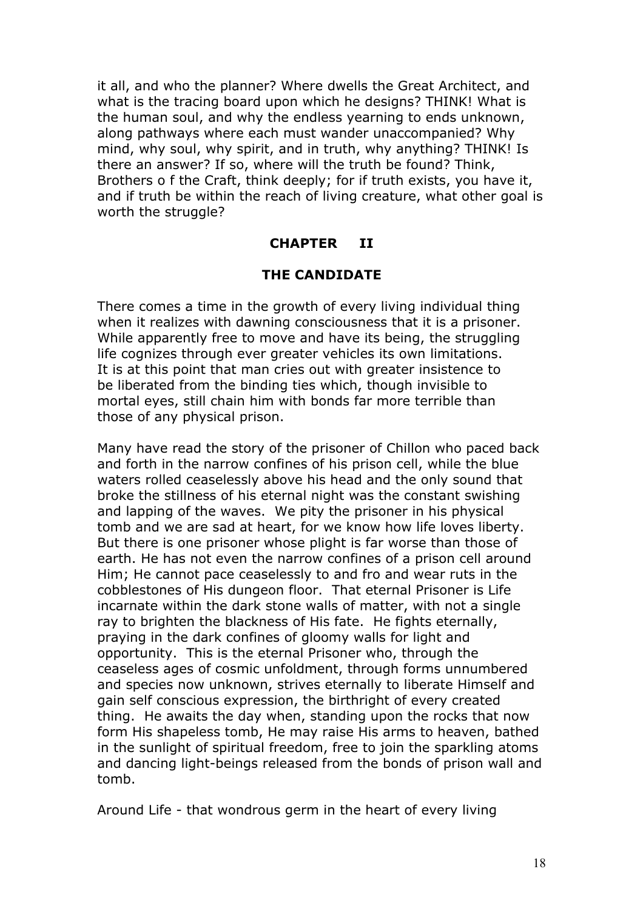it all, and who the planner? Where dwells the Great Architect, and what is the tracing board upon which he designs? THINK! What is the human soul, and why the endless yearning to ends unknown, along pathways where each must wander unaccompanied? Why mind, why soul, why spirit, and in truth, why anything? THINK! Is there an answer? If so, where will the truth be found? Think, Brothers o f the Craft, think deeply; for if truth exists, you have it, and if truth be within the reach of living creature, what other goal is worth the struggle?

## CHAPTER II

## THE CANDIDATE

There comes a time in the growth of every living individual thing when it realizes with dawning consciousness that it is a prisoner. While apparently free to move and have its being, the struggling life cognizes through ever greater vehicles its own limitations. It is at this point that man cries out with greater insistence to be liberated from the binding ties which, though invisible to mortal eyes, still chain him with bonds far more terrible than those of any physical prison.

Many have read the story of the prisoner of Chillon who paced back and forth in the narrow confines of his prison cell, while the blue waters rolled ceaselessly above his head and the only sound that broke the stillness of his eternal night was the constant swishing and lapping of the waves. We pity the prisoner in his physical tomb and we are sad at heart, for we know how life loves liberty. But there is one prisoner whose plight is far worse than those of earth. He has not even the narrow confines of a prison cell around Him; He cannot pace ceaselessly to and fro and wear ruts in the cobblestones of His dungeon floor. That eternal Prisoner is Life incarnate within the dark stone walls of matter, with not a single ray to brighten the blackness of His fate. He fights eternally, praying in the dark confines of gloomy walls for light and opportunity. This is the eternal Prisoner who, through the ceaseless ages of cosmic unfoldment, through forms unnumbered and species now unknown, strives eternally to liberate Himself and gain self conscious expression, the birthright of every created thing. He awaits the day when, standing upon the rocks that now form His shapeless tomb, He may raise His arms to heaven, bathed in the sunlight of spiritual freedom, free to join the sparkling atoms and dancing light-beings released from the bonds of prison wall and tomb.

Around Life - that wondrous germ in the heart of every living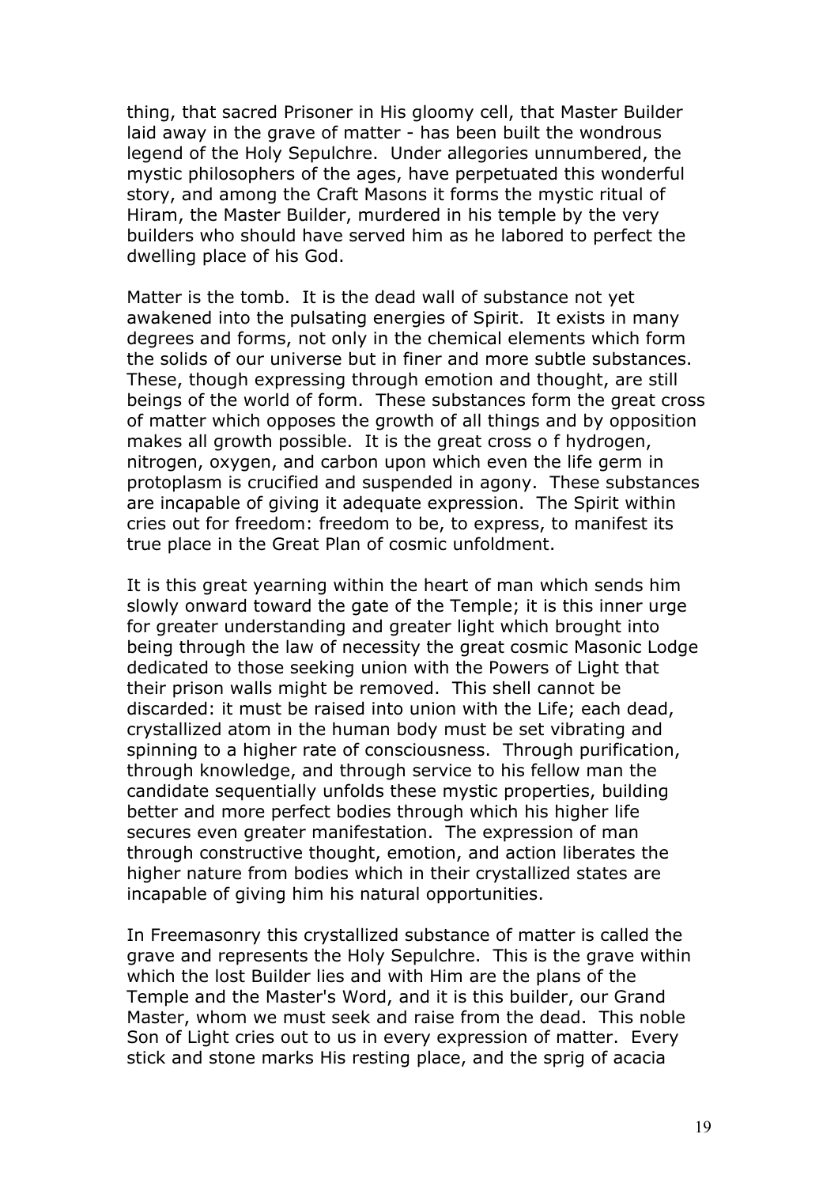thing, that sacred Prisoner in His gloomy cell, that Master Builder laid away in the grave of matter - has been built the wondrous legend of the Holy Sepulchre. Under allegories unnumbered, the mystic philosophers of the ages, have perpetuated this wonderful story, and among the Craft Masons it forms the mystic ritual of Hiram, the Master Builder, murdered in his temple by the very builders who should have served him as he labored to perfect the dwelling place of his God.

Matter is the tomb. It is the dead wall of substance not yet awakened into the pulsating energies of Spirit. It exists in many degrees and forms, not only in the chemical elements which form the solids of our universe but in finer and more subtle substances. These, though expressing through emotion and thought, are still beings of the world of form. These substances form the great cross of matter which opposes the growth of all things and by opposition makes all growth possible. It is the great cross o f hydrogen, nitrogen, oxygen, and carbon upon which even the life germ in protoplasm is crucified and suspended in agony. These substances are incapable of giving it adequate expression. The Spirit within cries out for freedom: freedom to be, to express, to manifest its true place in the Great Plan of cosmic unfoldment.

It is this great yearning within the heart of man which sends him slowly onward toward the gate of the Temple; it is this inner urge for greater understanding and greater light which brought into being through the law of necessity the great cosmic Masonic Lodge dedicated to those seeking union with the Powers of Light that their prison walls might be removed. This shell cannot be discarded: it must be raised into union with the Life; each dead, crystallized atom in the human body must be set vibrating and spinning to a higher rate of consciousness. Through purification, through knowledge, and through service to his fellow man the candidate sequentially unfolds these mystic properties, building better and more perfect bodies through which his higher life secures even greater manifestation. The expression of man through constructive thought, emotion, and action liberates the higher nature from bodies which in their crystallized states are incapable of giving him his natural opportunities.

In Freemasonry this crystallized substance of matter is called the grave and represents the Holy Sepulchre. This is the grave within which the lost Builder lies and with Him are the plans of the Temple and the Master's Word, and it is this builder, our Grand Master, whom we must seek and raise from the dead. This noble Son of Light cries out to us in every expression of matter. Every stick and stone marks His resting place, and the sprig of acacia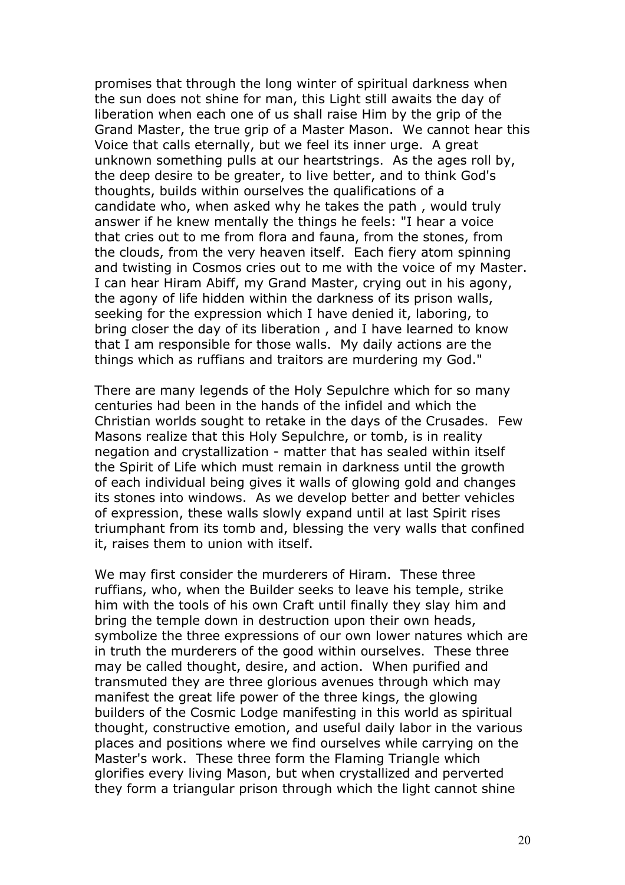promises that through the long winter of spiritual darkness when the sun does not shine for man, this Light still awaits the day of liberation when each one of us shall raise Him by the grip of the Grand Master, the true grip of a Master Mason. We cannot hear this Voice that calls eternally, but we feel its inner urge. A great unknown something pulls at our heartstrings. As the ages roll by, the deep desire to be greater, to live better, and to think God's thoughts, builds within ourselves the qualifications of a candidate who, when asked why he takes the path , would truly answer if he knew mentally the things he feels: "I hear a voice that cries out to me from flora and fauna, from the stones, from the clouds, from the very heaven itself. Each fiery atom spinning and twisting in Cosmos cries out to me with the voice of my Master. I can hear Hiram Abiff, my Grand Master, crying out in his agony, the agony of life hidden within the darkness of its prison walls, seeking for the expression which I have denied it, laboring, to bring closer the day of its liberation , and I have learned to know that I am responsible for those walls. My daily actions are the things which as ruffians and traitors are murdering my God."

There are many legends of the Holy Sepulchre which for so many centuries had been in the hands of the infidel and which the Christian worlds sought to retake in the days of the Crusades. Few Masons realize that this Holy Sepulchre, or tomb, is in reality negation and crystallization - matter that has sealed within itself the Spirit of Life which must remain in darkness until the growth of each individual being gives it walls of glowing gold and changes its stones into windows. As we develop better and better vehicles of expression, these walls slowly expand until at last Spirit rises triumphant from its tomb and, blessing the very walls that confined it, raises them to union with itself.

We may first consider the murderers of Hiram. These three ruffians, who, when the Builder seeks to leave his temple, strike him with the tools of his own Craft until finally they slay him and bring the temple down in destruction upon their own heads, symbolize the three expressions of our own lower natures which are in truth the murderers of the good within ourselves. These three may be called thought, desire, and action. When purified and transmuted they are three glorious avenues through which may manifest the great life power of the three kings, the glowing builders of the Cosmic Lodge manifesting in this world as spiritual thought, constructive emotion, and useful daily labor in the various places and positions where we find ourselves while carrying on the Master's work. These three form the Flaming Triangle which glorifies every living Mason, but when crystallized and perverted they form a triangular prison through which the light cannot shine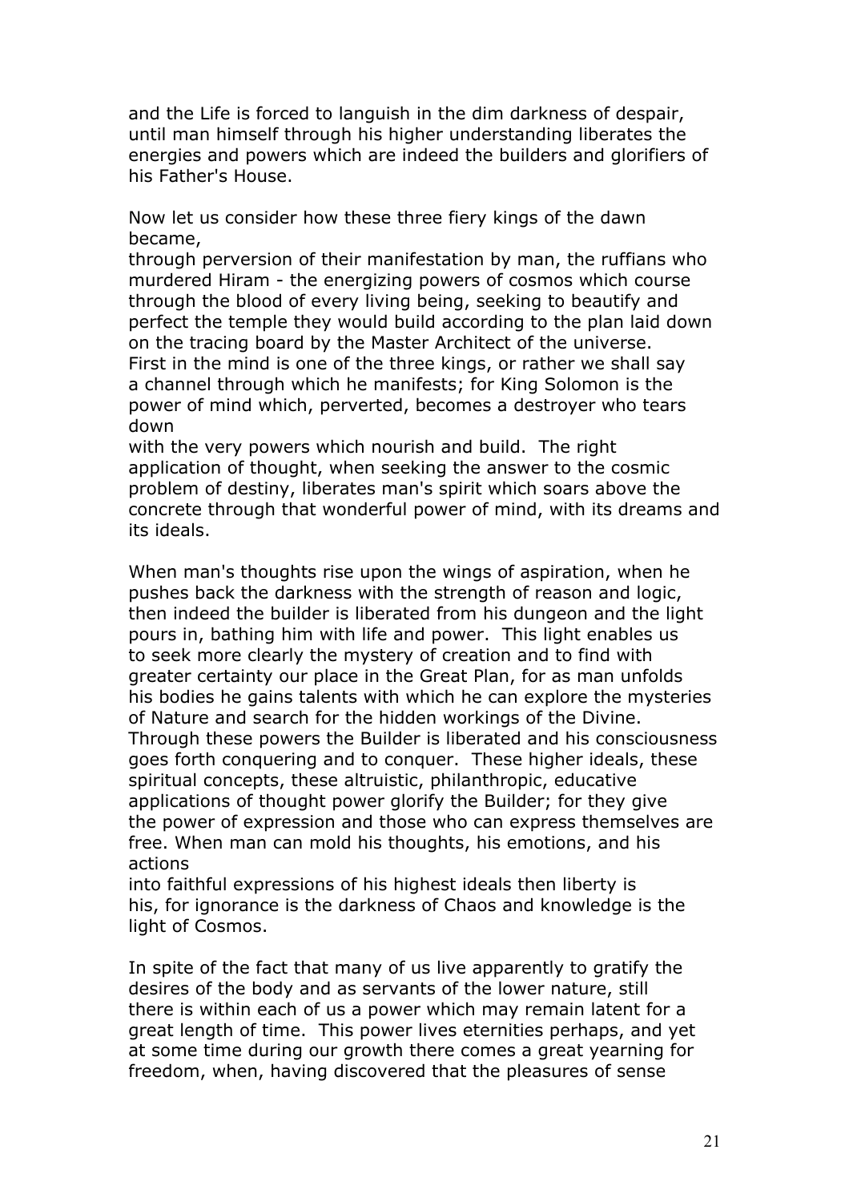and the Life is forced to languish in the dim darkness of despair, until man himself through his higher understanding liberates the energies and powers which are indeed the builders and glorifiers of his Father's House.

Now let us consider how these three fiery kings of the dawn became, through perversion of their manifestation by man, the ruffians who murdered Hiram - the energizing powers of cosmos which course through the blood of every living being, seeking to beautify and perfect the temple they would build according to the plan laid down on the tracing board by the Master Architect of the universe. First in the mind is one of the three kings, or rather we shall say a channel through which he manifests; for King Solomon is the power of mind which, perverted, becomes a destroyer who tears down with the very powers which nourish and build. The right application of thought, when seeking the answer to the cosmic problem of destiny, liberates man's spirit which soars above the concrete through that wonderful power of mind, with its dreams and its ideals.

When man's thoughts rise upon the wings of aspiration, when he pushes back the darkness with the strength of reason and logic, then indeed the builder is liberated from his dungeon and the light pours in, bathing him with life and power. This light enables us to seek more clearly the mystery of creation and to find with greater certainty our place in the Great Plan, for as man unfolds his bodies he gains talents with which he can explore the mysteries of Nature and search for the hidden workings of the Divine. Through these powers the Builder is liberated and his consciousness goes forth conquering and to conquer. These higher ideals, these spiritual concepts, these altruistic, philanthropic, educative applications of thought power glorify the Builder; for they give the power of expression and those who can express themselves are free. When man can mold his thoughts, his emotions, and his actions into faithful expressions of his highest ideals then liberty is his, for ignorance is the darkness of Chaos and knowledge is the light of Cosmos.

In spite of the fact that many of us live apparently to gratify the desires of the body and as servants of the lower nature, still there is within each of us a power which may remain latent for a great length of time. This power lives eternities perhaps, and yet at some time during our growth there comes a great yearning for freedom, when, having discovered that the pleasures of sense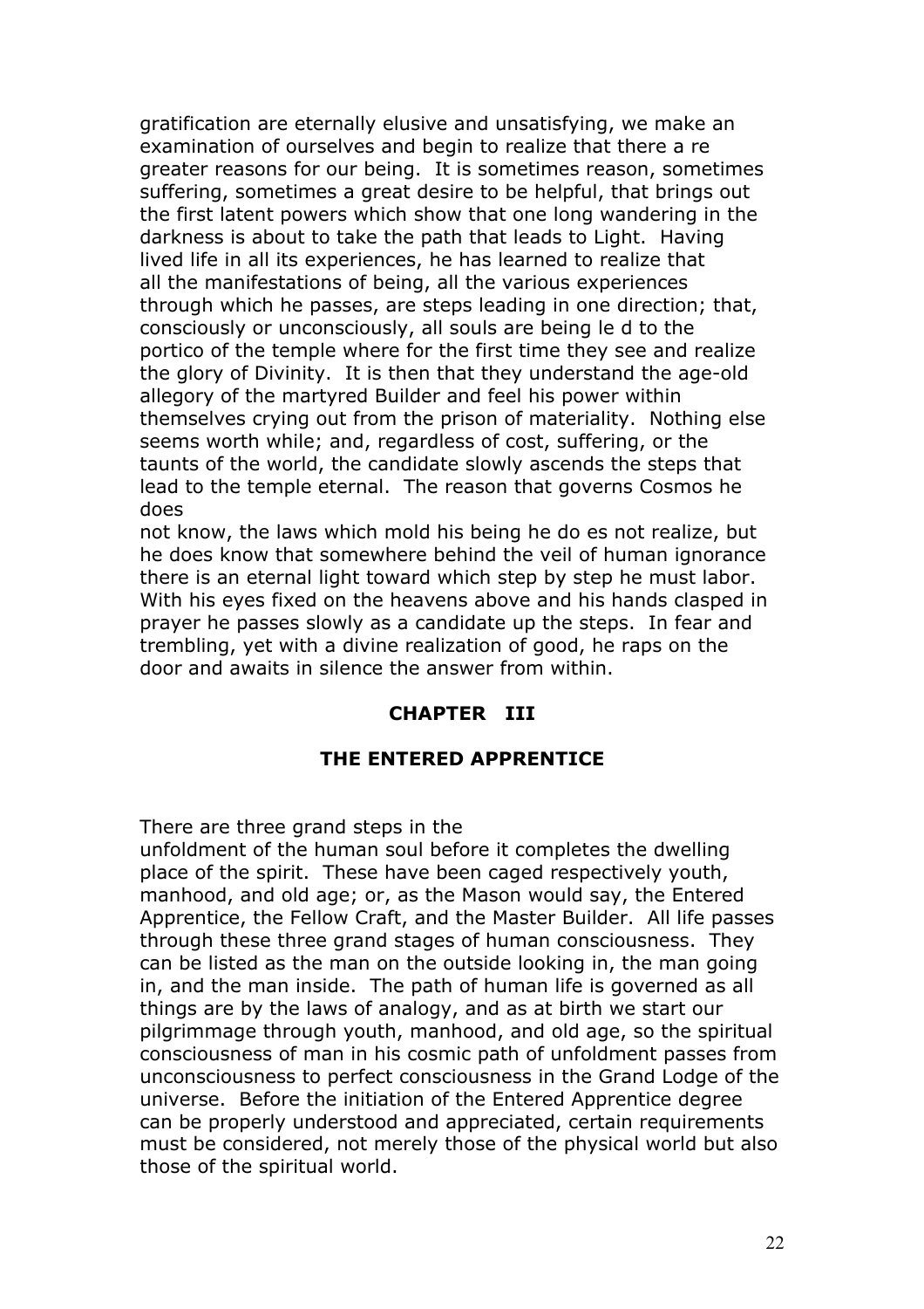gratification are eternally elusive and unsatisfying, we make an examination of ourselves and begin to realize that there a re greater reasons for our being. It is sometimes reason, sometimes suffering, sometimes a great desire to be helpful, that brings out the first latent powers which show that one long wandering in the darkness is about to take the path that leads to Light. Having lived life in all its experiences, he has learned to realize that all the manifestations of being, all the various experiences through which he passes, are steps leading in one direction; that, consciously or unconsciously, all souls are being le d to the portico of the temple where for the first time they see and realize the glory of Divinity. It is then that they understand the age-old allegory of the martyred Builder and feel his power within themselves crying out from the prison of materiality. Nothing else seems worth while; and, regardless of cost, suffering, or the taunts of the world, the candidate slowly ascends the steps that lead to the temple eternal. The reason that governs Cosmos he does
not know, the laws which mold his being he do es not realize, but he does know that somewhere behind the veil of human ignorance there is an eternal light toward which step by step he must labor. With his eyes fixed on the heavens above and his hands clasped in prayer he passes slowly as a candidate up the steps. In fear and trembling, yet with a divine realization of good, he raps on the door and awaits in silence the answer from within.

## CHAPTER III

## THE ENTERED APPRENTICE

There are three grand steps in the
unfoldment of the human soul before it completes the dwelling place of the spirit. These have been caged respectively youth, manhood, and old age; or, as the Mason would say, the Entered Apprentice, the Fellow Craft, and the Master Builder. All life passes through these three grand stages of human consciousness. They can be listed as the man on the outside looking in, the man going in, and the man inside. The path of human life is governed as all things are by the laws of analogy, and as at birth we start our pilgrimmage through youth, manhood, and old age, so the spiritual consciousness of man in his cosmic path of unfoldment passes from unconsciousness to perfect consciousness in the Grand Lodge of the universe. Before the initiation of the Entered Apprentice degree can be properly understood and appreciated, certain requirements must be considered, not merely those of the physical world but also those of the spiritual world.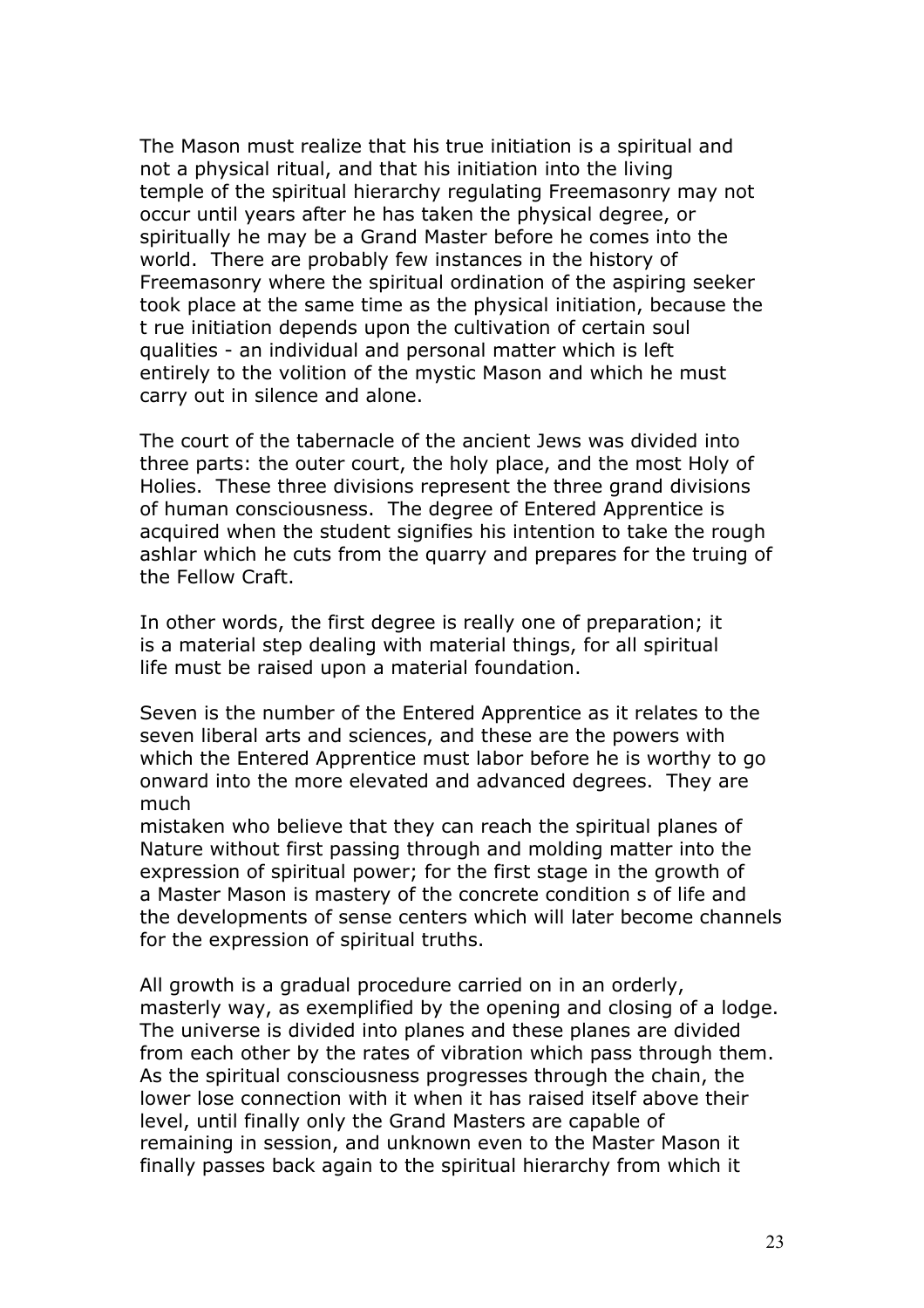The Mason must realize that his true initiation is a spiritual and not a physical ritual, and that his initiation into the living temple of the spiritual hierarchy regulating Freemasonry may not occur until years after he has taken the physical degree, or spiritually he may be a Grand Master before he comes into the world. There are probably few instances in the history of Freemasonry where the spiritual ordination of the aspiring seeker took place at the same time as the physical initiation, because the t rue initiation depends upon the cultivation of certain soul qualities - an individual and personal matter which is left entirely to the volition of the mystic Mason and which he must carry out in silence and alone.

The court of the tabernacle of the ancient Jews was divided into three parts: the outer court, the holy place, and the most Holy of Holies. These three divisions represent the three grand divisions of human consciousness. The degree of Entered Apprentice is acquired when the student signifies his intention to take the rough ashlar which he cuts from the quarry and prepares for the truing of the Fellow Craft.

In other words, the first degree is really one of preparation; it is a material step dealing with material things, for all spiritual life must be raised upon a material foundation.

Seven is the number of the Entered Apprentice as it relates to the seven liberal arts and sciences, and these are the powers with which the Entered Apprentice must labor before he is worthy to go onward into the more elevated and advanced degrees. They are much
mistaken who believe that they can reach the spiritual planes of Nature without first passing through and molding matter into the expression of spiritual power; for the first stage in the growth of a Master Mason is mastery of the concrete condition s of life and the developments of sense centers which will later become channels for the expression of spiritual truths.

All growth is a gradual procedure carried on in an orderly, masterly way, as exemplified by the opening and closing of a lodge. The universe is divided into planes and these planes are divided from each other by the rates of vibration which pass through them. As the spiritual consciousness progresses through the chain, the lower lose connection with it when it has raised itself above their level, until finally only the Grand Masters are capable of remaining in session, and unknown even to the Master Mason it finally passes back again to the spiritual hierarchy from which it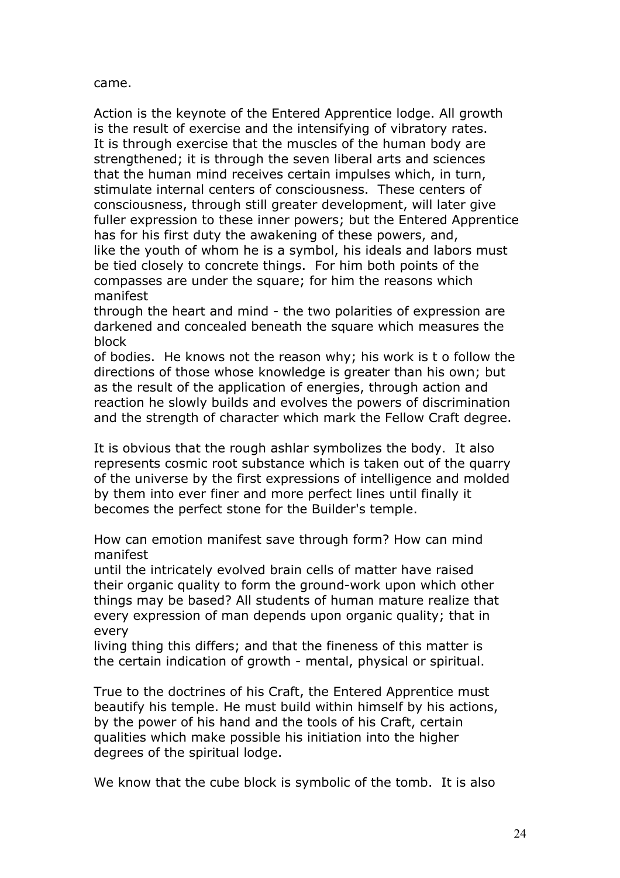came.

Action is the keynote of the Entered Apprentice lodge. All growth is the result of exercise and the intensifying of vibratory rates. It is through exercise that the muscles of the human body are strengthened; it is through the seven liberal arts and sciences that the human mind receives certain impulses which, in turn, stimulate internal centers of consciousness. These centers of consciousness, through still greater development, will later give fuller expression to these inner powers; but the Entered Apprentice has for his first duty the awakening of these powers, and, like the youth of whom he is a symbol, his ideals and labors must be tied closely to concrete things. For him both points of the compasses are under the square; for him the reasons which manifest through the heart and mind - the two polarities of expression are darkened and concealed beneath the square which measures the block of bodies. He knows not the reason why; his work is t o follow the directions of those whose knowledge is greater than his own; but as the result of the application of energies, through action and reaction he slowly builds and evolves the powers of discrimination and the strength of character which mark the Fellow Craft degree.

It is obvious that the rough ashlar symbolizes the body. It also represents cosmic root substance which is taken out of the quarry of the universe by the first expressions of intelligence and molded by them into ever finer and more perfect lines until finally it becomes the perfect stone for the Builder's temple.

How can emotion manifest save through form? How can mind manifest until the intricately evolved brain cells of matter have raised their organic quality to form the ground-work upon which other things may be based? All students of human mature realize that every expression of man depends upon organic quality; that in every living thing this differs; and that the fineness of this matter is the certain indication of growth - mental, physical or spiritual.

True to the doctrines of his Craft, the Entered Apprentice must beautify his temple. He must build within himself by his actions, by the power of his hand and the tools of his Craft, certain qualities which make possible his initiation into the higher degrees of the spiritual lodge.

We know that the cube block is symbolic of the tomb. It is also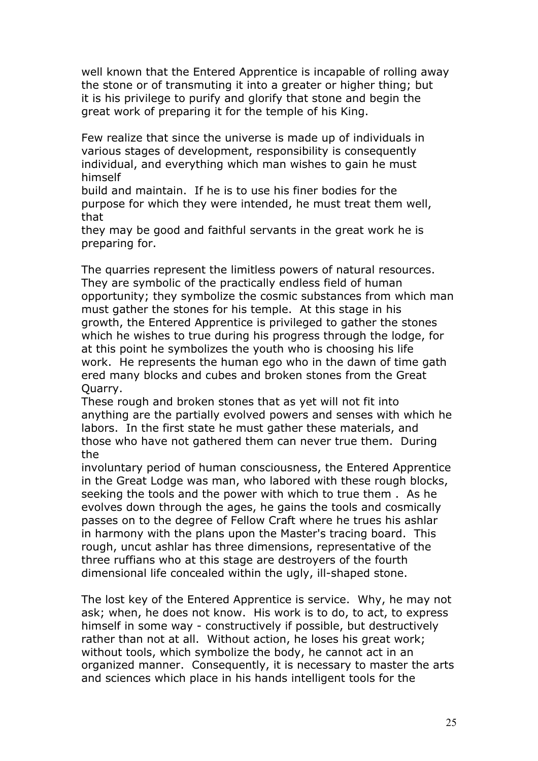well known that the Entered Apprentice is incapable of rolling away the stone or of transmuting it into a greater or higher thing; but it is his privilege to purify and glorify that stone and begin the great work of preparing it for the temple of his King.

Few realize that since the universe is made up of individuals in various stages of development, responsibility is consequently individual, and everything which man wishes to gain he must himself build and maintain. If he is to use his finer bodies for the purpose for which they were intended, he must treat them well, that they may be good and faithful servants in the great work he is preparing for.

The quarries represent the limitless powers of natural resources. They are symbolic of the practically endless field of human opportunity; they symbolize the cosmic substances from which man must gather the stones for his temple. At this stage in his growth, the Entered Apprentice is privileged to gather the stones which he wishes to true during his progress through the lodge, for at this point he symbolizes the youth who is choosing his life work. He represents the human ego who in the dawn of time gathered many blocks and cubes and broken stones from the Great Quarry.

These rough and broken stones that as yet will not fit into anything are the partially evolved powers and senses with which he labors. In the first state he must gather these materials, and those who have not gathered them can never true them. During the involuntary period of human consciousness, the Entered Apprentice in the Great Lodge was man, who labored with these rough blocks, seeking the tools and the power with which to true them . As he evolves down through the ages, he gains the tools and cosmically passes on to the degree of Fellow Craft where he trues his ashlar in harmony with the plans upon the Master's tracing board. This rough, uncut ashlar has three dimensions, representative of the three ruffians who at this stage are destroyers of the fourth dimensional life concealed within the ugly, ill-shaped stone.

The lost key of the Entered Apprentice is service. Why, he may not ask; when, he does not know. His work is to do, to act, to express himself in some way - constructively if possible, but destructively rather than not at all. Without action, he loses his great work; without tools, which symbolize the body, he cannot act in an organized manner. Consequently, it is necessary to master the arts and sciences which place in his hands intelligent tools for the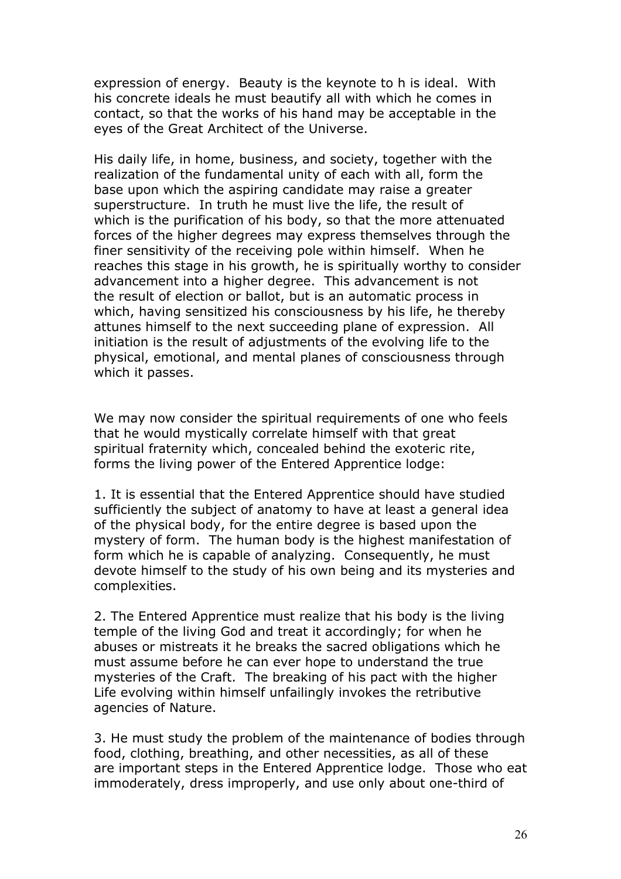expression of energy. Beauty is the keynote to h is ideal. With his concrete ideals he must beautify all with which he comes in contact, so that the works of his hand may be acceptable in the eyes of the Great Architect of the Universe.

His daily life, in home, business, and society, together with the realization of the fundamental unity of each with all, form the base upon which the aspiring candidate may raise a greater superstructure. In truth he must live the life, the result of which is the purification of his body, so that the more attenuated forces of the higher degrees may express themselves through the finer sensitivity of the receiving pole within himself. When he reaches this stage in his growth, he is spiritually worthy to consider advancement into a higher degree. This advancement is not the result of election or ballot, but is an automatic process in which, having sensitized his consciousness by his life, he thereby attunes himself to the next succeeding plane of expression. All initiation is the result of adjustments of the evolving life to the physical, emotional, and mental planes of consciousness through which it passes.

We may now consider the spiritual requirements of one who feels that he would mystically correlate himself with that great spiritual fraternity which, concealed behind the exoteric rite, forms the living power of the Entered Apprentice lodge:

1. It is essential that the Entered Apprentice should have studied sufficiently the subject of anatomy to have at least a general idea of the physical body, for the entire degree is based upon the mystery of form. The human body is the highest manifestation of form which he is capable of analyzing. Consequently, he must devote himself to the study of his own being and its mysteries and complexities.

2. The Entered Apprentice must realize that his body is the living temple of the living God and treat it accordingly; for when he abuses or mistreats it he breaks the sacred obligations which he must assume before he can ever hope to understand the true mysteries of the Craft. The breaking of his pact with the higher Life evolving within himself unfailingly invokes the retributive agencies of Nature.

3. He must study the problem of the maintenance of bodies through food, clothing, breathing, and other necessities, as all of these are important steps in the Entered Apprentice lodge. Those who eat immoderately, dress improperly, and use only about one-third of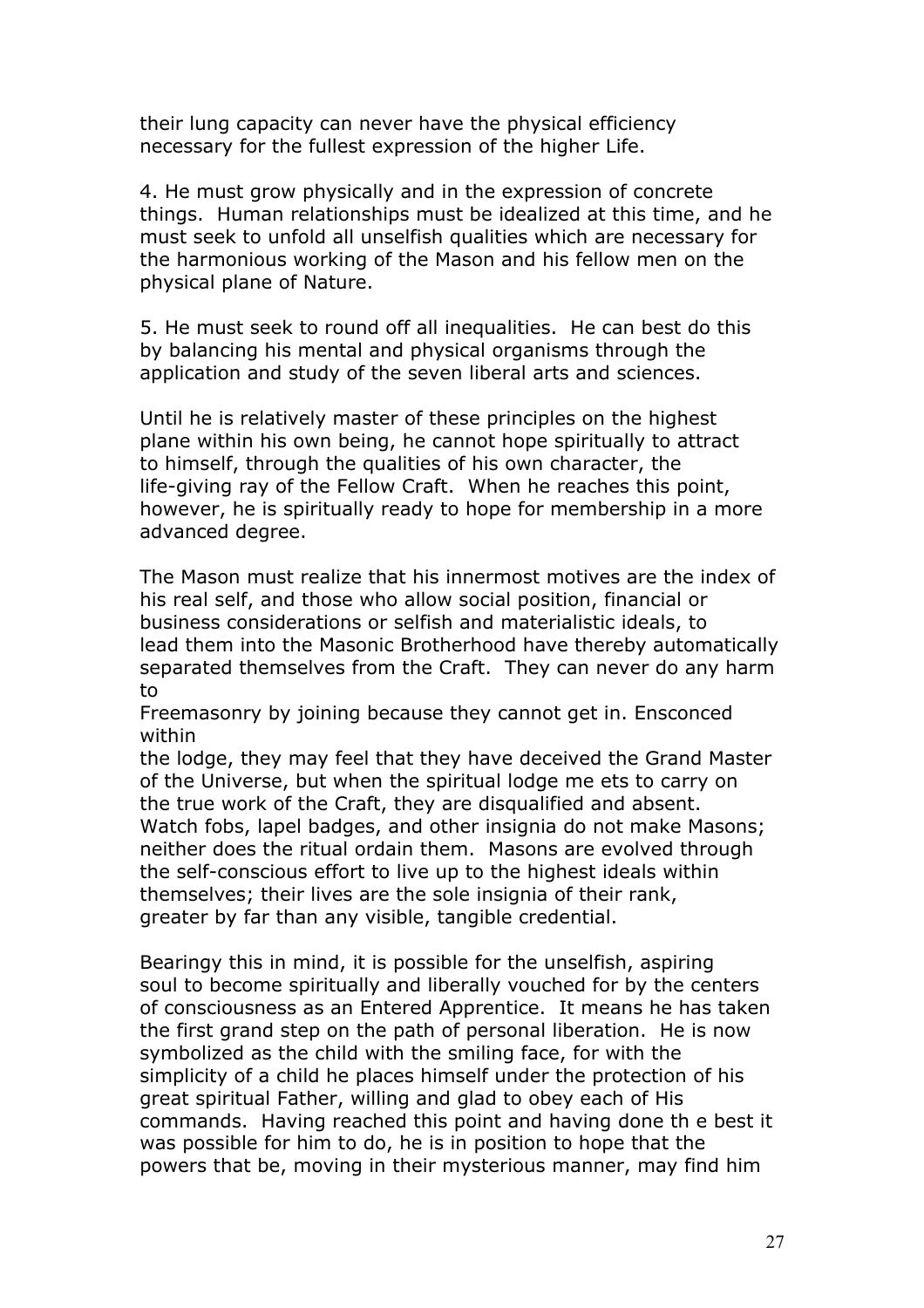their lung capacity can never have the physical efficiency necessary for the fullest expression of the higher Life.

4. He must grow physically and in the expression of concrete things. Human relationships must be idealized at this time, and he must seek to unfold all unselfish qualities which are necessary for the harmonious working of the Mason and his fellow men on the physical plane of Nature.

5. He must seek to round off all inequalities. He can best do this by balancing his mental and physical organisms through the application and study of the seven liberal arts and sciences.

Until he is relatively master of these principles on the highest plane within his own being, he cannot hope spiritually to attract to himself, through the qualities of his own character, the life-giving ray of the Fellow Craft. When he reaches this point, however, he is spiritually ready to hope for membership in a more advanced degree.

The Mason must realize that his innermost motives are the index of his real self, and those who allow social position, financial or business considerations or selfish and materialistic ideals, to lead them into the Masonic Brotherhood have thereby automatically separated themselves from the Craft. They can never do any harm to Freemasonry by joining because they cannot get in. Ensconced within the lodge, they may feel that they have deceived the Grand Master of the Universe, but when the spiritual lodge me ets to carry on the true work of the Craft, they are disqualified and absent. Watch fobs, lapel badges, and other insignia do not make Masons; neither does the ritual ordain them. Masons are evolved through the self-conscious effort to live up to the highest ideals within themselves; their lives are the sole insignia of their rank, greater by far than any visible, tangible credential.

Bearingy this in mind, it is possible for the unselfish, aspiring soul to become spiritually and liberally vouched for by the centers of consciousness as an Entered Apprentice. It means he has taken the first grand step on the path of personal liberation. He is now symbolized as the child with the smiling face, for with the simplicity of a child he places himself under the protection of his great spiritual Father, willing and glad to obey each of His commands. Having reached this point and having done th e best it was possible for him to do, he is in position to hope that the powers that be, moving in their mysterious manner, may find him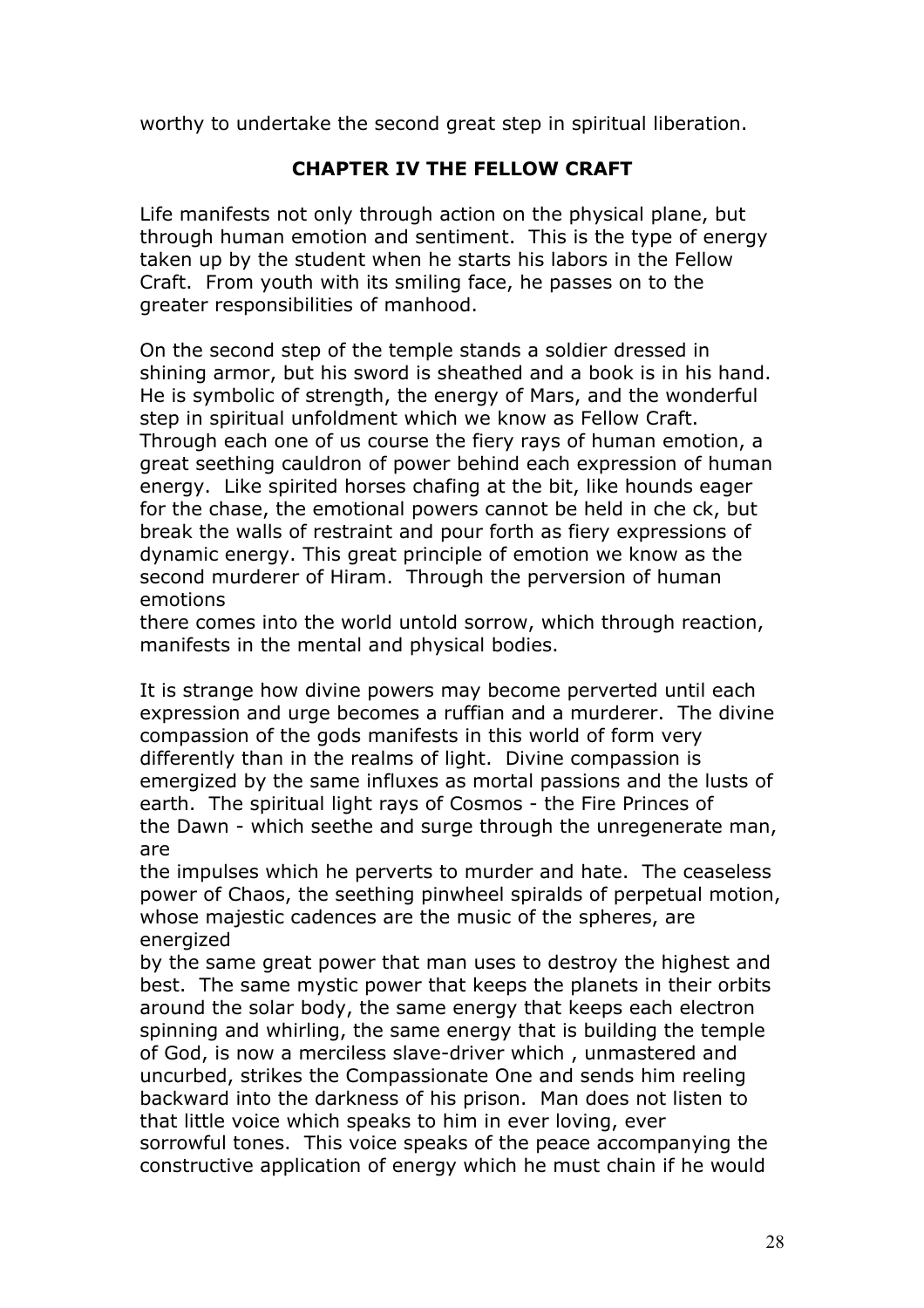worthy to undertake the second great step in spiritual liberation.

## CHAPTER IV THE FELLOW CRAFT

Life manifests not only through action on the physical plane, but through human emotion and sentiment. This is the type of energy taken up by the student when he starts his labors in the Fellow Craft. From youth with its smiling face, he passes on to the greater responsibilities of manhood.

On the second step of the temple stands a soldier dressed in shining armor, but his sword is sheathed and a book is in his hand. He is symbolic of strength, the energy of Mars, and the wonderful step in spiritual unfoldment which we know as Fellow Craft. Through each one of us course the fiery rays of human emotion, a great seething cauldron of power behind each expression of human energy. Like spirited horses chafing at the bit, like hounds eager for the chase, the emotional powers cannot be held in che ck, but break the walls of restraint and pour forth as fiery expressions of dynamic energy. This great principle of emotion we know as the second murderer of Hiram. Through the perversion of human emotions there comes into the world untold sorrow, which through reaction, manifests in the mental and physical bodies.

It is strange how divine powers may become perverted until each expression and urge becomes a ruffian and a murderer. The divine compassion of the gods manifests in this world of form very differently than in the realms of light. Divine compassion is emergized by the same influxes as mortal passions and the lusts of earth. The spiritual light rays of Cosmos - the Fire Princes of the Dawn - which seethe and surge through the unregenerate man, are the impulses which he perverts to murder and hate. The ceaseless power of Chaos, the seething pinwheel spiralds of perpetual motion, whose majestic cadences are the music of the spheres, are energized by the same great power that man uses to destroy the highest and best. The same mystic power that keeps the planets in their orbits around the solar body, the same energy that keeps each electron spinning and whirling, the same energy that is building the temple of God, is now a merciless slave-driver which , unmastered and uncurbed, strikes the Compassionate One and sends him reeling backward into the darkness of his prison. Man does not listen to that little voice which speaks to him in ever loving, ever sorrowful tones. This voice speaks of the peace accompanying the constructive application of energy which he must chain if he would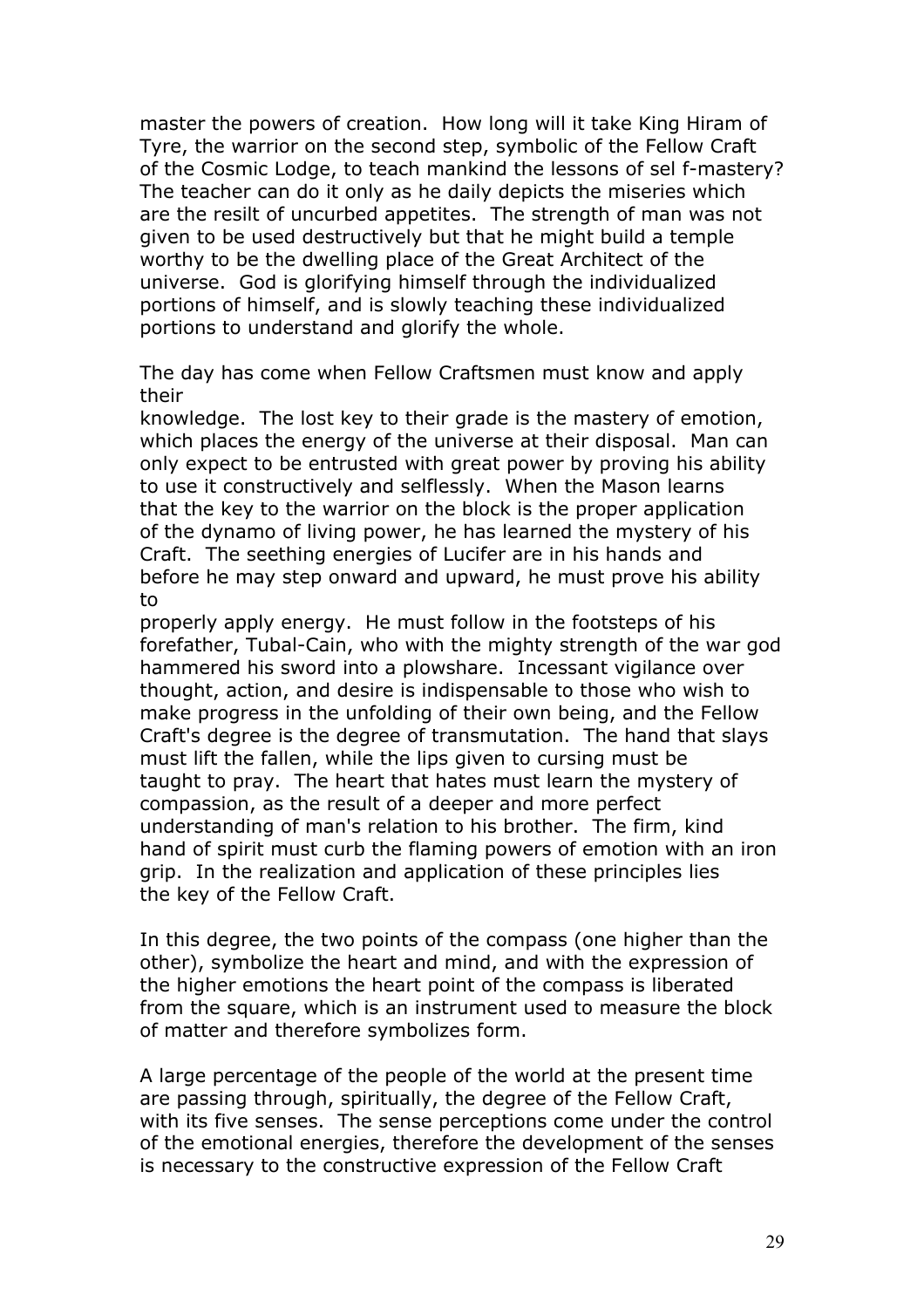master the powers of creation. How long will it take King Hiram of Tyre, the warrior on the second step, symbolic of the Fellow Craft of the Cosmic Lodge, to teach mankind the lessons of sel f-mastery? The teacher can do it only as he daily depicts the miseries which are the resilt of uncurbed appetites. The strength of man was not given to be used destructively but that he might build a temple worthy to be the dwelling place of the Great Architect of the universe. God is glorifying himself through the individualized portions of himself, and is slowly teaching these individualized portions to understand and glorify the whole.

The day has come when Fellow Craftsmen must know and apply their knowledge. The lost key to their grade is the mastery of emotion, which places the energy of the universe at their disposal. Man can only expect to be entrusted with great power by proving his ability to use it constructively and selflessly. When the Mason learns that the key to the warrior on the block is the proper application of the dynamo of living power, he has learned the mystery of his Craft. The seething energies of Lucifer are in his hands and before he may step onward and upward, he must prove his ability to properly apply energy. He must follow in the footsteps of his forefather, Tubal-Cain, who with the mighty strength of the war god hammered his sword into a plowshare. Incessant vigilance over thought, action, and desire is indispensable to those who wish to make progress in the unfolding of their own being, and the Fellow Craft's degree is the degree of transmutation. The hand that slays must lift the fallen, while the lips given to cursing must be taught to pray. The heart that hates must learn the mystery of compassion, as the result of a deeper and more perfect understanding of man's relation to his brother. The firm, kind hand of spirit must curb the flaming powers of emotion with an iron grip. In the realization and application of these principles lies the key of the Fellow Craft.

In this degree, the two points of the compass (one higher than the other), symbolize the heart and mind, and with the expression of the higher emotions the heart point of the compass is liberated from the square, which is an instrument used to measure the block of matter and therefore symbolizes form.

A large percentage of the people of the world at the present time are passing through, spiritually, the degree of the Fellow Craft, with its five senses. The sense perceptions come under the control of the emotional energies, therefore the development of the senses is necessary to the constructive expression of the Fellow Craft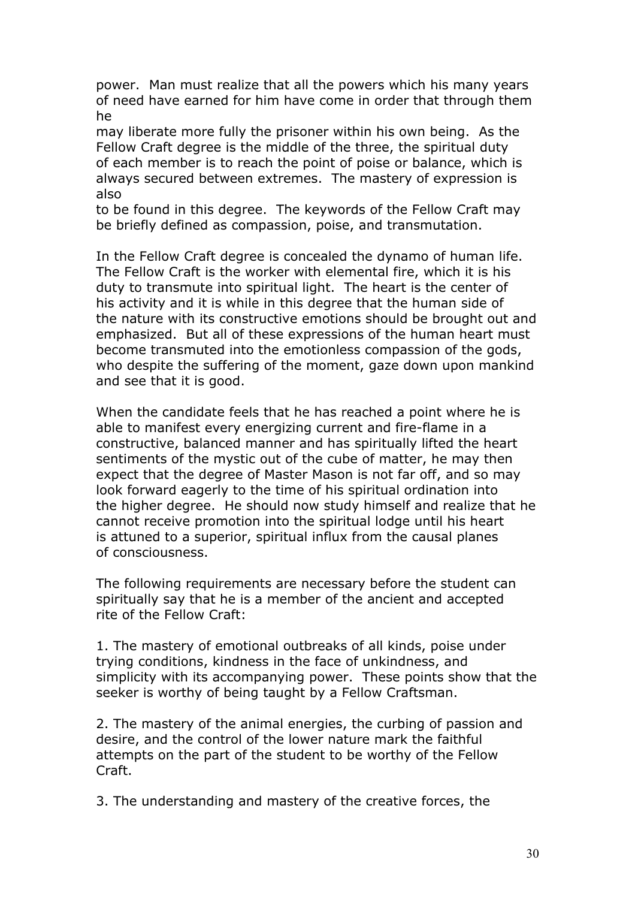power. Man must realize that all the powers which his many years of need have earned for him have come in order that through them he may liberate more fully the prisoner within his own being. As the Fellow Craft degree is the middle of the three, the spiritual duty of each member is to reach the point of poise or balance, which is always secured between extremes. The mastery of expression is also to be found in this degree. The keywords of the Fellow Craft may be briefly defined as compassion, poise, and transmutation.

In the Fellow Craft degree is concealed the dynamo of human life. The Fellow Craft is the worker with elemental fire, which it is his duty to transmute into spiritual light. The heart is the center of his activity and it is while in this degree that the human side of the nature with its constructive emotions should be brought out and emphasized. But all of these expressions of the human heart must become transmuted into the emotionless compassion of the gods, who despite the suffering of the moment, gaze down upon mankind and see that it is good.

When the candidate feels that he has reached a point where he is able to manifest every energizing current and fire-flame in a constructive, balanced manner and has spiritually lifted the heart sentiments of the mystic out of the cube of matter, he may then expect that the degree of Master Mason is not far off, and so may look forward eagerly to the time of his spiritual ordination into the higher degree. He should now study himself and realize that he cannot receive promotion into the spiritual lodge until his heart is attuned to a superior, spiritual influx from the causal planes of consciousness.

The following requirements are necessary before the student can spiritually say that he is a member of the ancient and accepted rite of the Fellow Craft:

1. The mastery of emotional outbreaks of all kinds, poise under trying conditions, kindness in the face of unkindness, and simplicity with its accompanying power. These points show that the seeker is worthy of being taught by a Fellow Craftsman.

2. The mastery of the animal energies, the curbing of passion and desire, and the control of the lower nature mark the faithful attempts on the part of the student to be worthy of the Fellow Craft.

3. The understanding and mastery of the creative forces, the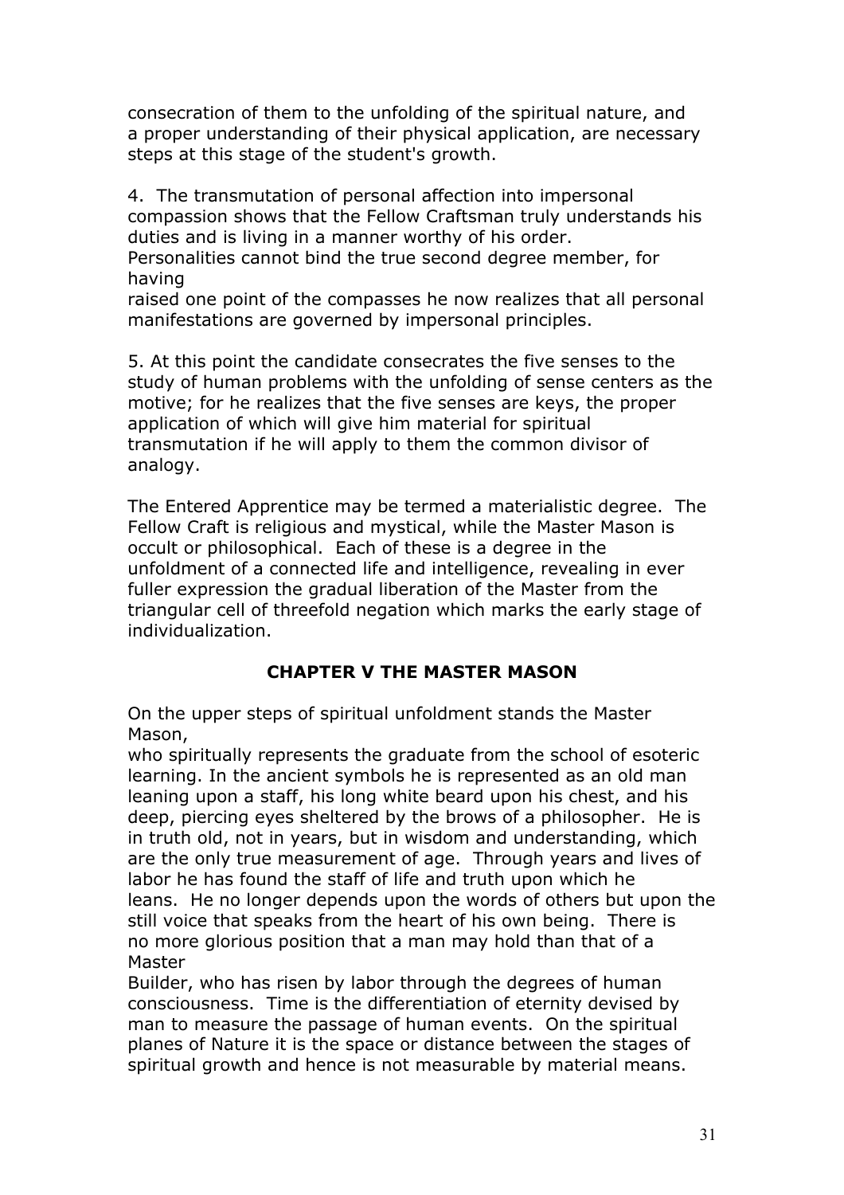consecration of them to the unfolding of the spiritual nature, and a proper understanding of their physical application, are necessary steps at this stage of the student's growth.

4. The transmutation of personal affection into impersonal compassion shows that the Fellow Craftsman truly understands his duties and is living in a manner worthy of his order. Personalities cannot bind the true second degree member, for having raised one point of the compasses he now realizes that all personal manifestations are governed by impersonal principles.

5. At this point the candidate consecrates the five senses to the study of human problems with the unfolding of sense centers as the motive; for he realizes that the five senses are keys, the proper application of which will give him material for spiritual transmutation if he will apply to them the common divisor of analogy.

The Entered Apprentice may be termed a materialistic degree. The Fellow Craft is religious and mystical, while the Master Mason is occult or philosophical. Each of these is a degree in the unfoldment of a connected life and intelligence, revealing in ever fuller expression the gradual liberation of the Master from the triangular cell of threefold negation which marks the early stage of individualization.

## CHAPTER V THE MASTER MASON

On the upper steps of spiritual unfoldment stands the Master Mason, who spiritually represents the graduate from the school of esoteric learning. In the ancient symbols he is represented as an old man leaning upon a staff, his long white beard upon his chest, and his deep, piercing eyes sheltered by the brows of a philosopher. He is in truth old, not in years, but in wisdom and understanding, which are the only true measurement of age. Through years and lives of labor he has found the staff of life and truth upon which he leans. He no longer depends upon the words of others but upon the still voice that speaks from the heart of his own being. There is no more glorious position that a man may hold than that of a Master Builder, who has risen by labor through the degrees of human consciousness. Time is the differentiation of eternity devised by man to measure the passage of human events. On the spiritual planes of Nature it is the space or distance between the stages of spiritual growth and hence is not measurable by material means.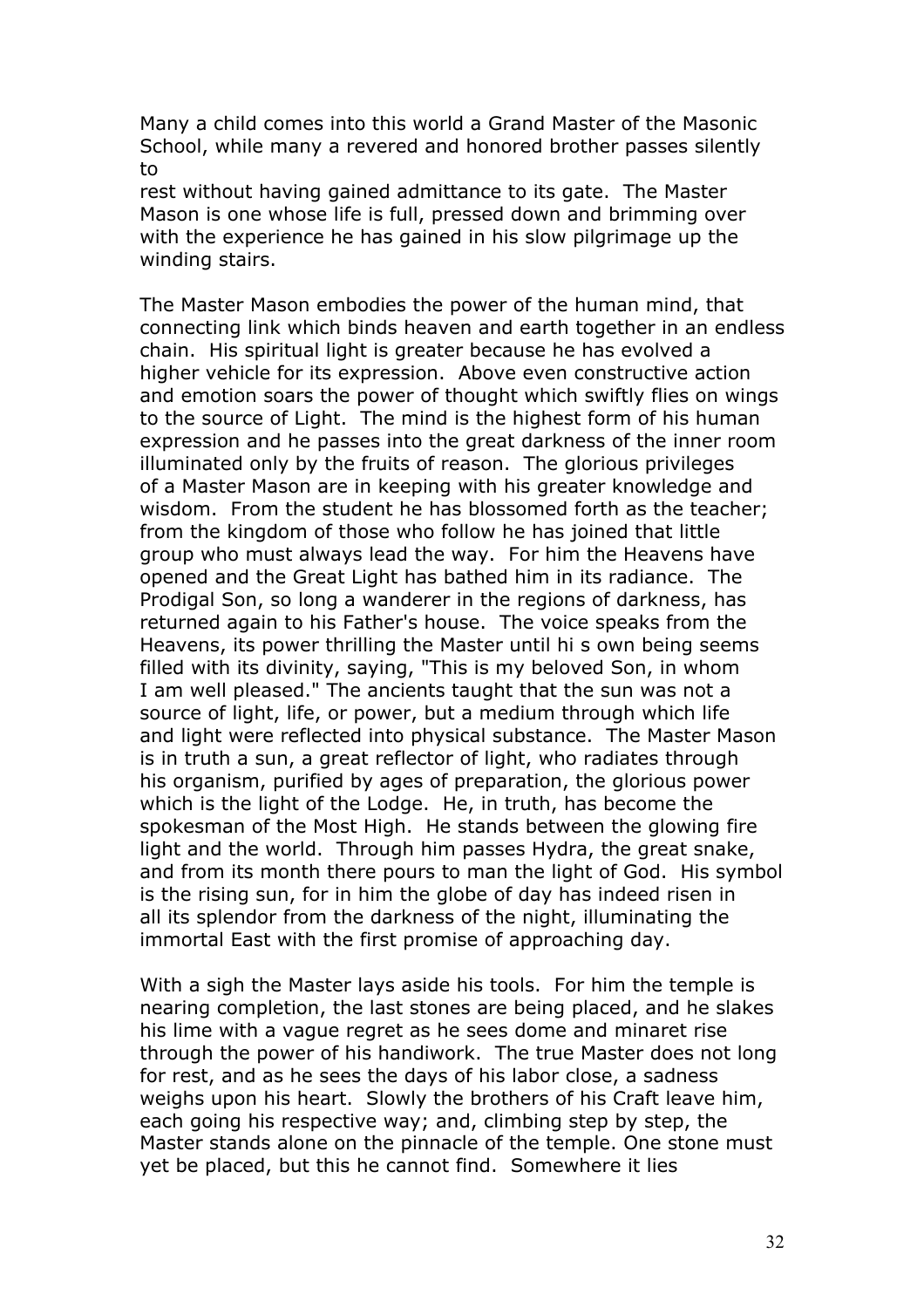Many a child comes into this world a Grand Master of the Masonic School, while many a revered and honored brother passes silently to rest without having gained admittance to its gate. The Master Mason is one whose life is full, pressed down and brimming over with the experience he has gained in his slow pilgrimage up the winding stairs.

The Master Mason embodies the power of the human mind, that connecting link which binds heaven and earth together in an endless chain. His spiritual light is greater because he has evolved a higher vehicle for its expression. Above even constructive action and emotion soars the power of thought which swiftly flies on wings to the source of Light. The mind is the highest form of his human expression and he passes into the great darkness of the inner room illuminated only by the fruits of reason. The glorious privileges of a Master Mason are in keeping with his greater knowledge and wisdom. From the student he has blossomed forth as the teacher; from the kingdom of those who follow he has joined that little group who must always lead the way. For him the Heavens have opened and the Great Light has bathed him in its radiance. The Prodigal Son, so long a wanderer in the regions of darkness, has returned again to his Father's house. The voice speaks from the Heavens, its power thrilling the Master until hi s own being seems filled with its divinity, saying, "This is my beloved Son, in whom I am well pleased." The ancients taught that the sun was not a source of light, life, or power, but a medium through which life and light were reflected into physical substance. The Master Mason is in truth a sun, a great reflector of light, who radiates through his organism, purified by ages of preparation, the glorious power which is the light of the Lodge. He, in truth, has become the spokesman of the Most High. He stands between the glowing fire light and the world. Through him passes Hydra, the great snake, and from its month there pours to man the light of God. His symbol is the rising sun, for in him the globe of day has indeed risen in all its splendor from the darkness of the night, illuminating the immortal East with the first promise of approaching day.

With a sigh the Master lays aside his tools. For him the temple is nearing completion, the last stones are being placed, and he slakes his lime with a vague regret as he sees dome and minaret rise through the power of his handiwork. The true Master does not long for rest, and as he sees the days of his labor close, a sadness weighs upon his heart. Slowly the brothers of his Craft leave him, each going his respective way; and, climbing step by step, the Master stands alone on the pinnacle of the temple. One stone must yet be placed, but this he cannot find. Somewhere it lies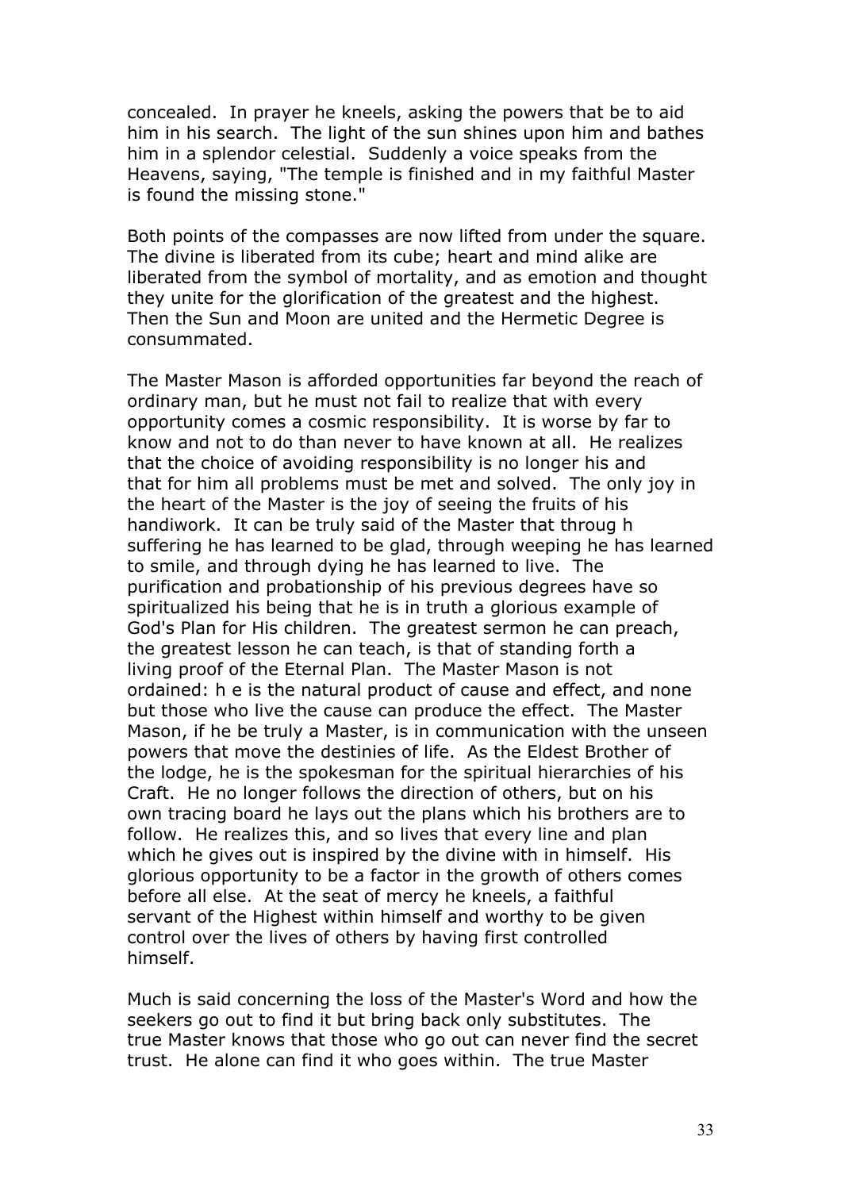concealed. In prayer he kneels, asking the powers that be to aid him in his search. The light of the sun shines upon him and bathes him in a splendor celestial. Suddenly a voice speaks from the Heavens, saying, "The temple is finished and in my faithful Master is found the missing stone."

Both points of the compasses are now lifted from under the square. The divine is liberated from its cube; heart and mind alike are liberated from the symbol of mortality, and as emotion and thought they unite for the glorification of the greatest and the highest. Then the Sun and Moon are united and the Hermetic Degree is consummated.

The Master Mason is afforded opportunities far beyond the reach of ordinary man, but he must not fail to realize that with every opportunity comes a cosmic responsibility. It is worse by far to know and not to do than never to have known at all. He realizes that the choice of avoiding responsibility is no longer his and that for him all problems must be met and solved. The only joy in the heart of the Master is the joy of seeing the fruits of his handiwork. It can be truly said of the Master that throug h suffering he has learned to be glad, through weeping he has learned to smile, and through dying he has learned to live. The purification and probationship of his previous degrees have so spiritualized his being that he is in truth a glorious example of God's Plan for His children. The greatest sermon he can preach, the greatest lesson he can teach, is that of standing forth a living proof of the Eternal Plan. The Master Mason is not ordained: h e is the natural product of cause and effect, and none but those who live the cause can produce the effect. The Master Mason, if he be truly a Master, is in communication with the unseen powers that move the destinies of life. As the Eldest Brother of the lodge, he is the spokesman for the spiritual hierarchies of his Craft. He no longer follows the direction of others, but on his own tracing board he lays out the plans which his brothers are to follow. He realizes this, and so lives that every line and plan which he gives out is inspired by the divine with in himself. His glorious opportunity to be a factor in the growth of others comes before all else. At the seat of mercy he kneels, a faithful servant of the Highest within himself and worthy to be given control over the lives of others by having first controlled himself.

Much is said concerning the loss of the Master's Word and how the seekers go out to find it but bring back only substitutes. The true Master knows that those who go out can never find the secret trust. He alone can find it who goes within. The true Master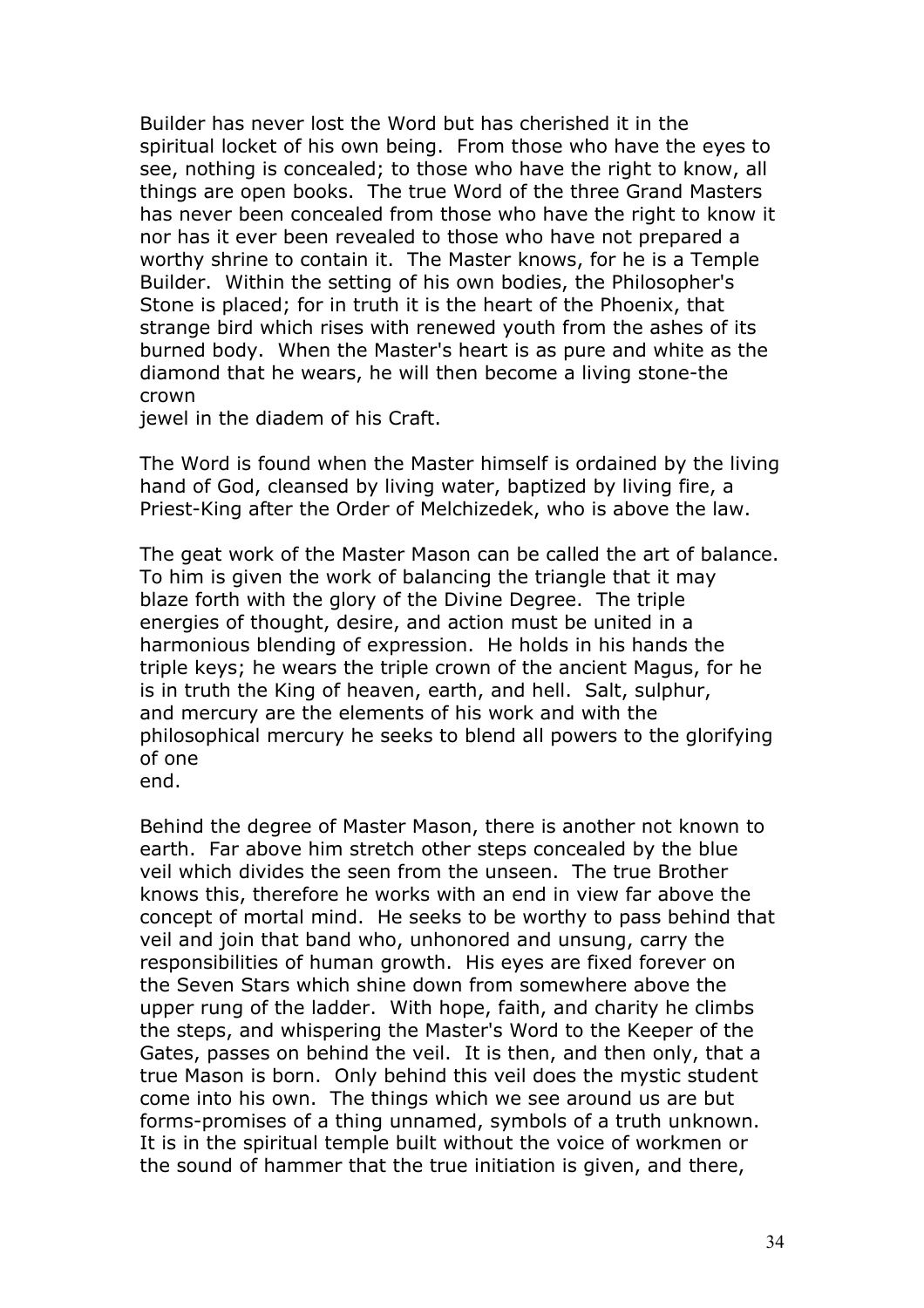Builder has never lost the Word but has cherished it in the spiritual locket of his own being. From those who have the eyes to see, nothing is concealed; to those who have the right to know, all things are open books. The true Word of the three Grand Masters has never been concealed from those who have the right to know it nor has it ever been revealed to those who have not prepared a worthy shrine to contain it. The Master knows, for he is a Temple Builder. Within the setting of his own bodies, the Philosopher's Stone is placed; for in truth it is the heart of the Phoenix, that strange bird which rises with renewed youth from the ashes of its burned body. When the Master's heart is as pure and white as the diamond that he wears, he will then become a living stone-the crown jewel in the diadem of his Craft.

The Word is found when the Master himself is ordained by the living hand of God, cleansed by living water, baptized by living fire, a Priest-King after the Order of Melchizedek, who is above the law.

The geat work of the Master Mason can be called the art of balance. To him is given the work of balancing the triangle that it may blaze forth with the glory of the Divine Degree. The triple energies of thought, desire, and action must be united in a harmonious blending of expression. He holds in his hands the triple keys; he wears the triple crown of the ancient Magus, for he is in truth the King of heaven, earth, and hell. Salt, sulphur, and mercury are the elements of his work and with the philosophical mercury he seeks to blend all powers to the glorifying of one end.

Behind the degree of Master Mason, there is another not known to earth. Far above him stretch other steps concealed by the blue veil which divides the seen from the unseen. The true Brother knows this, therefore he works with an end in view far above the concept of mortal mind. He seeks to be worthy to pass behind that veil and join that band who, unhonored and unsung, carry the responsibilities of human growth. His eyes are fixed forever on the Seven Stars which shine down from somewhere above the upper rung of the ladder. With hope, faith, and charity he climbs the steps, and whispering the Master's Word to the Keeper of the Gates, passes on behind the veil. It is then, and then only, that a true Mason is born. Only behind this veil does the mystic student come into his own. The things which we see around us are but forms-promises of a thing unnamed, symbols of a truth unknown. It is in the spiritual temple built without the voice of workmen or the sound of hammer that the true initiation is given, and there,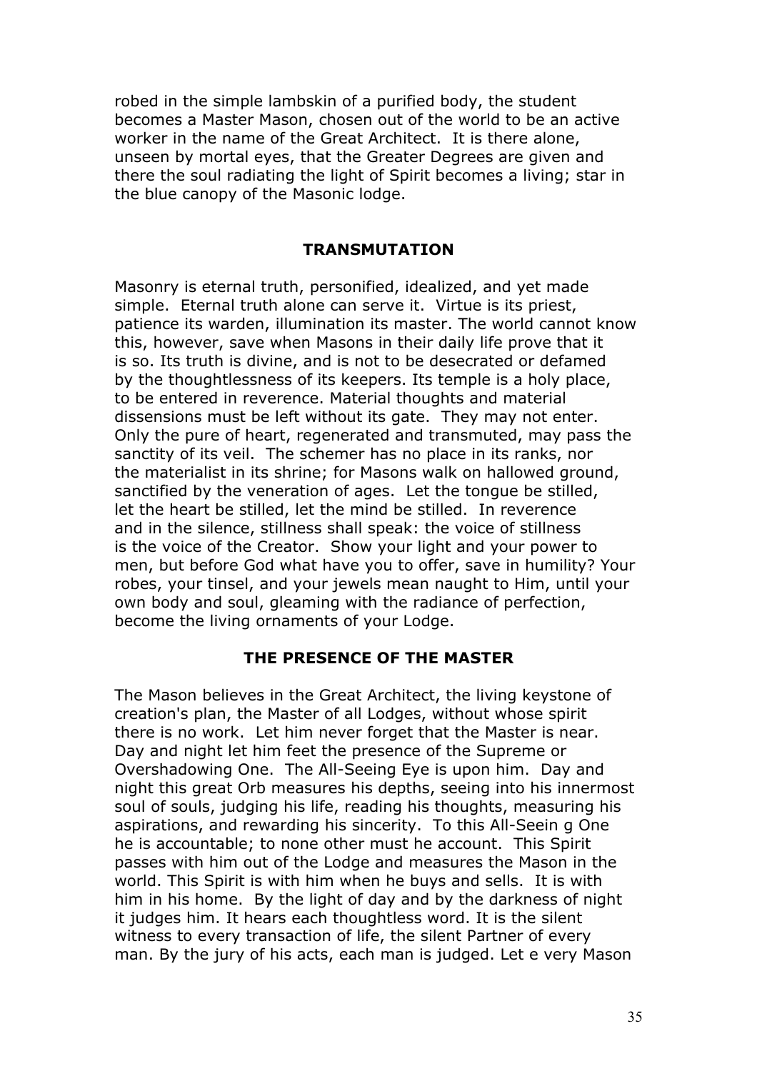robed in the simple lambskin of a purified body, the student becomes a Master Mason, chosen out of the world to be an active worker in the name of the Great Architect. It is there alone, unseen by mortal eyes, that the Greater Degrees are given and there the soul radiating the light of Spirit becomes a living; star in the blue canopy of the Masonic lodge.

## TRANSMUTATION

Masonry is eternal truth, personified, idealized, and yet made simple. Eternal truth alone can serve it. Virtue is its priest, patience its warden, illumination its master. The world cannot know this, however, save when Masons in their daily life prove that it is so. Its truth is divine, and is not to be desecrated or defamed by the thoughtlessness of its keepers. Its temple is a holy place, to be entered in reverence. Material thoughts and material dissensions must be left without its gate. They may not enter. Only the pure of heart, regenerated and transmuted, may pass the sanctity of its veil. The schemer has no place in its ranks, nor the materialist in its shrine; for Masons walk on hallowed ground, sanctified by the veneration of ages. Let the tongue be stilled, let the heart be stilled, let the mind be stilled. In reverence and in the silence, stillness shall speak: the voice of stillness is the voice of the Creator. Show your light and your power to men, but before God what have you to offer, save in humility? Your robes, your tinsel, and your jewels mean naught to Him, until your own body and soul, gleaming with the radiance of perfection, become the living ornaments of your Lodge.

## THE PRESENCE OF THE MASTER

The Mason believes in the Great Architect, the living keystone of creation's plan, the Master of all Lodges, without whose spirit there is no work. Let him never forget that the Master is near. Day and night let him feet the presence of the Supreme or Overshadowing One. The All-Seeing Eye is upon him. Day and night this great Orb measures his depths, seeing into his innermost soul of souls, judging his life, reading his thoughts, measuring his aspirations, and rewarding his sincerity. To this All-Seein g One he is accountable; to none other must he account. This Spirit passes with him out of the Lodge and measures the Mason in the world. This Spirit is with him when he buys and sells. It is with him in his home. By the light of day and by the darkness of night it judges him. It hears each thoughtless word. It is the silent witness to every transaction of life, the silent Partner of every man. By the jury of his acts, each man is judged. Let e very Mason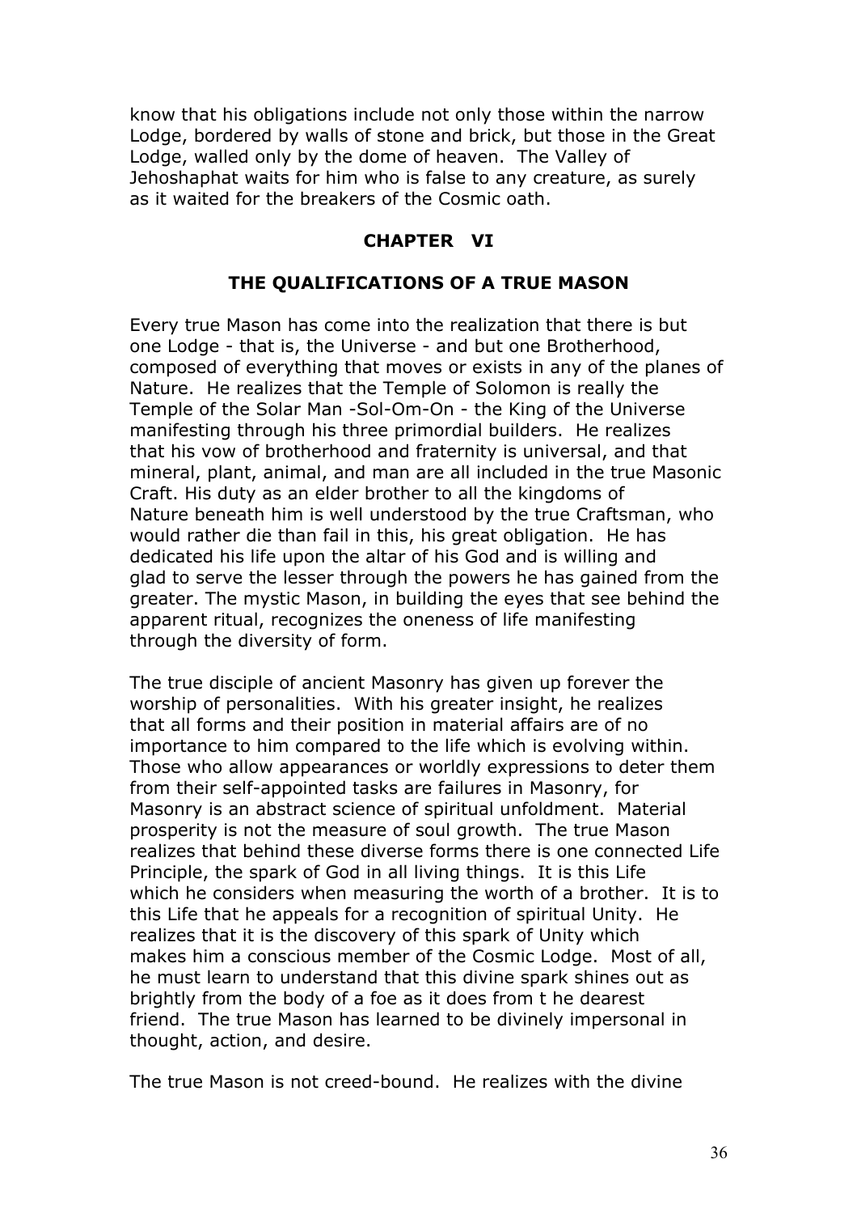know that his obligations include not only those within the narrow Lodge, bordered by walls of stone and brick, but those in the Great Lodge, walled only by the dome of heaven. The Valley of Jehoshaphat waits for him who is false to any creature, as surely as it waited for the breakers of the Cosmic oath.

## CHAPTER VI

## THE QUALIFICATIONS OF A TRUE MASON

Every true Mason has come into the realization that there is but one Lodge - that is, the Universe - and but one Brotherhood, composed of everything that moves or exists in any of the planes of Nature. He realizes that the Temple of Solomon is really the Temple of the Solar Man -Sol-Om-On - the King of the Universe manifesting through his three primordial builders. He realizes that his vow of brotherhood and fraternity is universal, and that mineral, plant, animal, and man are all included in the true Masonic Craft. His duty as an elder brother to all the kingdoms of Nature beneath him is well understood by the true Craftsman, who would rather die than fail in this, his great obligation. He has dedicated his life upon the altar of his God and is willing and glad to serve the lesser through the powers he has gained from the greater. The mystic Mason, in building the eyes that see behind the apparent ritual, recognizes the oneness of life manifesting through the diversity of form.

The true disciple of ancient Masonry has given up forever the worship of personalities. With his greater insight, he realizes that all forms and their position in material affairs are of no importance to him compared to the life which is evolving within. Those who allow appearances or worldly expressions to deter them from their self-appointed tasks are failures in Masonry, for Masonry is an abstract science of spiritual unfoldment. Material prosperity is not the measure of soul growth. The true Mason realizes that behind these diverse forms there is one connected Life Principle, the spark of God in all living things. It is this Life which he considers when measuring the worth of a brother. It is to this Life that he appeals for a recognition of spiritual Unity. He realizes that it is the discovery of this spark of Unity which makes him a conscious member of the Cosmic Lodge. Most of all, he must learn to understand that this divine spark shines out as brightly from the body of a foe as it does from t he dearest friend. The true Mason has learned to be divinely impersonal in thought, action, and desire.

The true Mason is not creed-bound. He realizes with the divine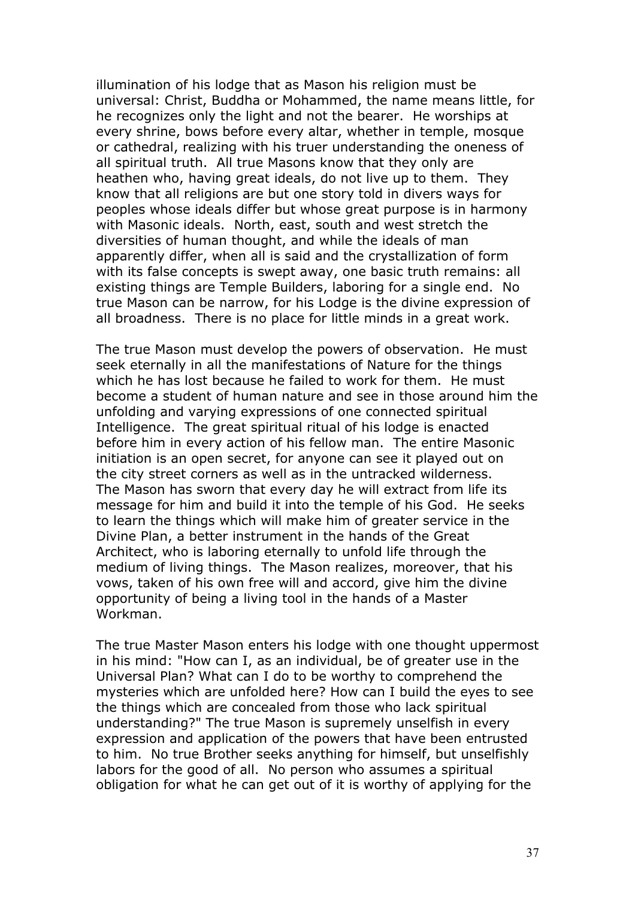illumination of his lodge that as Mason his religion must be universal: Christ, Buddha or Mohammed, the name means little, for he recognizes only the light and not the bearer. He worships at every shrine, bows before every altar, whether in temple, mosque or cathedral, realizing with his truer understanding the oneness of all spiritual truth. All true Masons know that they only are heathen who, having great ideals, do not live up to them. They know that all religions are but one story told in divers ways for peoples whose ideals differ but whose great purpose is in harmony with Masonic ideals. North, east, south and west stretch the diversities of human thought, and while the ideals of man apparently differ, when all is said and the crystallization of form with its false concepts is swept away, one basic truth remains: all existing things are Temple Builders, laboring for a single end. No true Mason can be narrow, for his Lodge is the divine expression of all broadness. There is no place for little minds in a great work.

The true Mason must develop the powers of observation. He must seek eternally in all the manifestations of Nature for the things which he has lost because he failed to work for them. He must become a student of human nature and see in those around him the unfolding and varying expressions of one connected spiritual Intelligence. The great spiritual ritual of his lodge is enacted before him in every action of his fellow man. The entire Masonic initiation is an open secret, for anyone can see it played out on the city street corners as well as in the untracked wilderness. The Mason has sworn that every day he will extract from life its message for him and build it into the temple of his God. He seeks to learn the things which will make him of greater service in the Divine Plan, a better instrument in the hands of the Great Architect, who is laboring eternally to unfold life through the medium of living things. The Mason realizes, moreover, that his vows, taken of his own free will and accord, give him the divine opportunity of being a living tool in the hands of a Master Workman.

The true Master Mason enters his lodge with one thought uppermost in his mind: "How can I, as an individual, be of greater use in the Universal Plan? What can I do to be worthy to comprehend the mysteries which are unfolded here? How can I build the eyes to see the things which are concealed from those who lack spiritual understanding?" The true Mason is supremely unselfish in every expression and application of the powers that have been entrusted to him. No true Brother seeks anything for himself, but unselfishly labors for the good of all. No person who assumes a spiritual obligation for what he can get out of it is worthy of applying for the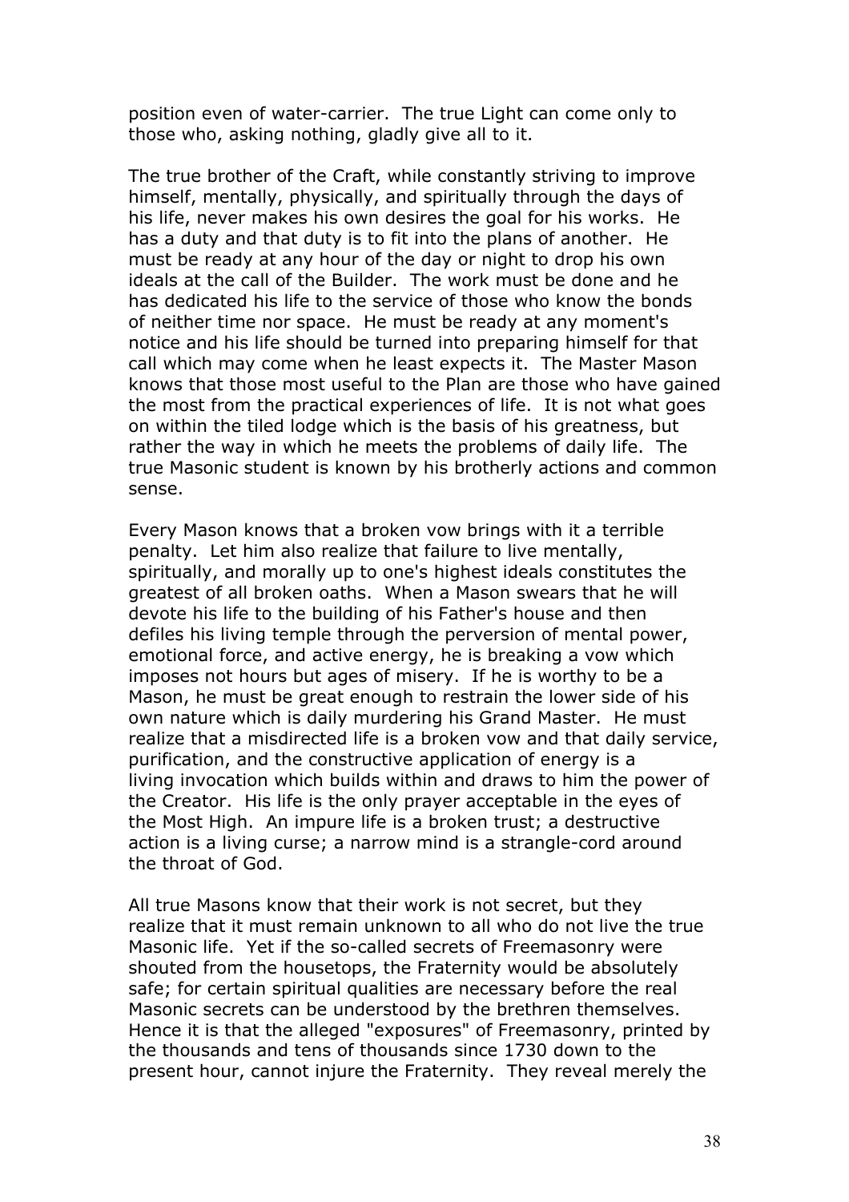position even of water-carrier. The true Light can come only to those who, asking nothing, gladly give all to it.

The true brother of the Craft, while constantly striving to improve himself, mentally, physically, and spiritually through the days of his life, never makes his own desires the goal for his works. He has a duty and that duty is to fit into the plans of another. He must be ready at any hour of the day or night to drop his own ideals at the call of the Builder. The work must be done and he has dedicated his life to the service of those who know the bonds of neither time nor space. He must be ready at any moment's notice and his life should be turned into preparing himself for that call which may come when he least expects it. The Master Mason knows that those most useful to the Plan are those who have gained the most from the practical experiences of life. It is not what goes on within the tiled lodge which is the basis of his greatness, but rather the way in which he meets the problems of daily life. The true Masonic student is known by his brotherly actions and common sense.

Every Mason knows that a broken vow brings with it a terrible penalty. Let him also realize that failure to live mentally, spiritually, and morally up to one's highest ideals constitutes the greatest of all broken oaths. When a Mason swears that he will devote his life to the building of his Father's house and then defiles his living temple through the perversion of mental power, emotional force, and active energy, he is breaking a vow which imposes not hours but ages of misery. If he is worthy to be a Mason, he must be great enough to restrain the lower side of his own nature which is daily murdering his Grand Master. He must realize that a misdirected life is a broken vow and that daily service, purification, and the constructive application of energy is a living invocation which builds within and draws to him the power of the Creator. His life is the only prayer acceptable in the eyes of the Most High. An impure life is a broken trust; a destructive action is a living curse; a narrow mind is a strangle-cord around the throat of God.

All true Masons know that their work is not secret, but they realize that it must remain unknown to all who do not live the true Masonic life. Yet if the so-called secrets of Freemasonry were shouted from the housetops, the Fraternity would be absolutely safe; for certain spiritual qualities are necessary before the real Masonic secrets can be understood by the brethren themselves. Hence it is that the alleged "exposures" of Freemasonry, printed by the thousands and tens of thousands since 1730 down to the present hour, cannot injure the Fraternity. They reveal merely the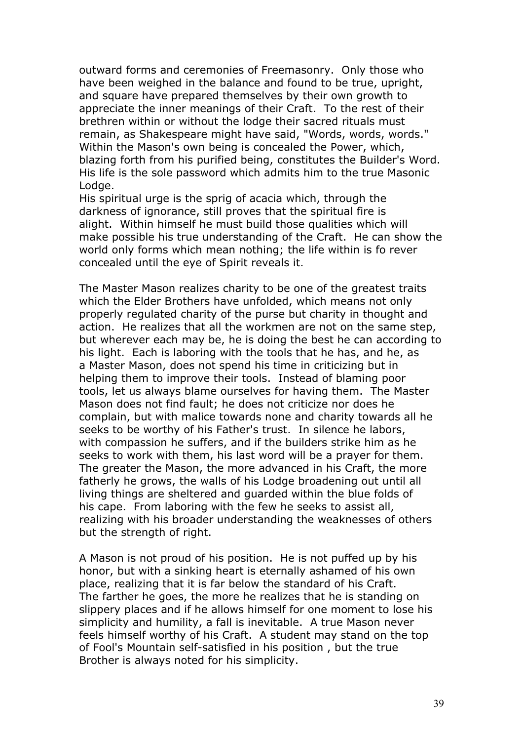outward forms and ceremonies of Freemasonry. Only those who have been weighed in the balance and found to be true, upright, and square have prepared themselves by their own growth to appreciate the inner meanings of their Craft. To the rest of their brethren within or without the lodge their sacred rituals must remain, as Shakespeare might have said, "Words, words, words." Within the Mason's own being is concealed the Power, which, blazing forth from his purified being, constitutes the Builder's Word. His life is the sole password which admits him to the true Masonic Lodge.
His spiritual urge is the sprig of acacia which, through the darkness of ignorance, still proves that the spiritual fire is alight. Within himself he must build those qualities which will make possible his true understanding of the Craft. He can show the world only forms which mean nothing; the life within is fo rever concealed until the eye of Spirit reveals it.

The Master Mason realizes charity to be one of the greatest traits which the Elder Brothers have unfolded, which means not only properly regulated charity of the purse but charity in thought and action. He realizes that all the workmen are not on the same step, but wherever each may be, he is doing the best he can according to his light. Each is laboring with the tools that he has, and he, as a Master Mason, does not spend his time in criticizing but in helping them to improve their tools. Instead of blaming poor tools, let us always blame ourselves for having them. The Master Mason does not find fault; he does not criticize nor does he complain, but with malice towards none and charity towards all he seeks to be worthy of his Father's trust. In silence he labors, with compassion he suffers, and if the builders strike him as he seeks to work with them, his last word will be a prayer for them. The greater the Mason, the more advanced in his Craft, the more fatherly he grows, the walls of his Lodge broadening out until all living things are sheltered and guarded within the blue folds of his cape. From laboring with the few he seeks to assist all, realizing with his broader understanding the weaknesses of others but the strength of right.

A Mason is not proud of his position. He is not puffed up by his honor, but with a sinking heart is eternally ashamed of his own place, realizing that it is far below the standard of his Craft. The farther he goes, the more he realizes that he is standing on slippery places and if he allows himself for one moment to lose his simplicity and humility, a fall is inevitable. A true Mason never feels himself worthy of his Craft. A student may stand on the top of Fool's Mountain self-satisfied in his position , but the true Brother is always noted for his simplicity.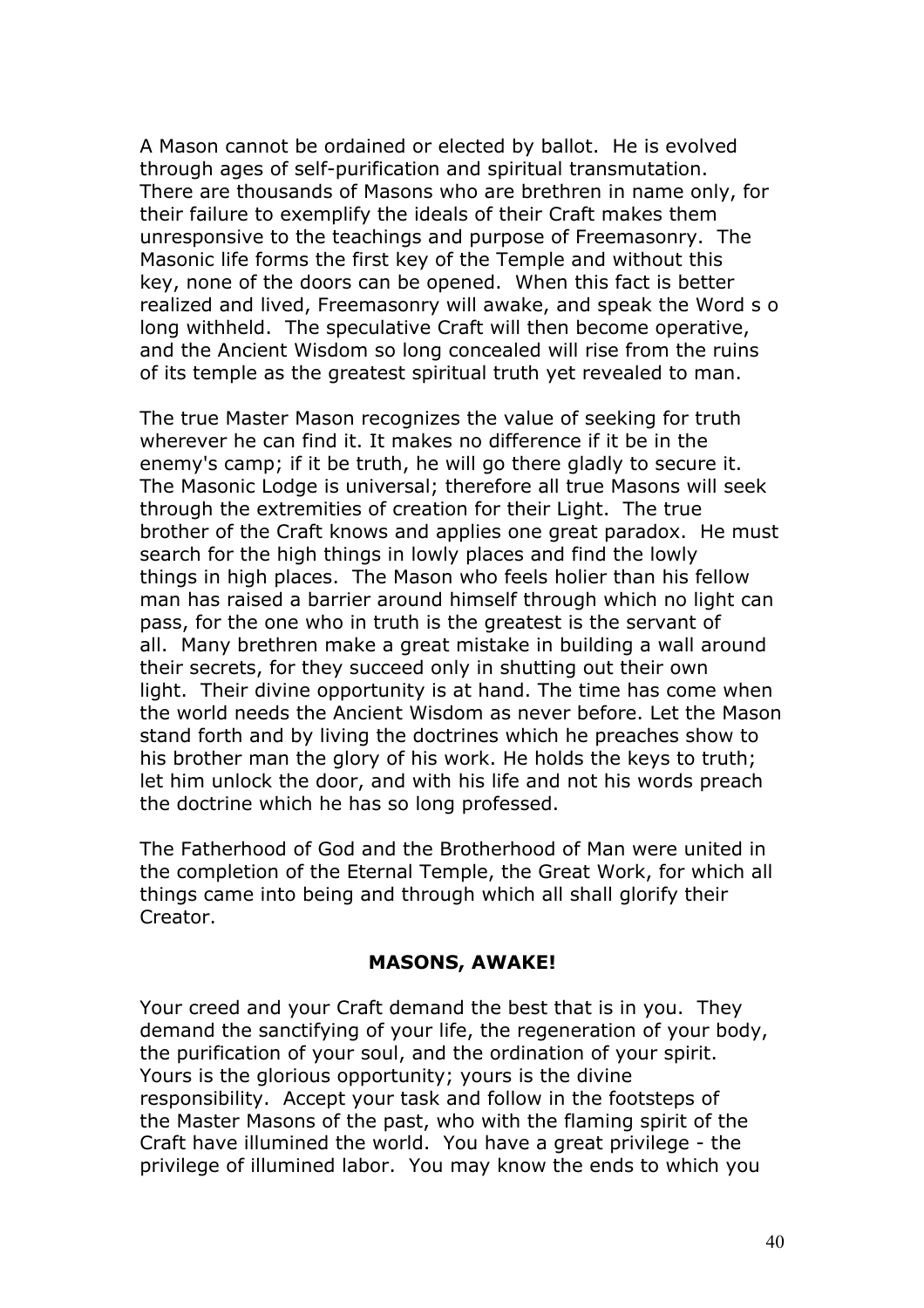A Mason cannot be ordained or elected by ballot. He is evolved through ages of self-purification and spiritual transmutation. There are thousands of Masons who are brethren in name only, for their failure to exemplify the ideals of their Craft makes them unresponsive to the teachings and purpose of Freemasonry. The Masonic life forms the first key of the Temple and without this key, none of the doors can be opened. When this fact is better realized and lived, Freemasonry will awake, and speak the Word s o long withheld. The speculative Craft will then become operative, and the Ancient Wisdom so long concealed will rise from the ruins of its temple as the greatest spiritual truth yet revealed to man.

The true Master Mason recognizes the value of seeking for truth wherever he can find it. It makes no difference if it be in the enemy's camp; if it be truth, he will go there gladly to secure it. The Masonic Lodge is universal; therefore all true Masons will seek through the extremities of creation for their Light. The true brother of the Craft knows and applies one great paradox. He must search for the high things in lowly places and find the lowly things in high places. The Mason who feels holier than his fellow man has raised a barrier around himself through which no light can pass, for the one who in truth is the greatest is the servant of all. Many brethren make a great mistake in building a wall around their secrets, for they succeed only in shutting out their own light. Their divine opportunity is at hand. The time has come when the world needs the Ancient Wisdom as never before. Let the Mason stand forth and by living the doctrines which he preaches show to his brother man the glory of his work. He holds the keys to truth; let him unlock the door, and with his life and not his words preach the doctrine which he has so long professed.

The Fatherhood of God and the Brotherhood of Man were united in the completion of the Eternal Temple, the Great Work, for which all things came into being and through which all shall glorify their Creator.

## MASONS, AWAKE!

Your creed and your Craft demand the best that is in you. They demand the sanctifying of your life, the regeneration of your body, the purification of your soul, and the ordination of your spirit. Yours is the glorious opportunity; yours is the divine responsibility. Accept your task and follow in the footsteps of the Master Masons of the past, who with the flaming spirit of the Craft have illumined the world. You have a great privilege - the privilege of illumined labor. You may know the ends to which you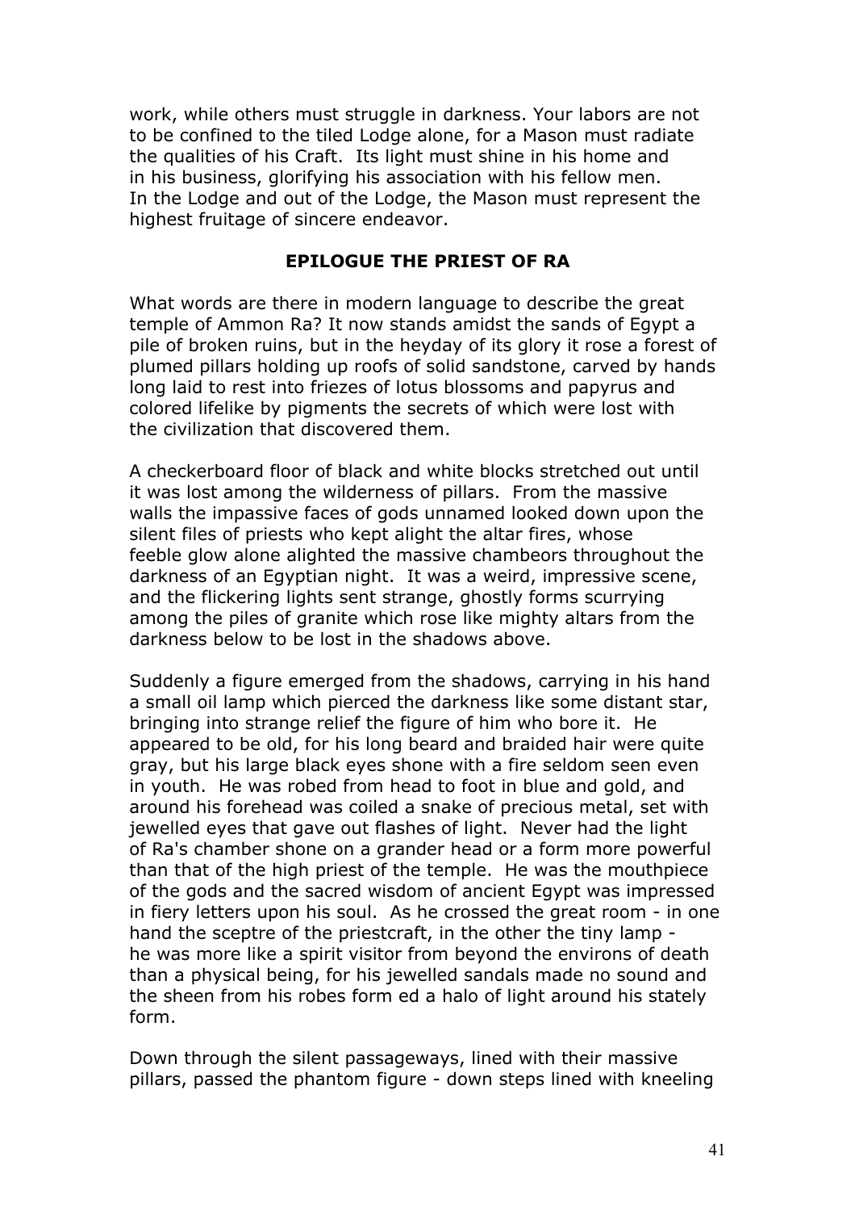work, while others must struggle in darkness. Your labors are not to be confined to the tiled Lodge alone, for a Mason must radiate the qualities of his Craft. Its light must shine in his home and in his business, glorifying his association with his fellow men. In the Lodge and out of the Lodge, the Mason must represent the highest fruitage of sincere endeavor.

## EPILOGUE THE PRIEST OF RA

What words are there in modern language to describe the great temple of Ammon Ra? It now stands amidst the sands of Egypt a pile of broken ruins, but in the heyday of its glory it rose a forest of plumed pillars holding up roofs of solid sandstone, carved by hands long laid to rest into friezes of lotus blossoms and papyrus and colored lifelike by pigments the secrets of which were lost with the civilization that discovered them.

A checkerboard floor of black and white blocks stretched out until it was lost among the wilderness of pillars. From the massive walls the impassive faces of gods unnamed looked down upon the silent files of priests who kept alight the altar fires, whose feeble glow alone alighted the massive chambeors throughout the darkness of an Egyptian night. It was a weird, impressive scene, and the flickering lights sent strange, ghostly forms scurrying among the piles of granite which rose like mighty altars from the darkness below to be lost in the shadows above.

Suddenly a figure emerged from the shadows, carrying in his hand a small oil lamp which pierced the darkness like some distant star, bringing into strange relief the figure of him who bore it. He appeared to be old, for his long beard and braided hair were quite gray, but his large black eyes shone with a fire seldom seen even in youth. He was robed from head to foot in blue and gold, and around his forehead was coiled a snake of precious metal, set with jewelled eyes that gave out flashes of light. Never had the light of Ra's chamber shone on a grander head or a form more powerful than that of the high priest of the temple. He was the mouthpiece of the gods and the sacred wisdom of ancient Egypt was impressed in fiery letters upon his soul. As he crossed the great room - in one hand the sceptre of the priestcraft, in the other the tiny lamp - he was more like a spirit visitor from beyond the environs of death than a physical being, for his jewelled sandals made no sound and the sheen from his robes form ed a halo of light around his stately form.

Down through the silent passageways, lined with their massive pillars, passed the phantom figure - down steps lined with kneeling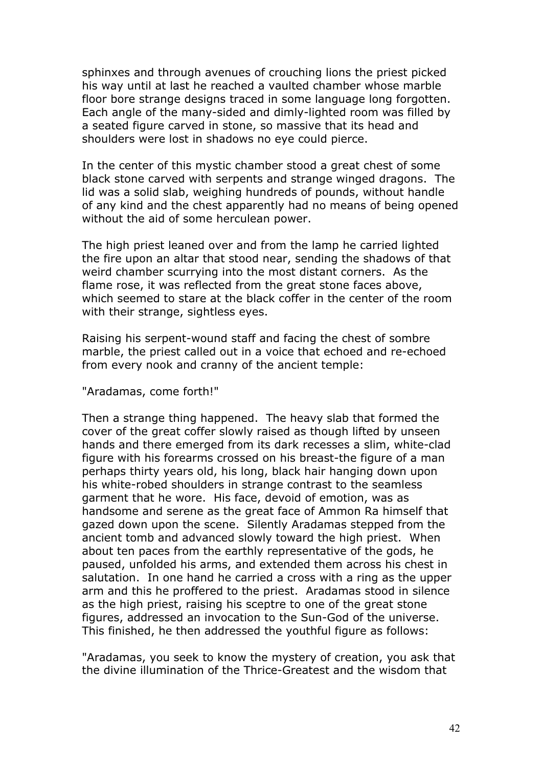sphinxes and through avenues of crouching lions the priest picked his way until at last he reached a vaulted chamber whose marble floor bore strange designs traced in some language long forgotten. Each angle of the many-sided and dimly-lighted room was filled by a seated figure carved in stone, so massive that its head and shoulders were lost in shadows no eye could pierce.

In the center of this mystic chamber stood a great chest of some black stone carved with serpents and strange winged dragons. The lid was a solid slab, weighing hundreds of pounds, without handle of any kind and the chest apparently had no means of being opened without the aid of some herculean power.

The high priest leaned over and from the lamp he carried lighted the fire upon an altar that stood near, sending the shadows of that weird chamber scurrying into the most distant corners. As the flame rose, it was reflected from the great stone faces above, which seemed to stare at the black coffer in the center of the room with their strange, sightless eyes.

Raising his serpent-wound staff and facing the chest of sombre marble, the priest called out in a voice that echoed and re-echoed from every nook and cranny of the ancient temple:

"Aradamas, come forth!"

Then a strange thing happened. The heavy slab that formed the cover of the great coffer slowly raised as though lifted by unseen hands and there emerged from its dark recesses a slim, white-clad figure with his forearms crossed on his breast-the figure of a man perhaps thirty years old, his long, black hair hanging down upon his white-robed shoulders in strange contrast to the seamless garment that he wore. His face, devoid of emotion, was as handsome and serene as the great face of Ammon Ra himself that gazed down upon the scene. Silently Aradamas stepped from the ancient tomb and advanced slowly toward the high priest. When about ten paces from the earthly representative of the gods, he paused, unfolded his arms, and extended them across his chest in salutation. In one hand he carried a cross with a ring as the upper arm and this he proffered to the priest. Aradamas stood in silence as the high priest, raising his sceptre to one of the great stone figures, addressed an invocation to the Sun-God of the universe. This finished, he then addressed the youthful figure as follows:

"Aradamas, you seek to know the mystery of creation, you ask that the divine illumination of the Thrice-Greatest and the wisdom that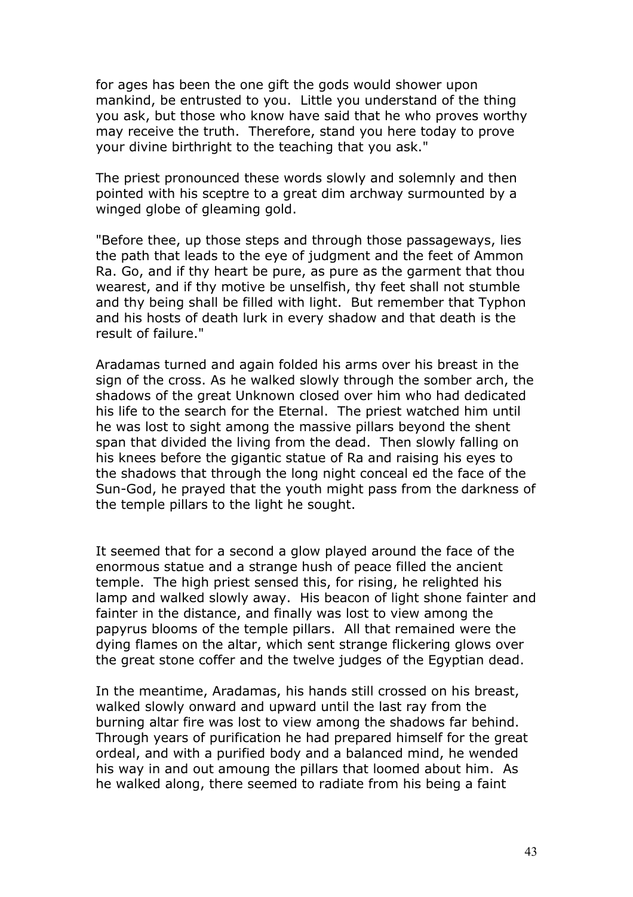for ages has been the one gift the gods would shower upon mankind, be entrusted to you. Little you understand of the thing you ask, but those who know have said that he who proves worthy may receive the truth. Therefore, stand you here today to prove your divine birthright to the teaching that you ask."

The priest pronounced these words slowly and solemnly and then pointed with his sceptre to a great dim archway surmounted by a winged globe of gleaming gold.

"Before thee, up those steps and through those passageways, lies the path that leads to the eye of judgment and the feet of Ammon Ra. Go, and if thy heart be pure, as pure as the garment that thou wearest, and if thy motive be unselfish, thy feet shall not stumble and thy being shall be filled with light. But remember that Typhon and his hosts of death lurk in every shadow and that death is the result of failure."

Aradamas turned and again folded his arms over his breast in the sign of the cross. As he walked slowly through the somber arch, the shadows of the great Unknown closed over him who had dedicated his life to the search for the Eternal. The priest watched him until he was lost to sight among the massive pillars beyond the shent span that divided the living from the dead. Then slowly falling on his knees before the gigantic statue of Ra and raising his eyes to the shadows that through the long night conceal ed the face of the Sun-God, he prayed that the youth might pass from the darkness of the temple pillars to the light he sought.

It seemed that for a second a glow played around the face of the enormous statue and a strange hush of peace filled the ancient temple. The high priest sensed this, for rising, he relighted his lamp and walked slowly away. His beacon of light shone fainter and fainter in the distance, and finally was lost to view among the papyrus blooms of the temple pillars. All that remained were the dying flames on the altar, which sent strange flickering glows over the great stone coffer and the twelve judges of the Egyptian dead.

In the meantime, Aradamas, his hands still crossed on his breast, walked slowly onward and upward until the last ray from the burning altar fire was lost to view among the shadows far behind. Through years of purification he had prepared himself for the great ordeal, and with a purified body and a balanced mind, he wended his way in and out amoung the pillars that loomed about him. As he walked along, there seemed to radiate from his being a faint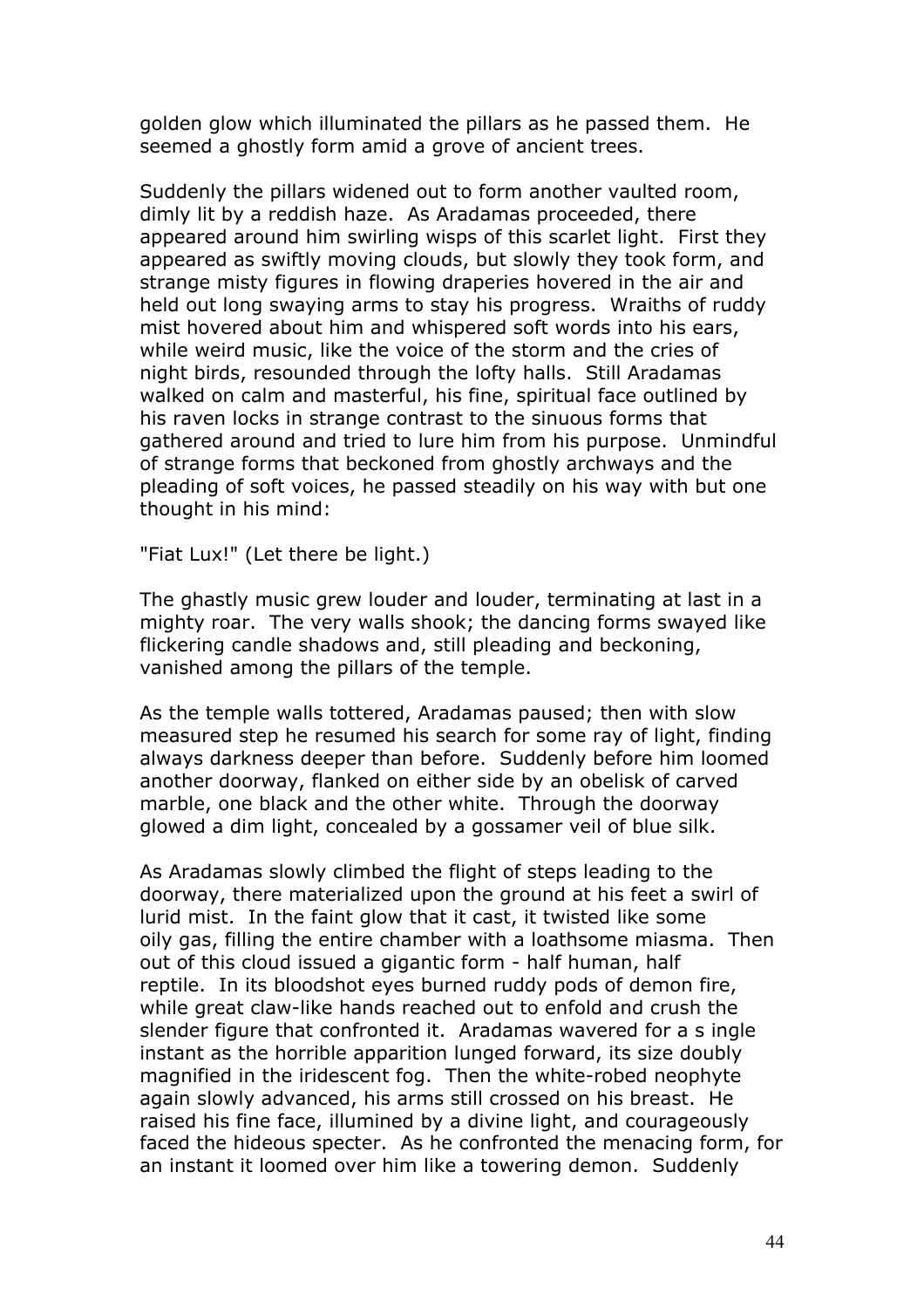golden glow which illuminated the pillars as he passed them. He seemed a ghostly form amid a grove of ancient trees.

Suddenly the pillars widened out to form another vaulted room, dimly lit by a reddish haze. As Aradamas proceeded, there appeared around him swirling wisps of this scarlet light. First they appeared as swiftly moving clouds, but slowly they took form, and strange misty figures in flowing draperies hovered in the air and held out long swaying arms to stay his progress. Wraiths of ruddy mist hovered about him and whispered soft words into his ears, while weird music, like the voice of the storm and the cries of night birds, resounded through the lofty halls. Still Aradamas walked on calm and masterful, his fine, spiritual face outlined by his raven locks in strange contrast to the sinuous forms that gathered around and tried to lure him from his purpose. Unmindful of strange forms that beckoned from ghostly archways and the pleading of soft voices, he passed steadily on his way with but one thought in his mind:

"Fiat Lux!" (Let there be light.)

The ghastly music grew louder and louder, terminating at last in a mighty roar. The very walls shook; the dancing forms swayed like flickering candle shadows and, still pleading and beckoning, vanished among the pillars of the temple.

As the temple walls tottered, Aradamas paused; then with slow measured step he resumed his search for some ray of light, finding always darkness deeper than before. Suddenly before him loomed another doorway, flanked on either side by an obelisk of carved marble, one black and the other white. Through the doorway glowed a dim light, concealed by a gossamer veil of blue silk.

As Aradamas slowly climbed the flight of steps leading to the doorway, there materialized upon the ground at his feet a swirl of lurid mist. In the faint glow that it cast, it twisted like some oily gas, filling the entire chamber with a loathsome miasma. Then out of this cloud issued a gigantic form - half human, half reptile. In its bloodshot eyes burned ruddy pods of demon fire, while great claw-like hands reached out to enfold and crush the slender figure that confronted it. Aradamas wavered for a s ingle instant as the horrible apparition lunged forward, its size doubly magnified in the iridescent fog. Then the white-robed neophyte again slowly advanced, his arms still crossed on his breast. He raised his fine face, illumined by a divine light, and courageously faced the hideous specter. As he confronted the menacing form, for an instant it loomed over him like a towering demon. Suddenly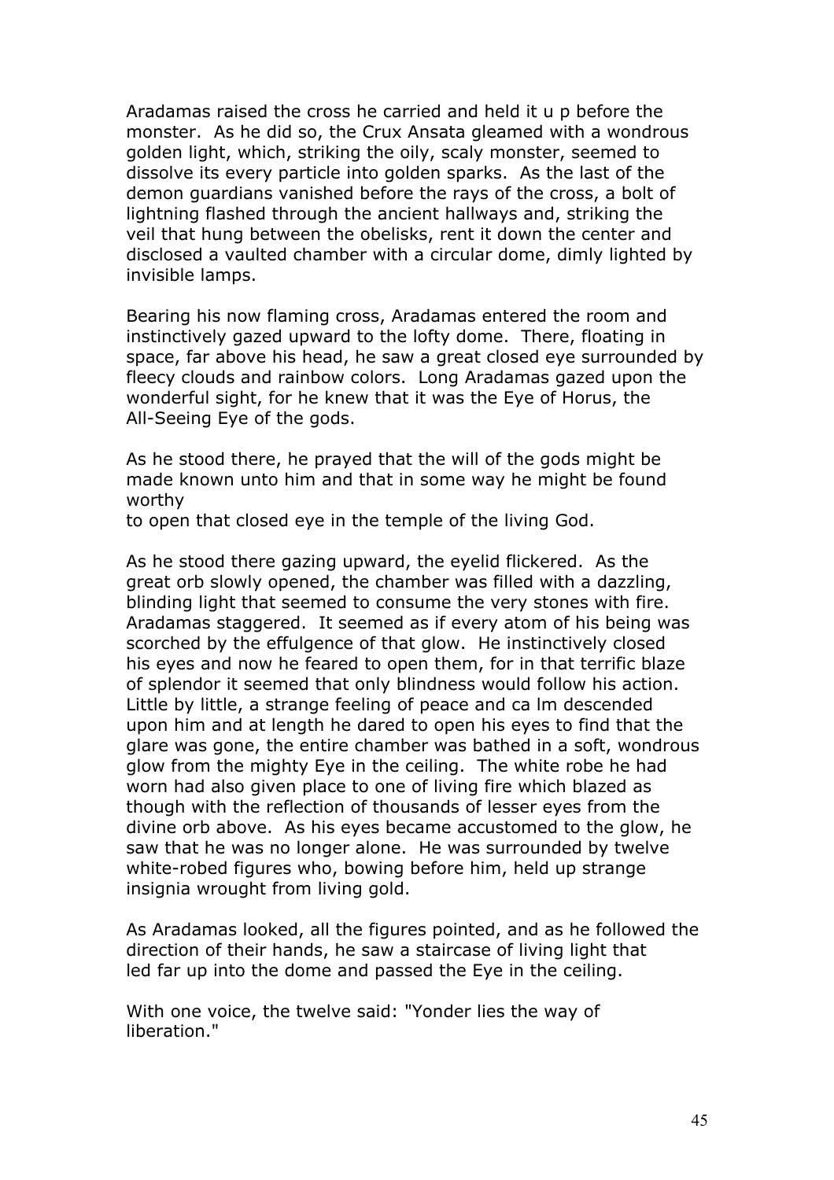Aradamas raised the cross he carried and held it u p before the monster. As he did so, the Crux Ansata gleamed with a wondrous golden light, which, striking the oily, scaly monster, seemed to dissolve its every particle into golden sparks. As the last of the demon guardians vanished before the rays of the cross, a bolt of lightning flashed through the ancient hallways and, striking the veil that hung between the obelisks, rent it down the center and disclosed a vaulted chamber with a circular dome, dimly lighted by invisible lamps.

Bearing his now flaming cross, Aradamas entered the room and instinctively gazed upward to the lofty dome. There, floating in space, far above his head, he saw a great closed eye surrounded by fleecy clouds and rainbow colors. Long Aradamas gazed upon the wonderful sight, for he knew that it was the Eye of Horus, the All-Seeing Eye of the gods.

As he stood there, he prayed that the will of the gods might be made known unto him and that in some way he might be found worthy
to open that closed eye in the temple of the living God.

As he stood there gazing upward, the eyelid flickered. As the great orb slowly opened, the chamber was filled with a dazzling, blinding light that seemed to consume the very stones with fire. Aradamas staggered. It seemed as if every atom of his being was scorched by the effulgence of that glow. He instinctively closed his eyes and now he feared to open them, for in that terrific blaze of splendor it seemed that only blindness would follow his action. Little by little, a strange feeling of peace and ca lm descended upon him and at length he dared to open his eyes to find that the glare was gone, the entire chamber was bathed in a soft, wondrous glow from the mighty Eye in the ceiling. The white robe he had worn had also given place to one of living fire which blazed as though with the reflection of thousands of lesser eyes from the divine orb above. As his eyes became accustomed to the glow, he saw that he was no longer alone. He was surrounded by twelve white-robed figures who, bowing before him, held up strange insignia wrought from living gold.

As Aradamas looked, all the figures pointed, and as he followed the direction of their hands, he saw a staircase of living light that led far up into the dome and passed the Eye in the ceiling.

With one voice, the twelve said: "Yonder lies the way of liberation."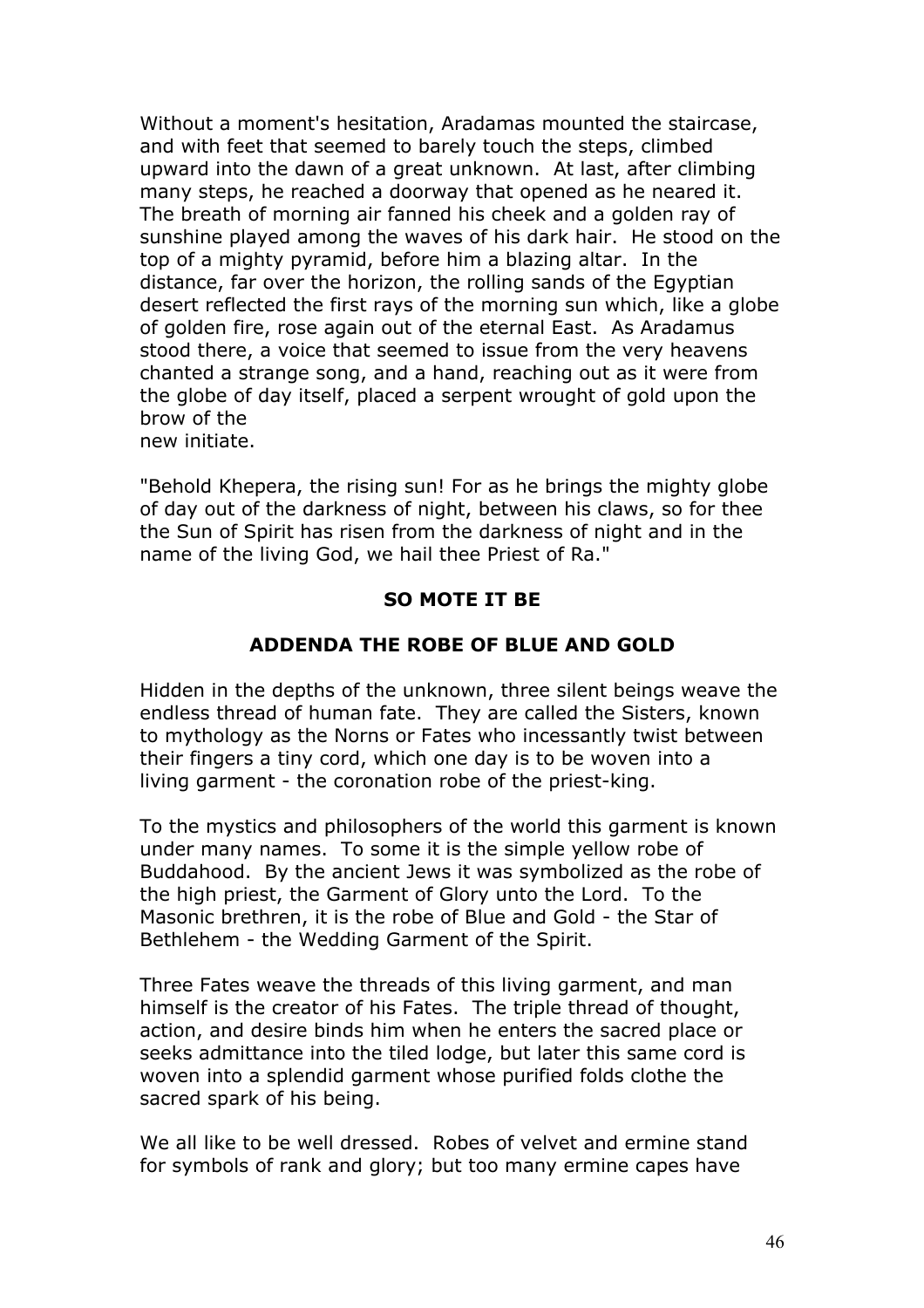Without a moment's hesitation, Aradamas mounted the staircase, and with feet that seemed to barely touch the steps, climbed upward into the dawn of a great unknown. At last, after climbing many steps, he reached a doorway that opened as he neared it. The breath of morning air fanned his cheek and a golden ray of sunshine played among the waves of his dark hair. He stood on the top of a mighty pyramid, before him a blazing altar. In the distance, far over the horizon, the rolling sands of the Egyptian desert reflected the first rays of the morning sun which, like a globe of golden fire, rose again out of the eternal East. As Aradamus stood there, a voice that seemed to issue from the very heavens chanted a strange song, and a hand, reaching out as it were from the globe of day itself, placed a serpent wrought of gold upon the brow of the new initiate.

"Behold Khepera, the rising sun! For as he brings the mighty globe of day out of the darkness of night, between his claws, so for thee the Sun of Spirit has risen from the darkness of night and in the name of the living God, we hail thee Priest of Ra."

**SO MOTE IT BE**

## ADDENDA THE ROBE OF BLUE AND GOLD

Hidden in the depths of the unknown, three silent beings weave the endless thread of human fate. They are called the Sisters, known to mythology as the Norns or Fates who incessantly twist between their fingers a tiny cord, which one day is to be woven into a living garment - the coronation robe of the priest-king.

To the mystics and philosophers of the world this garment is known under many names. To some it is the simple yellow robe of Buddahood. By the ancient Jews it was symbolized as the robe of the high priest, the Garment of Glory unto the Lord. To the Masonic brethren, it is the robe of Blue and Gold - the Star of Bethlehem - the Wedding Garment of the Spirit.

Three Fates weave the threads of this living garment, and man himself is the creator of his Fates. The triple thread of thought, action, and desire binds him when he enters the sacred place or seeks admittance into the tiled lodge, but later this same cord is woven into a splendid garment whose purified folds clothe the sacred spark of his being.

We all like to be well dressed. Robes of velvet and ermine stand for symbols of rank and glory; but too many ermine capes have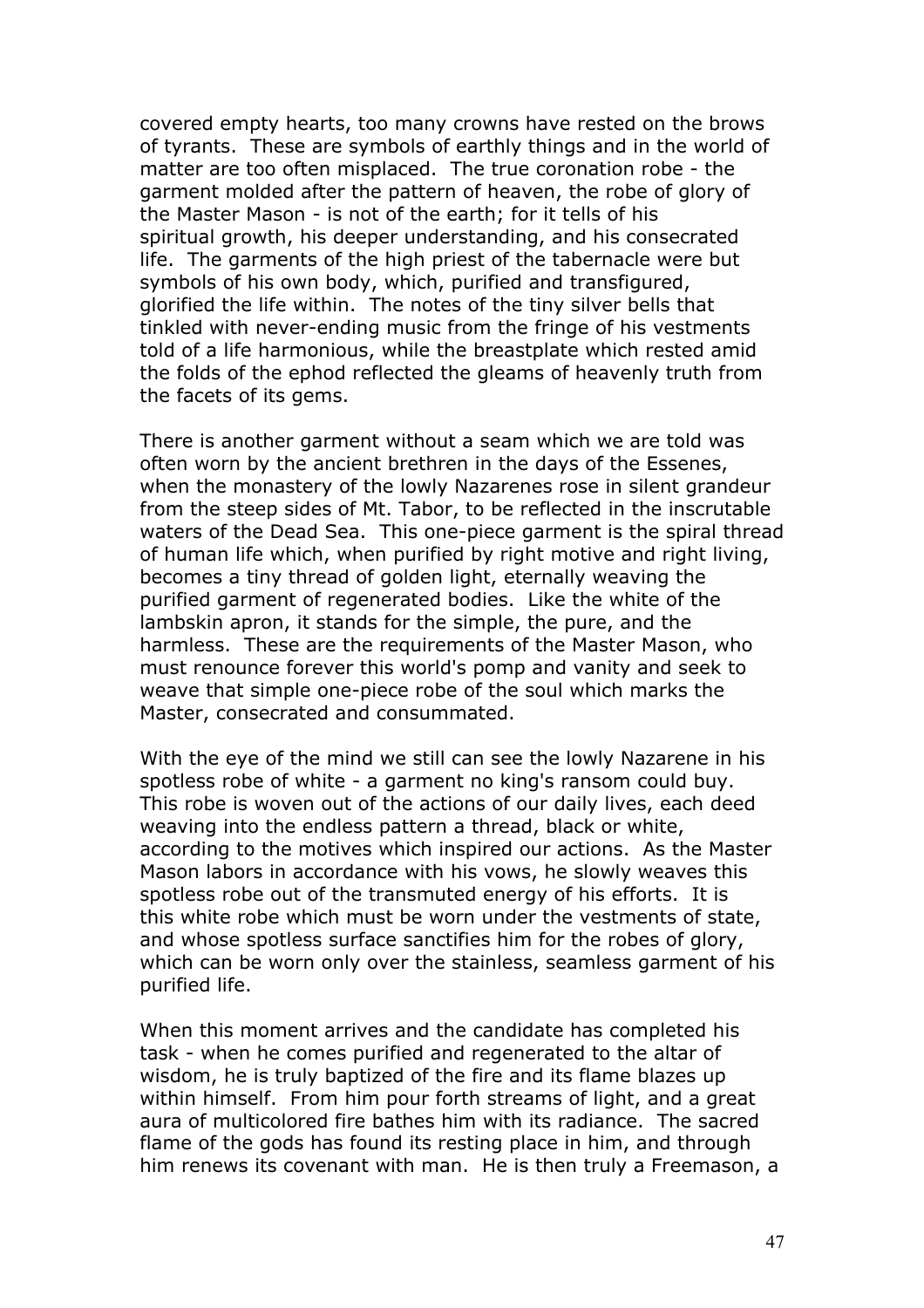covered empty hearts, too many crowns have rested on the brows of tyrants. These are symbols of earthly things and in the world of matter are too often misplaced. The true coronation robe - the garment molded after the pattern of heaven, the robe of glory of the Master Mason - is not of the earth; for it tells of his spiritual growth, his deeper understanding, and his consecrated life. The garments of the high priest of the tabernacle were but symbols of his own body, which, purified and transfigured, glorified the life within. The notes of the tiny silver bells that tinkled with never-ending music from the fringe of his vestments told of a life harmonious, while the breastplate which rested amid the folds of the ephod reflected the gleams of heavenly truth from the facets of its gems.

There is another garment without a seam which we are told was often worn by the ancient brethren in the days of the Essenes, when the monastery of the lowly Nazarenes rose in silent grandeur from the steep sides of Mt. Tabor, to be reflected in the inscrutable waters of the Dead Sea. This one-piece garment is the spiral thread of human life which, when purified by right motive and right living, becomes a tiny thread of golden light, eternally weaving the purified garment of regenerated bodies. Like the white of the lambskin apron, it stands for the simple, the pure, and the harmless. These are the requirements of the Master Mason, who must renounce forever this world's pomp and vanity and seek to weave that simple one-piece robe of the soul which marks the Master, consecrated and consummated.

With the eye of the mind we still can see the lowly Nazarene in his spotless robe of white - a garment no king's ransom could buy. This robe is woven out of the actions of our daily lives, each deed weaving into the endless pattern a thread, black or white, according to the motives which inspired our actions. As the Master Mason labors in accordance with his vows, he slowly weaves this spotless robe out of the transmuted energy of his efforts. It is this white robe which must be worn under the vestments of state, and whose spotless surface sanctifies him for the robes of glory, which can be worn only over the stainless, seamless garment of his purified life.

When this moment arrives and the candidate has completed his task - when he comes purified and regenerated to the altar of wisdom, he is truly baptized of the fire and its flame blazes up within himself. From him pour forth streams of light, and a great aura of multicolored fire bathes him with its radiance. The sacred flame of the gods has found its resting place in him, and through him renews its covenant with man. He is then truly a Freemason, a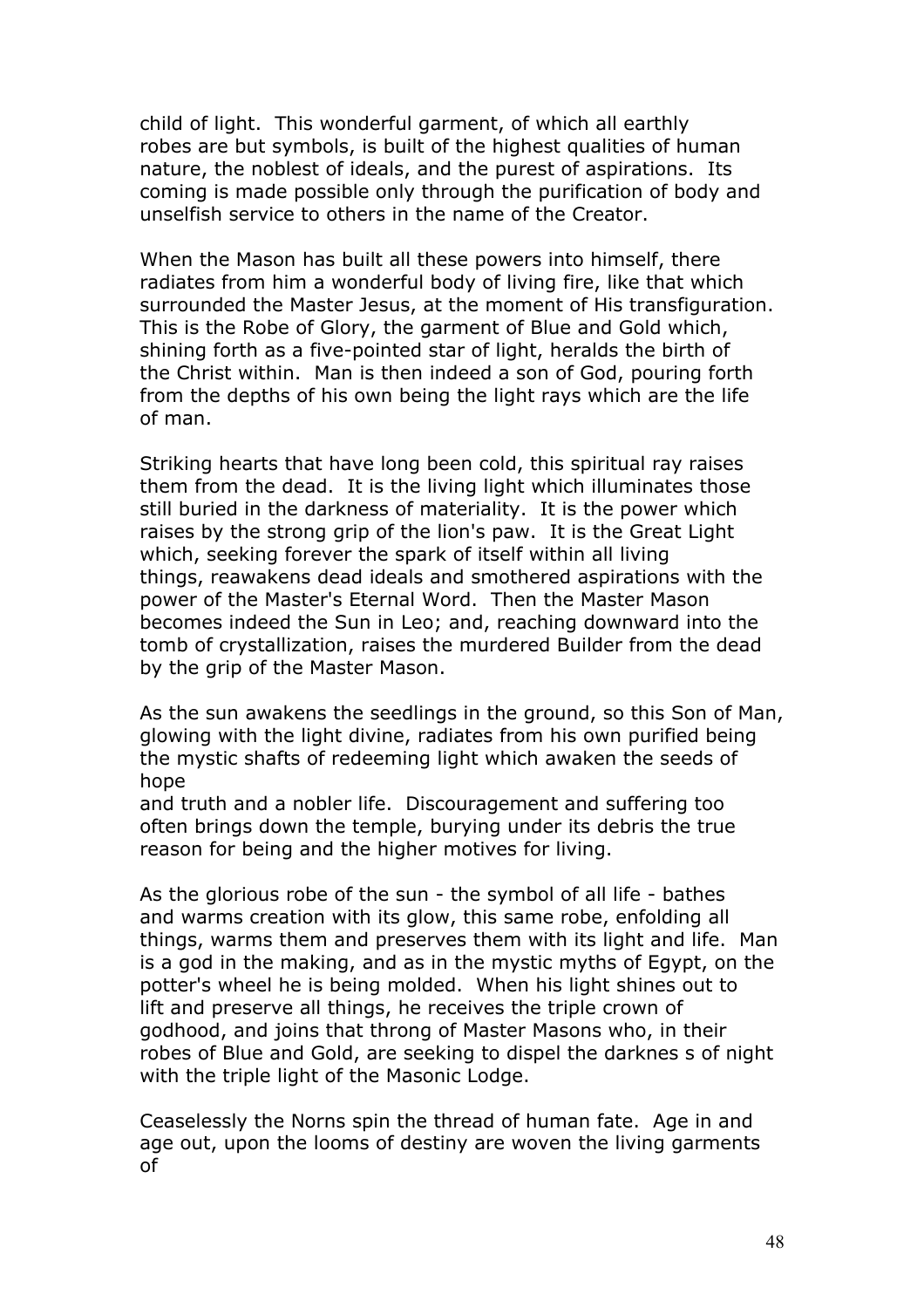child of light. This wonderful garment, of which all earthly robes are but symbols, is built of the highest qualities of human nature, the noblest of ideals, and the purest of aspirations. Its coming is made possible only through the purification of body and unselfish service to others in the name of the Creator.

When the Mason has built all these powers into himself, there radiates from him a wonderful body of living fire, like that which surrounded the Master Jesus, at the moment of His transfiguration. This is the Robe of Glory, the garment of Blue and Gold which, shining forth as a five-pointed star of light, heralds the birth of the Christ within. Man is then indeed a son of God, pouring forth from the depths of his own being the light rays which are the life of man.

Striking hearts that have long been cold, this spiritual ray raises them from the dead. It is the living light which illuminates those still buried in the darkness of materiality. It is the power which raises by the strong grip of the lion's paw. It is the Great Light which, seeking forever the spark of itself within all living things, reawakens dead ideals and smothered aspirations with the power of the Master's Eternal Word. Then the Master Mason becomes indeed the Sun in Leo; and, reaching downward into the tomb of crystallization, raises the murdered Builder from the dead by the grip of the Master Mason.

As the sun awakens the seedlings in the ground, so this Son of Man, glowing with the light divine, radiates from his own purified being the mystic shafts of redeeming light which awaken the seeds of hope
and truth and a nobler life. Discouragement and suffering too often brings down the temple, burying under its debris the true reason for being and the higher motives for living.

As the glorious robe of the sun - the symbol of all life - bathes and warms creation with its glow, this same robe, enfolding all things, warms them and preserves them with its light and life. Man is a god in the making, and as in the mystic myths of Egypt, on the potter's wheel he is being molded. When his light shines out to lift and preserve all things, he receives the triple crown of godhood, and joins that throng of Master Masons who, in their robes of Blue and Gold, are seeking to dispel the darknes s of night with the triple light of the Masonic Lodge.

Ceaselessly the Norns spin the thread of human fate. Age in and age out, upon the looms of destiny are woven the living garments of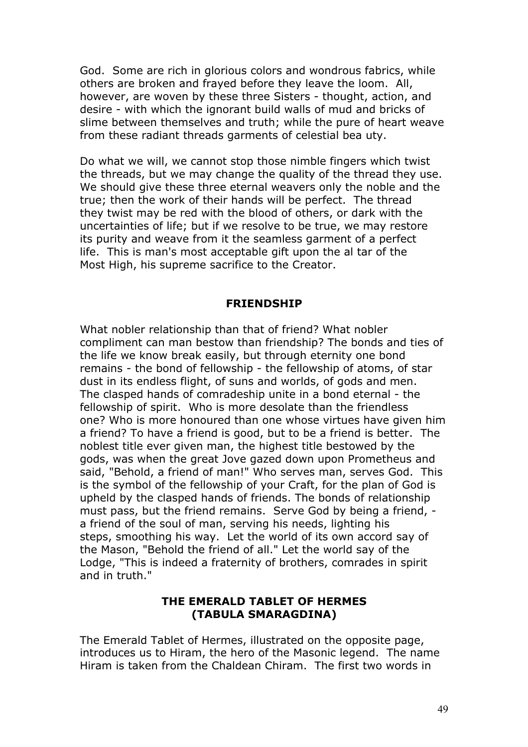God. Some are rich in glorious colors and wondrous fabrics, while others are broken and frayed before they leave the loom. All, however, are woven by these three Sisters - thought, action, and desire - with which the ignorant build walls of mud and bricks of slime between themselves and truth; while the pure of heart weave from these radiant threads garments of celestial bea uty.

Do what we will, we cannot stop those nimble fingers which twist the threads, but we may change the quality of the thread they use. We should give these three eternal weavers only the noble and the true; then the work of their hands will be perfect. The thread they twist may be red with the blood of others, or dark with the uncertainties of life; but if we resolve to be true, we may restore its purity and weave from it the seamless garment of a perfect life. This is man's most acceptable gift upon the al tar of the Most High, his supreme sacrifice to the Creator.

## FRIENDSHIP

What nobler relationship than that of friend? What nobler compliment can man bestow than friendship? The bonds and ties of the life we know break easily, but through eternity one bond remains - the bond of fellowship - the fellowship of atoms, of star dust in its endless flight, of suns and worlds, of gods and men. The clasped hands of comradeship unite in a bond eternal - the fellowship of spirit. Who is more desolate than the friendless one? Who is more honoured than one whose virtues have given him a friend? To have a friend is good, but to be a friend is better. The noblest title ever given man, the highest title bestowed by the gods, was when the great Jove gazed down upon Prometheus and said, "Behold, a friend of man!" Who serves man, serves God. This is the symbol of the fellowship of your Craft, for the plan of God is upheld by the clasped hands of friends. The bonds of relationship must pass, but the friend remains. Serve God by being a friend, - a friend of the soul of man, serving his needs, lighting his steps, smoothing his way. Let the world of its own accord say of the Mason, "Behold the friend of all." Let the world say of the Lodge, "This is indeed a fraternity of brothers, comrades in spirit and in truth."

## THE EMERALD TABLET OF HERMES (TABULA SMARAGDINA)

The Emerald Tablet of Hermes, illustrated on the opposite page, introduces us to Hiram, the hero of the Masonic legend. The name Hiram is taken from the Chaldean Chiram. The first two words in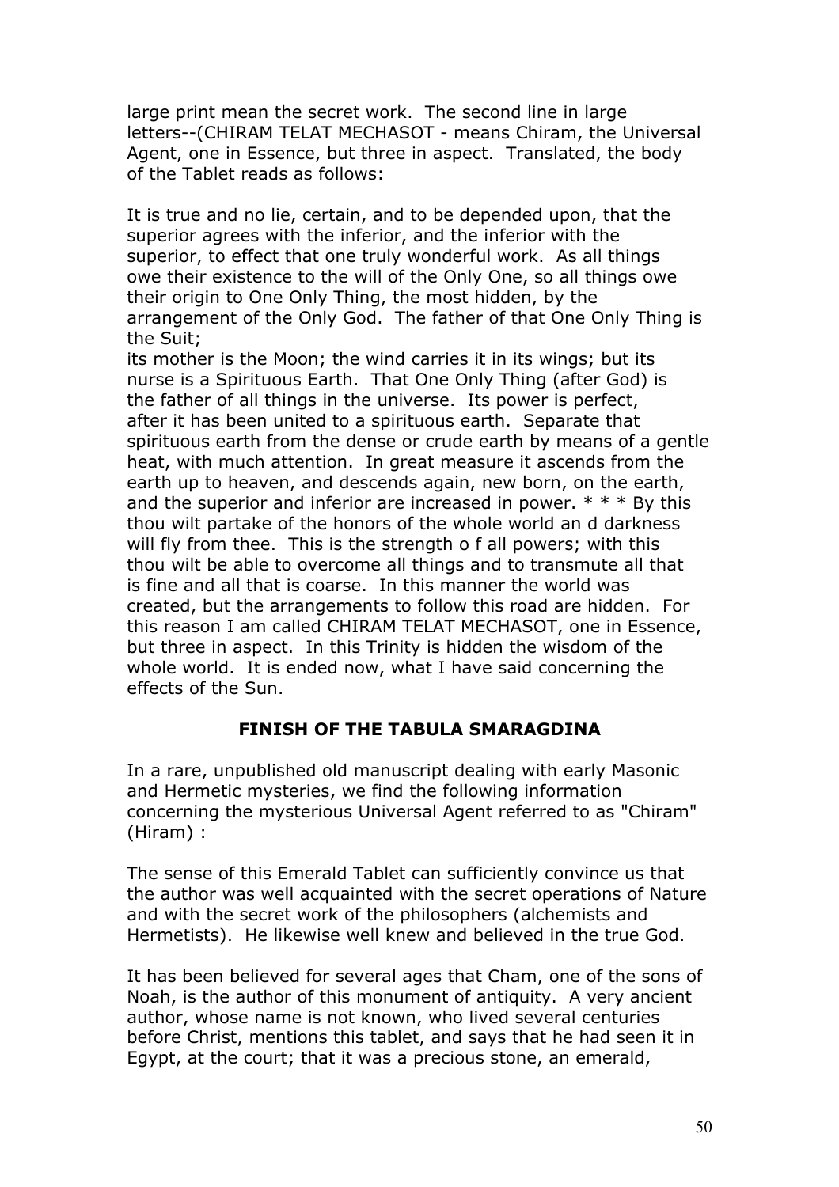large print mean the secret work. The second line in large letters--(CHIRAM TELAT MECHASOT - means Chiram, the Universal Agent, one in Essence, but three in aspect. Translated, the body of the Tablet reads as follows:

It is true and no lie, certain, and to be depended upon, that the superior agrees with the inferior, and the inferior with the superior, to effect that one truly wonderful work. As all things owe their existence to the will of the Only One, so all things owe their origin to One Only Thing, the most hidden, by the arrangement of the Only God. The father of that One Only Thing is the Suit;
its mother is the Moon; the wind carries it in its wings; but its nurse is a Spirituous Earth. That One Only Thing (after God) is the father of all things in the universe. Its power is perfect, after it has been united to a spirituous earth. Separate that spirituous earth from the dense or crude earth by means of a gentle heat, with much attention. In great measure it ascends from the earth up to heaven, and descends again, new born, on the earth, and the superior and inferior are increased in power. * * * By this thou wilt partake of the honors of the whole world an d darkness will fly from thee. This is the strength o f all powers; with this thou wilt be able to overcome all things and to transmute all that is fine and all that is coarse. In this manner the world was created, but the arrangements to follow this road are hidden. For this reason I am called CHIRAM TELAT MECHASOT, one in Essence, but three in aspect. In this Trinity is hidden the wisdom of the whole world. It is ended now, what I have said concerning the effects of the Sun.

**FINISH OF THE TABULA SMARAGDINA**

In a rare, unpublished old manuscript dealing with early Masonic and Hermetic mysteries, we find the following information concerning the mysterious Universal Agent referred to as "Chiram" (Hiram) :

The sense of this Emerald Tablet can sufficiently convince us that the author was well acquainted with the secret operations of Nature and with the secret work of the philosophers (alchemists and Hermetists). He likewise well knew and believed in the true God.

It has been believed for several ages that Cham, one of the sons of Noah, is the author of this monument of antiquity. A very ancient author, whose name is not known, who lived several centuries before Christ, mentions this tablet, and says that he had seen it in Egypt, at the court; that it was a precious stone, an emerald,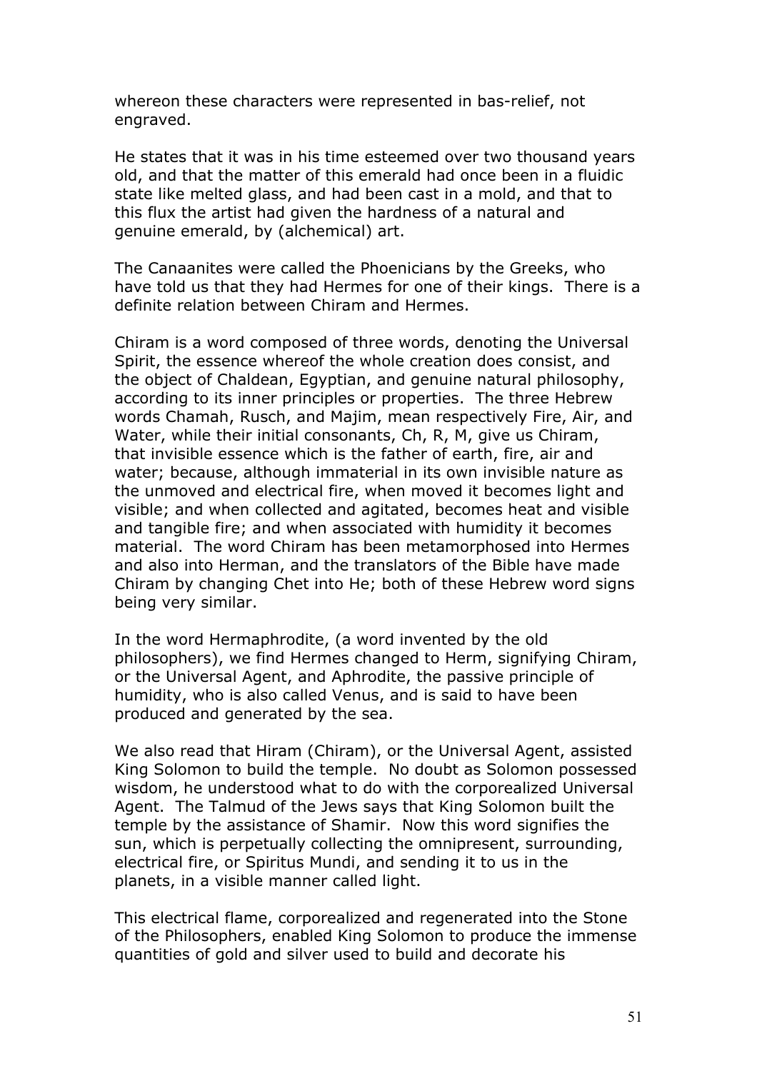whereon these characters were represented in bas-relief, not engraved.

He states that it was in his time esteemed over two thousand years old, and that the matter of this emerald had once been in a fluidic state like melted glass, and had been cast in a mold, and that to this flux the artist had given the hardness of a natural and genuine emerald, by (alchemical) art.

The Canaanites were called the Phoenicians by the Greeks, who have told us that they had Hermes for one of their kings. There is a definite relation between Chiram and Hermes.

Chiram is a word composed of three words, denoting the Universal Spirit, the essence whereof the whole creation does consist, and the object of Chaldean, Egyptian, and genuine natural philosophy, according to its inner principles or properties. The three Hebrew words Chamah, Rusch, and Majim, mean respectively Fire, Air, and Water, while their initial consonants, Ch, R, M, give us Chiram, that invisible essence which is the father of earth, fire, air and water; because, although immaterial in its own invisible nature as the unmoved and electrical fire, when moved it becomes light and visible; and when collected and agitated, becomes heat and visible and tangible fire; and when associated with humidity it becomes material. The word Chiram has been metamorphosed into Hermes and also into Herman, and the translators of the Bible have made Chiram by changing Chet into He; both of these Hebrew word signs being very similar.

In the word Hermaphrodite, (a word invented by the old philosophers), we find Hermes changed to Herm, signifying Chiram, or the Universal Agent, and Aphrodite, the passive principle of humidity, who is also called Venus, and is said to have been produced and generated by the sea.

We also read that Hiram (Chiram), or the Universal Agent, assisted King Solomon to build the temple. No doubt as Solomon possessed wisdom, he understood what to do with the corporealized Universal Agent. The Talmud of the Jews says that King Solomon built the temple by the assistance of Shamir. Now this word signifies the sun, which is perpetually collecting the omnipresent, surrounding, electrical fire, or Spiritus Mundi, and sending it to us in the planets, in a visible manner called light.

This electrical flame, corporealized and regenerated into the Stone of the Philosophers, enabled King Solomon to produce the immense quantities of gold and silver used to build and decorate his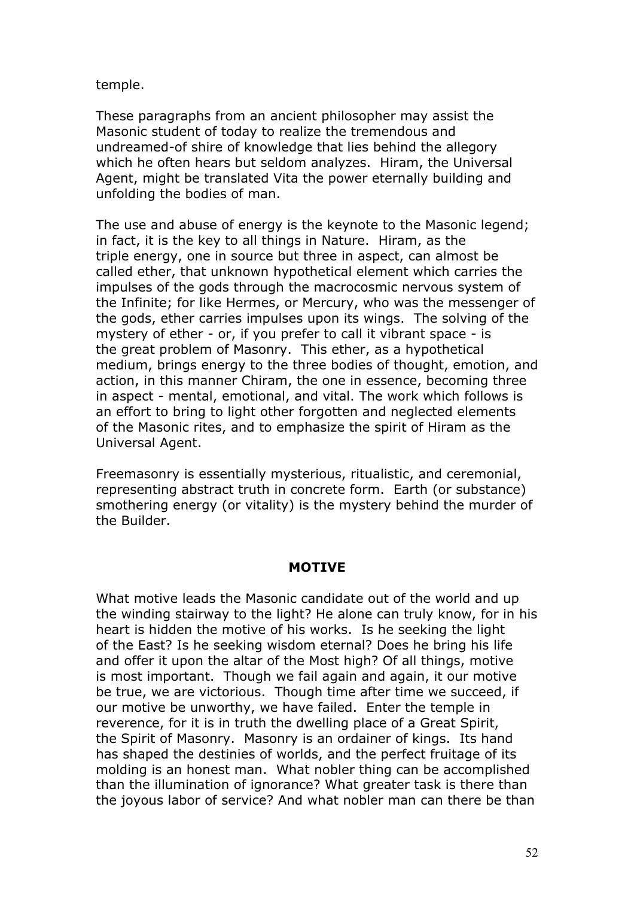temple.

These paragraphs from an ancient philosopher may assist the Masonic student of today to realize the tremendous and undreamed-of shire of knowledge that lies behind the allegory which he often hears but seldom analyzes. Hiram, the Universal Agent, might be translated Vita the power eternally building and unfolding the bodies of man.

The use and abuse of energy is the keynote to the Masonic legend; in fact, it is the key to all things in Nature. Hiram, as the triple energy, one in source but three in aspect, can almost be called ether, that unknown hypothetical element which carries the impulses of the gods through the macrocosmic nervous system of the Infinite; for like Hermes, or Mercury, who was the messenger of the gods, ether carries impulses upon its wings. The solving of the mystery of ether - or, if you prefer to call it vibrant space - is the great problem of Masonry. This ether, as a hypothetical medium, brings energy to the three bodies of thought, emotion, and action, in this manner Chiram, the one in essence, becoming three in aspect - mental, emotional, and vital. The work which follows is an effort to bring to light other forgotten and neglected elements of the Masonic rites, and to emphasize the spirit of Hiram as the Universal Agent.

Freemasonry is essentially mysterious, ritualistic, and ceremonial, representing abstract truth in concrete form. Earth (or substance) smothering energy (or vitality) is the mystery behind the murder of the Builder.

## MOTIVE

What motive leads the Masonic candidate out of the world and up the winding stairway to the light? He alone can truly know, for in his heart is hidden the motive of his works. Is he seeking the light of the East? Is he seeking wisdom eternal? Does he bring his life and offer it upon the altar of the Most high? Of all things, motive is most important. Though we fail again and again, it our motive be true, we are victorious. Though time after time we succeed, if our motive be unworthy, we have failed. Enter the temple in reverence, for it is in truth the dwelling place of a Great Spirit, the Spirit of Masonry. Masonry is an ordainer of kings. Its hand has shaped the destinies of worlds, and the perfect fruitage of its molding is an honest man. What nobler thing can be accomplished than the illumination of ignorance? What greater task is there than the joyous labor of service? And what nobler man can there be than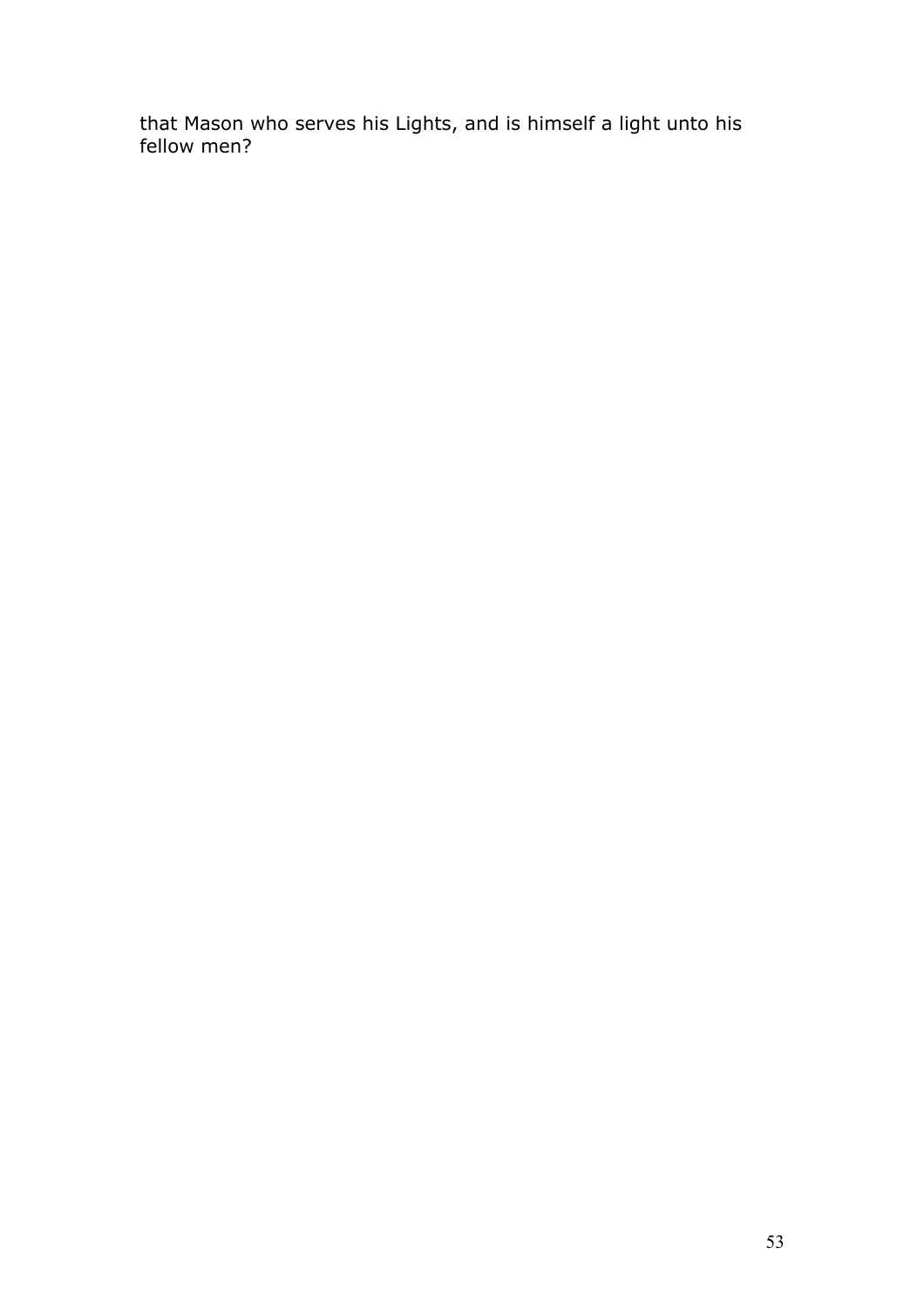that Mason who serves his Lights, and is himself a light unto his fellow men?